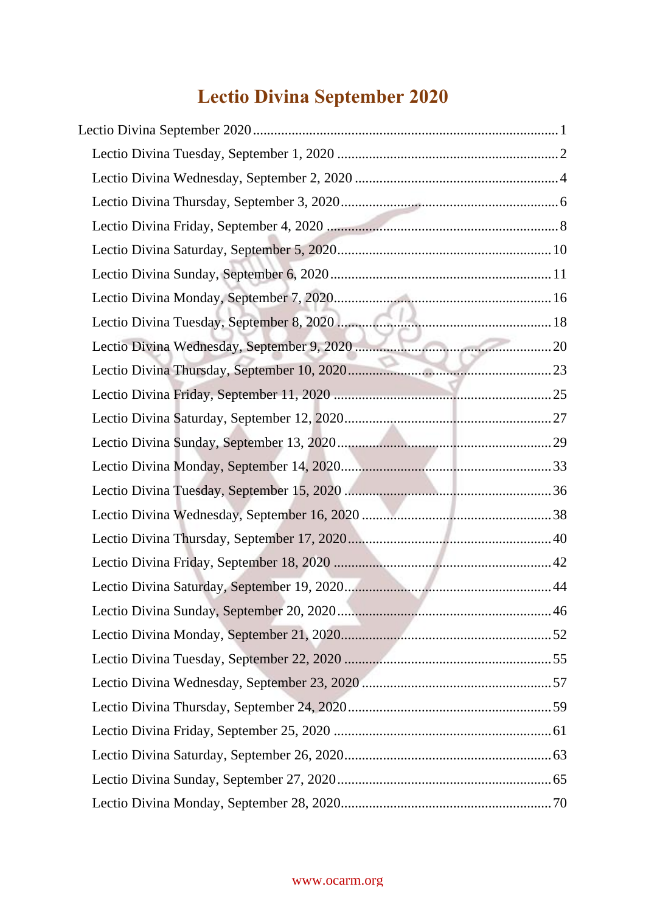# Lectio Divina September 2020

Lectio Divina September 2020 ........ 1

- Lectio Divina Tuesday, September 1, 2020 ........ 2
- Lectio Divina Wednesday, September 2, 2020 ........ 4
- Lectio Divina Thursday, September 3, 2020 ........ 6
- Lectio Divina Friday, September 4, 2020 ........ 8
- Lectio Divina Saturday, September 5, 2020 ........ 10
- Lectio Divina Sunday, September 6, 2020 ........ 11
- Lectio Divina Monday, September 7, 2020 ........ 16
- Lectio Divina Tuesday, September 8, 2020 ........ 18
- Lectio Divina Wednesday, September 9, 2020 ........ 20
- Lectio Divina Thursday, September 10, 2020 ........ 23
- Lectio Divina Friday, September 11, 2020 ........ 25
- Lectio Divina Saturday, September 12, 2020 ........ 27
- Lectio Divina Sunday, September 13, 2020 ........ 29
- Lectio Divina Monday, September 14, 2020 ........ 33
- Lectio Divina Tuesday, September 15, 2020 ........ 36
- Lectio Divina Wednesday, September 16, 2020 ........ 38
- Lectio Divina Thursday, September 17, 2020 ........ 40
- Lectio Divina Friday, September 18, 2020 ........ 42
- Lectio Divina Saturday, September 19, 2020 ........ 44
- Lectio Divina Sunday, September 20, 2020 ........ 46
- Lectio Divina Monday, September 21, 2020 ........ 52
- Lectio Divina Tuesday, September 22, 2020 ........ 55
- Lectio Divina Wednesday, September 23, 2020 ........ 57
- Lectio Divina Thursday, September 24, 2020 ........ 59
- Lectio Divina Friday, September 25, 2020 ........ 61
- Lectio Divina Saturday, September 26, 2020 ........ 63
- Lectio Divina Sunday, September 27, 2020 ........ 65
- Lectio Divina Monday, September 28, 2020 ........ 70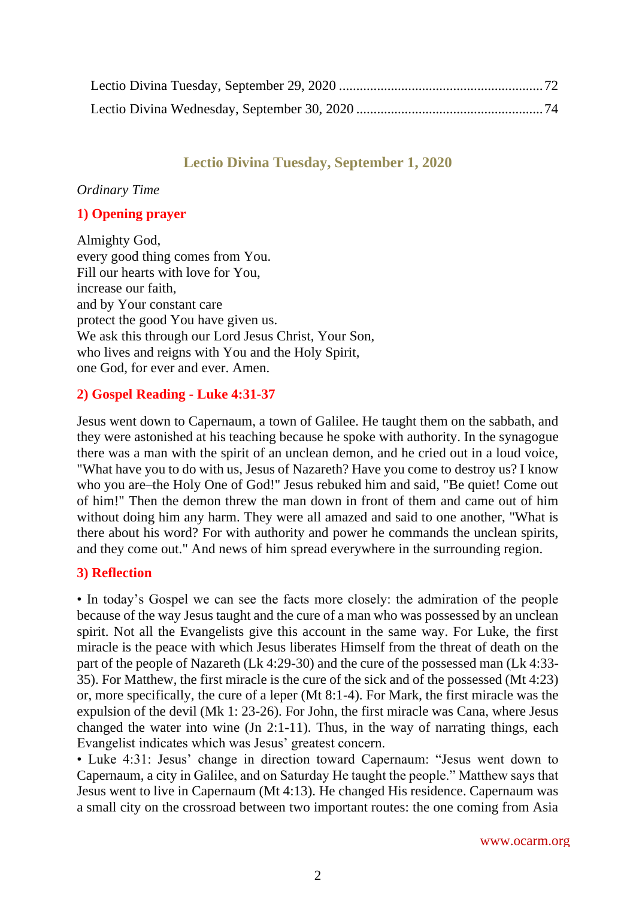Lectio Divina Tuesday, September 29, 2020 .......................................................... 72

Lectio Divina Wednesday, September 30, 2020 ..................................................... 74

## Lectio Divina Tuesday, September 1, 2020

*Ordinary Time*

### 1) Opening prayer

Almighty God,  
every good thing comes from You.  
Fill our hearts with love for You,  
increase our faith,  
and by Your constant care  
protect the good You have given us.  
We ask this through our Lord Jesus Christ, Your Son,  
who lives and reigns with You and the Holy Spirit,  
one God, for ever and ever. Amen.

### 2) Gospel Reading - Luke 4:31-37

Jesus went down to Capernaum, a town of Galilee. He taught them on the sabbath, and they were astonished at his teaching because he spoke with authority. In the synagogue there was a man with the spirit of an unclean demon, and he cried out in a loud voice, "What have you to do with us, Jesus of Nazareth? Have you come to destroy us? I know who you are–the Holy One of God!" Jesus rebuked him and said, "Be quiet! Come out of him!" Then the demon threw the man down in front of them and came out of him without doing him any harm. They were all amazed and said to one another, "What is there about his word? For with authority and power he commands the unclean spirits, and they come out." And news of him spread everywhere in the surrounding region.

### 3) Reflection

• In today's Gospel we can see the facts more closely: the admiration of the people because of the way Jesus taught and the cure of a man who was possessed by an unclean spirit. Not all the Evangelists give this account in the same way. For Luke, the first miracle is the peace with which Jesus liberates Himself from the threat of death on the part of the people of Nazareth (Lk 4:29-30) and the cure of the possessed man (Lk 4:33-35). For Matthew, the first miracle is the cure of the sick and of the possessed (Mt 4:23) or, more specifically, the cure of a leper (Mt 8:1-4). For Mark, the first miracle was the expulsion of the devil (Mk 1: 23-26). For John, the first miracle was Cana, where Jesus changed the water into wine (Jn 2:1-11). Thus, in the way of narrating things, each Evangelist indicates which was Jesus' greatest concern.

• Luke 4:31: Jesus' change in direction toward Capernaum: "Jesus went down to Capernaum, a city in Galilee, and on Saturday He taught the people." Matthew says that Jesus went to live in Capernaum (Mt 4:13). He changed His residence. Capernaum was a small city on the crossroad between two important routes: the one coming from Asia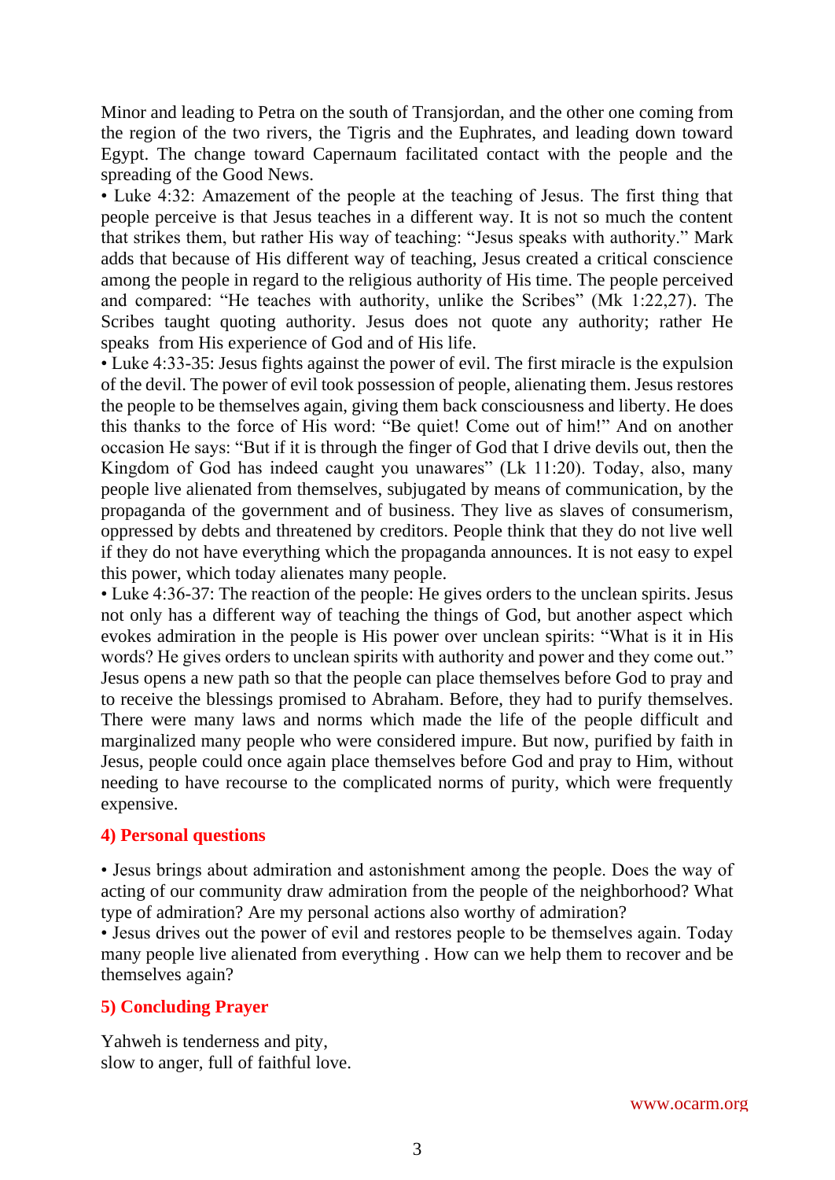Minor and leading to Petra on the south of Transjordan, and the other one coming from the region of the two rivers, the Tigris and the Euphrates, and leading down toward Egypt. The change toward Capernaum facilitated contact with the people and the spreading of the Good News.

• Luke 4:32: Amazement of the people at the teaching of Jesus. The first thing that people perceive is that Jesus teaches in a different way. It is not so much the content that strikes them, but rather His way of teaching: "Jesus speaks with authority." Mark adds that because of His different way of teaching, Jesus created a critical conscience among the people in regard to the religious authority of His time. The people perceived and compared: "He teaches with authority, unlike the Scribes" (Mk 1:22,27). The Scribes taught quoting authority. Jesus does not quote any authority; rather He speaks from His experience of God and of His life.

• Luke 4:33-35: Jesus fights against the power of evil. The first miracle is the expulsion of the devil. The power of evil took possession of people, alienating them. Jesus restores the people to be themselves again, giving them back consciousness and liberty. He does this thanks to the force of His word: "Be quiet! Come out of him!" And on another occasion He says: "But if it is through the finger of God that I drive devils out, then the Kingdom of God has indeed caught you unawares" (Lk 11:20). Today, also, many people live alienated from themselves, subjugated by means of communication, by the propaganda of the government and of business. They live as slaves of consumerism, oppressed by debts and threatened by creditors. People think that they do not live well if they do not have everything which the propaganda announces. It is not easy to expel this power, which today alienates many people.

• Luke 4:36-37: The reaction of the people: He gives orders to the unclean spirits. Jesus not only has a different way of teaching the things of God, but another aspect which evokes admiration in the people is His power over unclean spirits: "What is it in His words? He gives orders to unclean spirits with authority and power and they come out." Jesus opens a new path so that the people can place themselves before God to pray and to receive the blessings promised to Abraham. Before, they had to purify themselves. There were many laws and norms which made the life of the people difficult and marginalized many people who were considered impure. But now, purified by faith in Jesus, people could once again place themselves before God and pray to Him, without needing to have recourse to the complicated norms of purity, which were frequently expensive.

## 4) Personal questions

• Jesus brings about admiration and astonishment among the people. Does the way of acting of our community draw admiration from the people of the neighborhood? What type of admiration? Are my personal actions also worthy of admiration?

• Jesus drives out the power of evil and restores people to be themselves again. Today many people live alienated from everything . How can we help them to recover and be themselves again?

## 5) Concluding Prayer

Yahweh is tenderness and pity,
slow to anger, full of faithful love.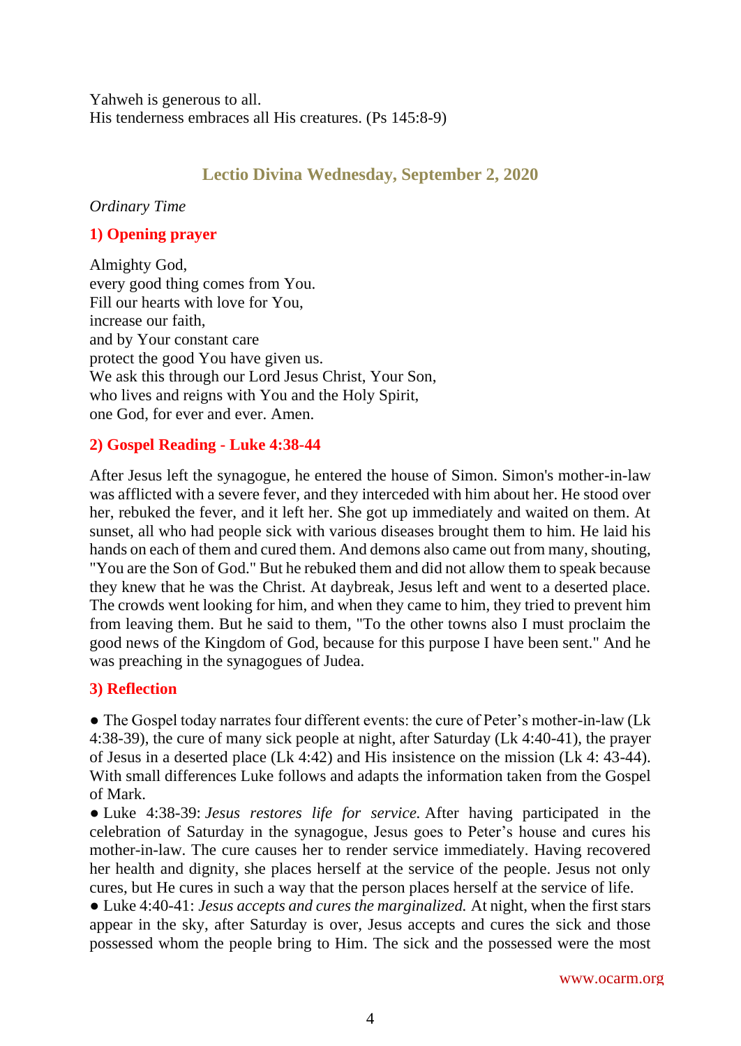Yahweh is generous to all.
His tenderness embraces all His creatures. (Ps 145:8-9)

## Lectio Divina Wednesday, September 2, 2020

*Ordinary Time*

### 1) Opening prayer

Almighty God,
every good thing comes from You.
Fill our hearts with love for You,
increase our faith,
and by Your constant care
protect the good You have given us.
We ask this through our Lord Jesus Christ, Your Son,
who lives and reigns with You and the Holy Spirit,
one God, for ever and ever. Amen.

### 2) Gospel Reading - Luke 4:38-44

After Jesus left the synagogue, he entered the house of Simon. Simon's mother-in-law was afflicted with a severe fever, and they interceded with him about her. He stood over her, rebuked the fever, and it left her. She got up immediately and waited on them. At sunset, all who had people sick with various diseases brought them to him. He laid his hands on each of them and cured them. And demons also came out from many, shouting, "You are the Son of God." But he rebuked them and did not allow them to speak because they knew that he was the Christ. At daybreak, Jesus left and went to a deserted place. The crowds went looking for him, and when they came to him, they tried to prevent him from leaving them. But he said to them, "To the other towns also I must proclaim the good news of the Kingdom of God, because for this purpose I have been sent." And he was preaching in the synagogues of Judea.

### 3) Reflection

● The Gospel today narrates four different events: the cure of Peter's mother-in-law (Lk 4:38-39), the cure of many sick people at night, after Saturday (Lk 4:40-41), the prayer of Jesus in a deserted place (Lk 4:42) and His insistence on the mission (Lk 4: 43-44). With small differences Luke follows and adapts the information taken from the Gospel of Mark.

● Luke 4:38-39: *Jesus restores life for service.* After having participated in the celebration of Saturday in the synagogue, Jesus goes to Peter's house and cures his mother-in-law. The cure causes her to render service immediately. Having recovered her health and dignity, she places herself at the service of the people. Jesus not only cures, but He cures in such a way that the person places herself at the service of life.

● Luke 4:40-41: *Jesus accepts and cures the marginalized.* At night, when the first stars appear in the sky, after Saturday is over, Jesus accepts and cures the sick and those possessed whom the people bring to Him. The sick and the possessed were the most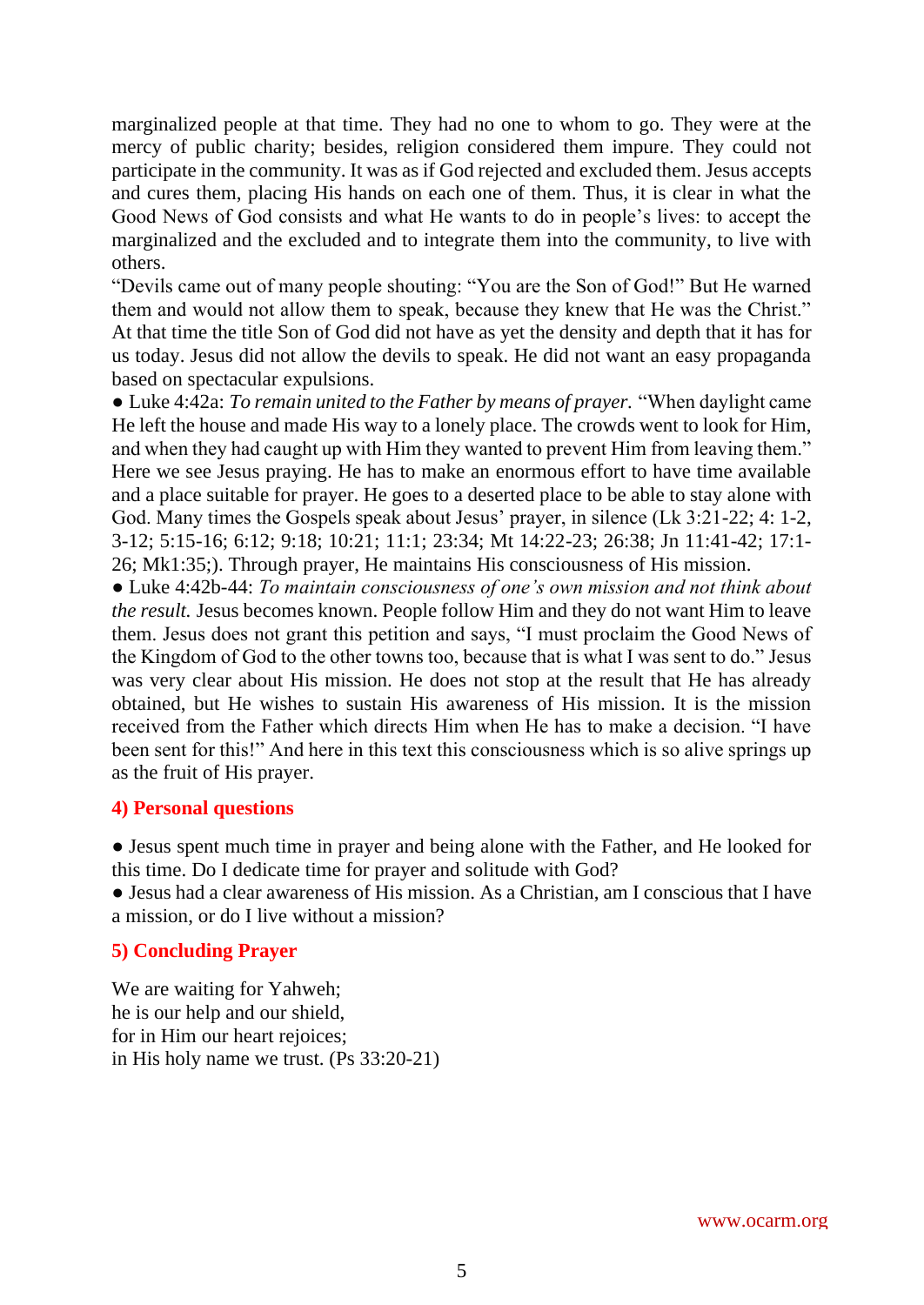marginalized people at that time. They had no one to whom to go. They were at the mercy of public charity; besides, religion considered them impure. They could not participate in the community. It was as if God rejected and excluded them. Jesus accepts and cures them, placing His hands on each one of them. Thus, it is clear in what the Good News of God consists and what He wants to do in people's lives: to accept the marginalized and the excluded and to integrate them into the community, to live with others.

"Devils came out of many people shouting: "You are the Son of God!" But He warned them and would not allow them to speak, because they knew that He was the Christ." At that time the title Son of God did not have as yet the density and depth that it has for us today. Jesus did not allow the devils to speak. He did not want an easy propaganda based on spectacular expulsions.

● Luke 4:42a: *To remain united to the Father by means of prayer.* "When daylight came He left the house and made His way to a lonely place. The crowds went to look for Him, and when they had caught up with Him they wanted to prevent Him from leaving them." Here we see Jesus praying. He has to make an enormous effort to have time available and a place suitable for prayer. He goes to a deserted place to be able to stay alone with God. Many times the Gospels speak about Jesus' prayer, in silence (Lk 3:21-22; 4: 1-2, 3-12; 5:15-16; 6:12; 9:18; 10:21; 11:1; 23:34; Mt 14:22-23; 26:38; Jn 11:41-42; 17:1-26; Mk1:35;). Through prayer, He maintains His consciousness of His mission.

● Luke 4:42b-44: *To maintain consciousness of one's own mission and not think about the result.* Jesus becomes known. People follow Him and they do not want Him to leave them. Jesus does not grant this petition and says, "I must proclaim the Good News of the Kingdom of God to the other towns too, because that is what I was sent to do." Jesus was very clear about His mission. He does not stop at the result that He has already obtained, but He wishes to sustain His awareness of His mission. It is the mission received from the Father which directs Him when He has to make a decision. "I have been sent for this!" And here in this text this consciousness which is so alive springs up as the fruit of His prayer.

### 4) Personal questions

● Jesus spent much time in prayer and being alone with the Father, and He looked for this time. Do I dedicate time for prayer and solitude with God?

● Jesus had a clear awareness of His mission. As a Christian, am I conscious that I have a mission, or do I live without a mission?

### 5) Concluding Prayer

We are waiting for Yahweh;
he is our help and our shield,
for in Him our heart rejoices;
in His holy name we trust. (Ps 33:20-21)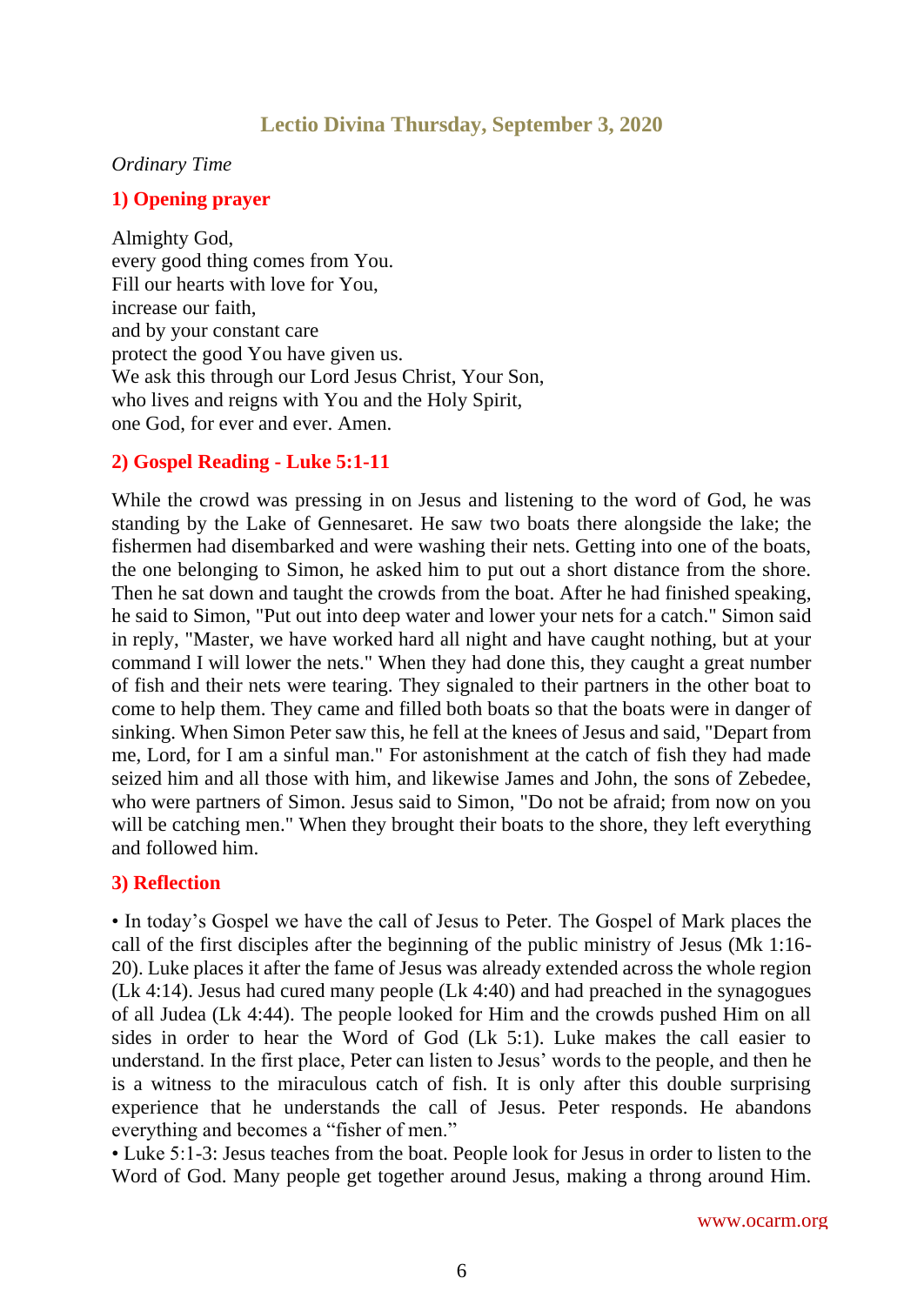## Lectio Divina Thursday, September 3, 2020

*Ordinary Time*

### 1) Opening prayer

Almighty God,  
every good thing comes from You.  
Fill our hearts with love for You,  
increase our faith,  
and by your constant care  
protect the good You have given us.  
We ask this through our Lord Jesus Christ, Your Son,  
who lives and reigns with You and the Holy Spirit,  
one God, for ever and ever. Amen.

### 2) Gospel Reading - Luke 5:1-11

While the crowd was pressing in on Jesus and listening to the word of God, he was standing by the Lake of Gennesaret. He saw two boats there alongside the lake; the fishermen had disembarked and were washing their nets. Getting into one of the boats, the one belonging to Simon, he asked him to put out a short distance from the shore. Then he sat down and taught the crowds from the boat. After he had finished speaking, he said to Simon, "Put out into deep water and lower your nets for a catch." Simon said in reply, "Master, we have worked hard all night and have caught nothing, but at your command I will lower the nets." When they had done this, they caught a great number of fish and their nets were tearing. They signaled to their partners in the other boat to come to help them. They came and filled both boats so that the boats were in danger of sinking. When Simon Peter saw this, he fell at the knees of Jesus and said, "Depart from me, Lord, for I am a sinful man." For astonishment at the catch of fish they had made seized him and all those with him, and likewise James and John, the sons of Zebedee, who were partners of Simon. Jesus said to Simon, "Do not be afraid; from now on you will be catching men." When they brought their boats to the shore, they left everything and followed him.

### 3) Reflection

• In today's Gospel we have the call of Jesus to Peter. The Gospel of Mark places the call of the first disciples after the beginning of the public ministry of Jesus (Mk 1:16-20). Luke places it after the fame of Jesus was already extended across the whole region (Lk 4:14). Jesus had cured many people (Lk 4:40) and had preached in the synagogues of all Judea (Lk 4:44). The people looked for Him and the crowds pushed Him on all sides in order to hear the Word of God (Lk 5:1). Luke makes the call easier to understand. In the first place, Peter can listen to Jesus' words to the people, and then he is a witness to the miraculous catch of fish. It is only after this double surprising experience that he understands the call of Jesus. Peter responds. He abandons everything and becomes a "fisher of men."

• Luke 5:1-3: Jesus teaches from the boat. People look for Jesus in order to listen to the Word of God. Many people get together around Jesus, making a throng around Him.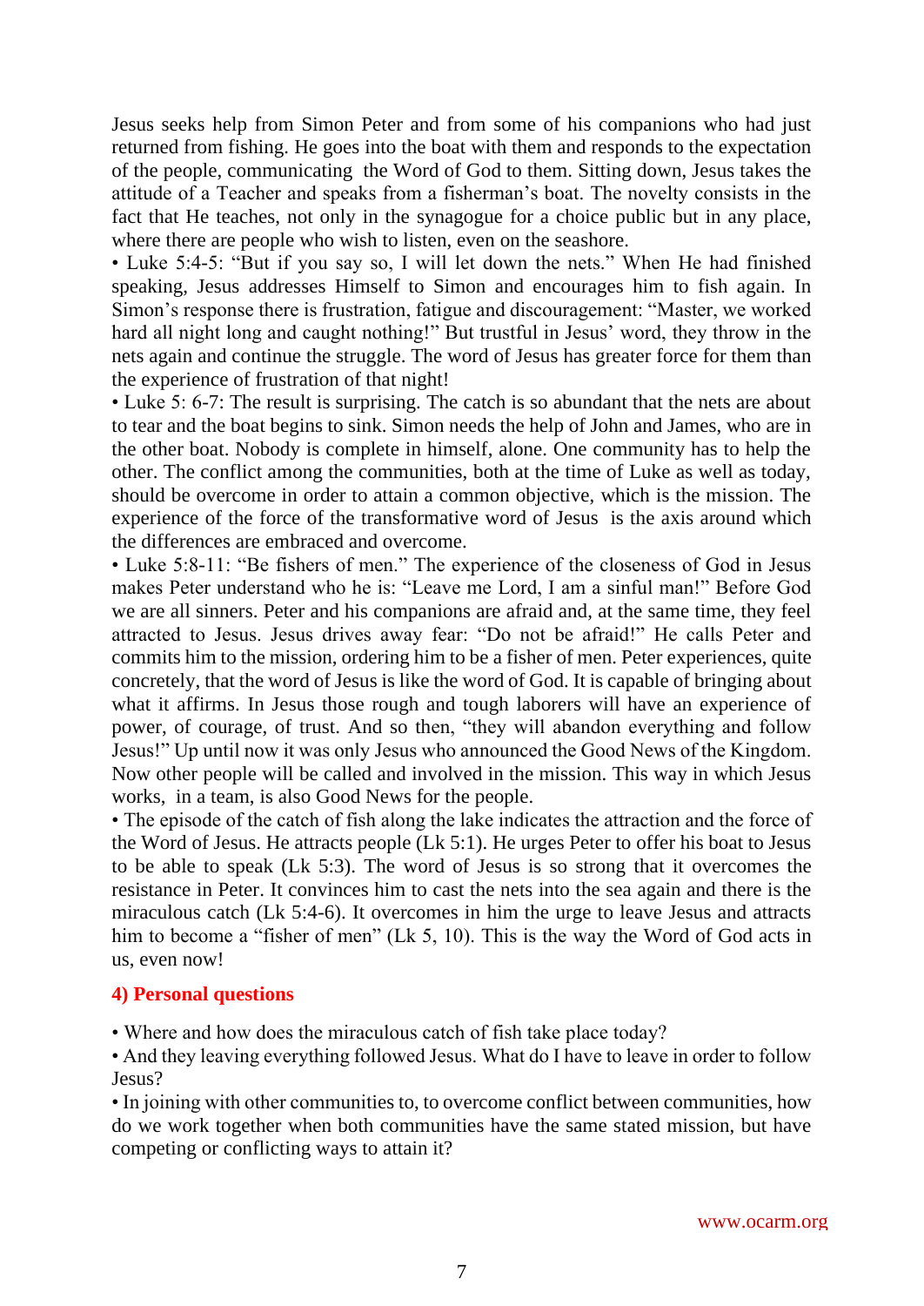Jesus seeks help from Simon Peter and from some of his companions who had just returned from fishing. He goes into the boat with them and responds to the expectation of the people, communicating the Word of God to them. Sitting down, Jesus takes the attitude of a Teacher and speaks from a fisherman's boat. The novelty consists in the fact that He teaches, not only in the synagogue for a choice public but in any place, where there are people who wish to listen, even on the seashore.

• Luke 5:4-5: "But if you say so, I will let down the nets." When He had finished speaking, Jesus addresses Himself to Simon and encourages him to fish again. In Simon's response there is frustration, fatigue and discouragement: "Master, we worked hard all night long and caught nothing!" But trustful in Jesus' word, they throw in the nets again and continue the struggle. The word of Jesus has greater force for them than the experience of frustration of that night!

• Luke 5: 6-7: The result is surprising. The catch is so abundant that the nets are about to tear and the boat begins to sink. Simon needs the help of John and James, who are in the other boat. Nobody is complete in himself, alone. One community has to help the other. The conflict among the communities, both at the time of Luke as well as today, should be overcome in order to attain a common objective, which is the mission. The experience of the force of the transformative word of Jesus is the axis around which the differences are embraced and overcome.

• Luke 5:8-11: "Be fishers of men." The experience of the closeness of God in Jesus makes Peter understand who he is: "Leave me Lord, I am a sinful man!" Before God we are all sinners. Peter and his companions are afraid and, at the same time, they feel attracted to Jesus. Jesus drives away fear: "Do not be afraid!" He calls Peter and commits him to the mission, ordering him to be a fisher of men. Peter experiences, quite concretely, that the word of Jesus is like the word of God. It is capable of bringing about what it affirms. In Jesus those rough and tough laborers will have an experience of power, of courage, of trust. And so then, "they will abandon everything and follow Jesus!" Up until now it was only Jesus who announced the Good News of the Kingdom. Now other people will be called and involved in the mission. This way in which Jesus works, in a team, is also Good News for the people.

• The episode of the catch of fish along the lake indicates the attraction and the force of the Word of Jesus. He attracts people (Lk 5:1). He urges Peter to offer his boat to Jesus to be able to speak (Lk 5:3). The word of Jesus is so strong that it overcomes the resistance in Peter. It convinces him to cast the nets into the sea again and there is the miraculous catch (Lk 5:4-6). It overcomes in him the urge to leave Jesus and attracts him to become a "fisher of men" (Lk 5, 10). This is the way the Word of God acts in us, even now!

## 4) Personal questions

• Where and how does the miraculous catch of fish take place today?

• And they leaving everything followed Jesus. What do I have to leave in order to follow Jesus?

• In joining with other communities to, to overcome conflict between communities, how do we work together when both communities have the same stated mission, but have competing or conflicting ways to attain it?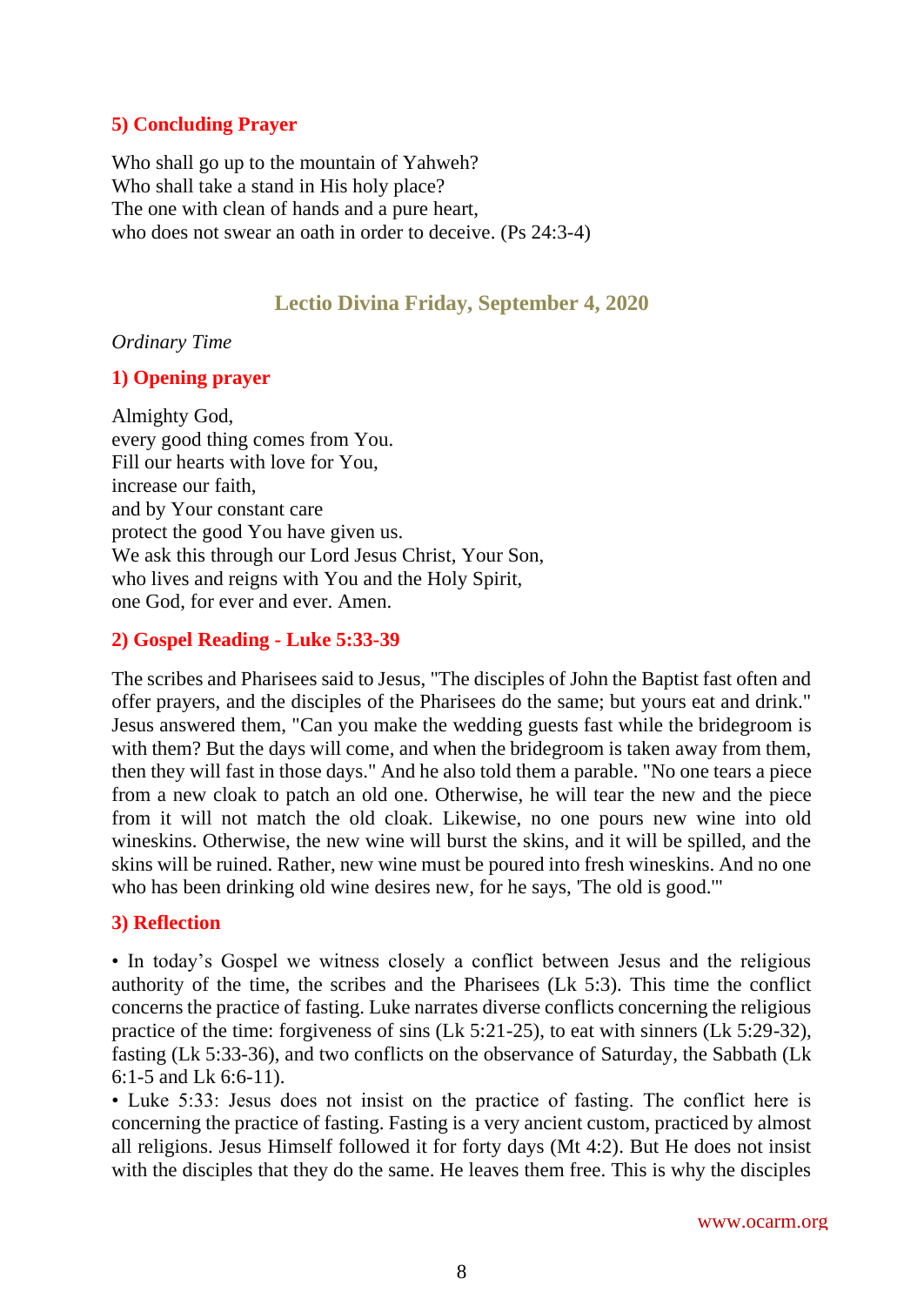### 5) Concluding Prayer

Who shall go up to the mountain of Yahweh?
Who shall take a stand in His holy place?
The one with clean of hands and a pure heart,
who does not swear an oath in order to deceive. (Ps 24:3-4)

## Lectio Divina Friday, September 4, 2020

*Ordinary Time*

### 1) Opening prayer

Almighty God,
every good thing comes from You.
Fill our hearts with love for You,
increase our faith,
and by Your constant care
protect the good You have given us.
We ask this through our Lord Jesus Christ, Your Son,
who lives and reigns with You and the Holy Spirit,
one God, for ever and ever. Amen.

### 2) Gospel Reading - Luke 5:33-39

The scribes and Pharisees said to Jesus, "The disciples of John the Baptist fast often and offer prayers, and the disciples of the Pharisees do the same; but yours eat and drink." Jesus answered them, "Can you make the wedding guests fast while the bridegroom is with them? But the days will come, and when the bridegroom is taken away from them, then they will fast in those days." And he also told them a parable. "No one tears a piece from a new cloak to patch an old one. Otherwise, he will tear the new and the piece from it will not match the old cloak. Likewise, no one pours new wine into old wineskins. Otherwise, the new wine will burst the skins, and it will be spilled, and the skins will be ruined. Rather, new wine must be poured into fresh wineskins. And no one who has been drinking old wine desires new, for he says, 'The old is good.'"

### 3) Reflection

• In today's Gospel we witness closely a conflict between Jesus and the religious authority of the time, the scribes and the Pharisees (Lk 5:3). This time the conflict concerns the practice of fasting. Luke narrates diverse conflicts concerning the religious practice of the time: forgiveness of sins (Lk 5:21-25), to eat with sinners (Lk 5:29-32), fasting (Lk 5:33-36), and two conflicts on the observance of Saturday, the Sabbath (Lk 6:1-5 and Lk 6:6-11).

• Luke 5:33: Jesus does not insist on the practice of fasting. The conflict here is concerning the practice of fasting. Fasting is a very ancient custom, practiced by almost all religions. Jesus Himself followed it for forty days (Mt 4:2). But He does not insist with the disciples that they do the same. He leaves them free. This is why the disciples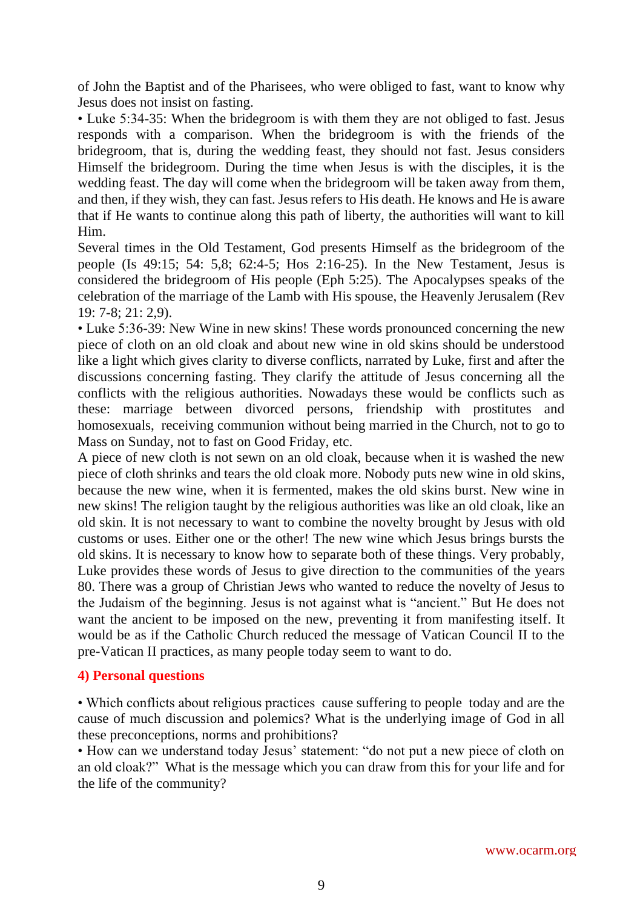of John the Baptist and of the Pharisees, who were obliged to fast, want to know why Jesus does not insist on fasting.

• Luke 5:34-35: When the bridegroom is with them they are not obliged to fast. Jesus responds with a comparison. When the bridegroom is with the friends of the bridegroom, that is, during the wedding feast, they should not fast. Jesus considers Himself the bridegroom. During the time when Jesus is with the disciples, it is the wedding feast. The day will come when the bridegroom will be taken away from them, and then, if they wish, they can fast. Jesus refers to His death. He knows and He is aware that if He wants to continue along this path of liberty, the authorities will want to kill Him.

Several times in the Old Testament, God presents Himself as the bridegroom of the people (Is 49:15; 54: 5,8; 62:4-5; Hos 2:16-25). In the New Testament, Jesus is considered the bridegroom of His people (Eph 5:25). The Apocalypses speaks of the celebration of the marriage of the Lamb with His spouse, the Heavenly Jerusalem (Rev 19: 7-8; 21: 2,9).

• Luke 5:36-39: New Wine in new skins! These words pronounced concerning the new piece of cloth on an old cloak and about new wine in old skins should be understood like a light which gives clarity to diverse conflicts, narrated by Luke, first and after the discussions concerning fasting. They clarify the attitude of Jesus concerning all the conflicts with the religious authorities. Nowadays these would be conflicts such as these: marriage between divorced persons, friendship with prostitutes and homosexuals, receiving communion without being married in the Church, not to go to Mass on Sunday, not to fast on Good Friday, etc.

A piece of new cloth is not sewn on an old cloak, because when it is washed the new piece of cloth shrinks and tears the old cloak more. Nobody puts new wine in old skins, because the new wine, when it is fermented, makes the old skins burst. New wine in new skins! The religion taught by the religious authorities was like an old cloak, like an old skin. It is not necessary to want to combine the novelty brought by Jesus with old customs or uses. Either one or the other! The new wine which Jesus brings bursts the old skins. It is necessary to know how to separate both of these things. Very probably, Luke provides these words of Jesus to give direction to the communities of the years 80. There was a group of Christian Jews who wanted to reduce the novelty of Jesus to the Judaism of the beginning. Jesus is not against what is "ancient." But He does not want the ancient to be imposed on the new, preventing it from manifesting itself. It would be as if the Catholic Church reduced the message of Vatican Council II to the pre-Vatican II practices, as many people today seem to want to do.

#### 4) Personal questions

• Which conflicts about religious practices cause suffering to people today and are the cause of much discussion and polemics? What is the underlying image of God in all these preconceptions, norms and prohibitions?

• How can we understand today Jesus' statement: "do not put a new piece of cloth on an old cloak?" What is the message which you can draw from this for your life and for the life of the community?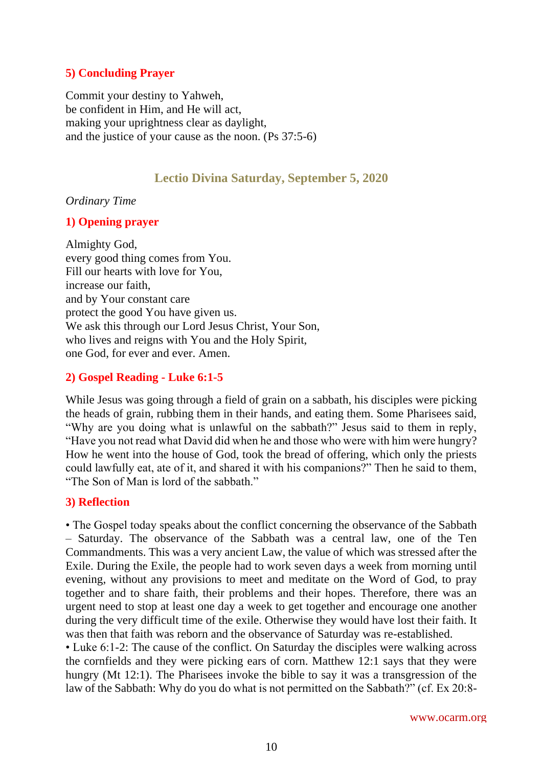### 5) Concluding Prayer

Commit your destiny to Yahweh,
be confident in Him, and He will act,
making your uprightness clear as daylight,
and the justice of your cause as the noon. (Ps 37:5-6)

## Lectio Divina Saturday, September 5, 2020

*Ordinary Time*

### 1) Opening prayer

Almighty God,
every good thing comes from You.
Fill our hearts with love for You,
increase our faith,
and by Your constant care
protect the good You have given us.
We ask this through our Lord Jesus Christ, Your Son,
who lives and reigns with You and the Holy Spirit,
one God, for ever and ever. Amen.

### 2) Gospel Reading - Luke 6:1-5

While Jesus was going through a field of grain on a sabbath, his disciples were picking the heads of grain, rubbing them in their hands, and eating them. Some Pharisees said, "Why are you doing what is unlawful on the sabbath?" Jesus said to them in reply, "Have you not read what David did when he and those who were with him were hungry? How he went into the house of God, took the bread of offering, which only the priests could lawfully eat, ate of it, and shared it with his companions?" Then he said to them, "The Son of Man is lord of the sabbath."

### 3) Reflection

• The Gospel today speaks about the conflict concerning the observance of the Sabbath – Saturday. The observance of the Sabbath was a central law, one of the Ten Commandments. This was a very ancient Law, the value of which was stressed after the Exile. During the Exile, the people had to work seven days a week from morning until evening, without any provisions to meet and meditate on the Word of God, to pray together and to share faith, their problems and their hopes. Therefore, there was an urgent need to stop at least one day a week to get together and encourage one another during the very difficult time of the exile. Otherwise they would have lost their faith. It was then that faith was reborn and the observance of Saturday was re-established.
• Luke 6:1-2: The cause of the conflict. On Saturday the disciples were walking across the cornfields and they were picking ears of corn. Matthew 12:1 says that they were hungry (Mt 12:1). The Pharisees invoke the bible to say it was a transgression of the law of the Sabbath: Why do you do what is not permitted on the Sabbath?" (cf. Ex 20:8-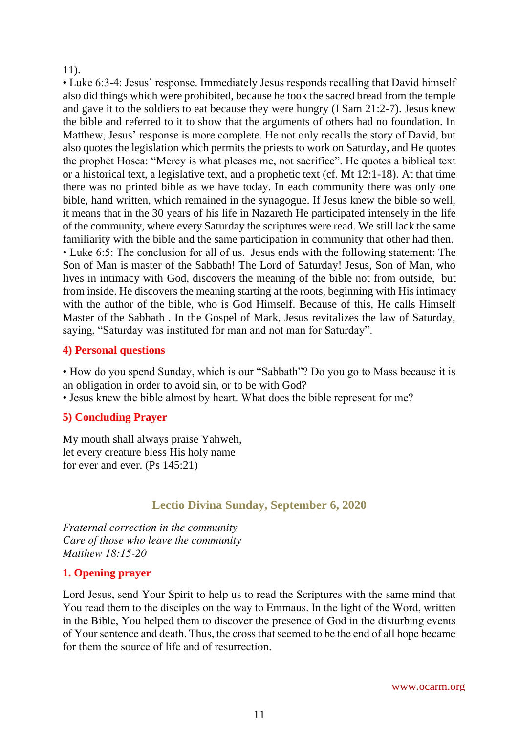11).

• Luke 6:3-4: Jesus' response. Immediately Jesus responds recalling that David himself also did things which were prohibited, because he took the sacred bread from the temple and gave it to the soldiers to eat because they were hungry (I Sam 21:2-7). Jesus knew the bible and referred to it to show that the arguments of others had no foundation. In Matthew, Jesus' response is more complete. He not only recalls the story of David, but also quotes the legislation which permits the priests to work on Saturday, and He quotes the prophet Hosea: "Mercy is what pleases me, not sacrifice". He quotes a biblical text or a historical text, a legislative text, and a prophetic text (cf. Mt 12:1-18). At that time there was no printed bible as we have today. In each community there was only one bible, hand written, which remained in the synagogue. If Jesus knew the bible so well, it means that in the 30 years of his life in Nazareth He participated intensely in the life of the community, where every Saturday the scriptures were read. We still lack the same familiarity with the bible and the same participation in community that other had then.

• Luke 6:5: The conclusion for all of us. Jesus ends with the following statement: The Son of Man is master of the Sabbath! The Lord of Saturday! Jesus, Son of Man, who lives in intimacy with God, discovers the meaning of the bible not from outside, but from inside. He discovers the meaning starting at the roots, beginning with His intimacy with the author of the bible, who is God Himself. Because of this, He calls Himself Master of the Sabbath . In the Gospel of Mark, Jesus revitalizes the law of Saturday, saying, "Saturday was instituted for man and not man for Saturday".

### 4) Personal questions

• How do you spend Sunday, which is our "Sabbath"? Do you go to Mass because it is an obligation in order to avoid sin, or to be with God?

• Jesus knew the bible almost by heart. What does the bible represent for me?

### 5) Concluding Prayer

My mouth shall always praise Yahweh,
let every creature bless His holy name
for ever and ever. (Ps 145:21)

## Lectio Divina Sunday, September 6, 2020

*Fraternal correction in the community*
*Care of those who leave the community*
*Matthew 18:15-20*

### 1. Opening prayer

Lord Jesus, send Your Spirit to help us to read the Scriptures with the same mind that You read them to the disciples on the way to Emmaus. In the light of the Word, written in the Bible, You helped them to discover the presence of God in the disturbing events of Your sentence and death. Thus, the cross that seemed to be the end of all hope became for them the source of life and of resurrection.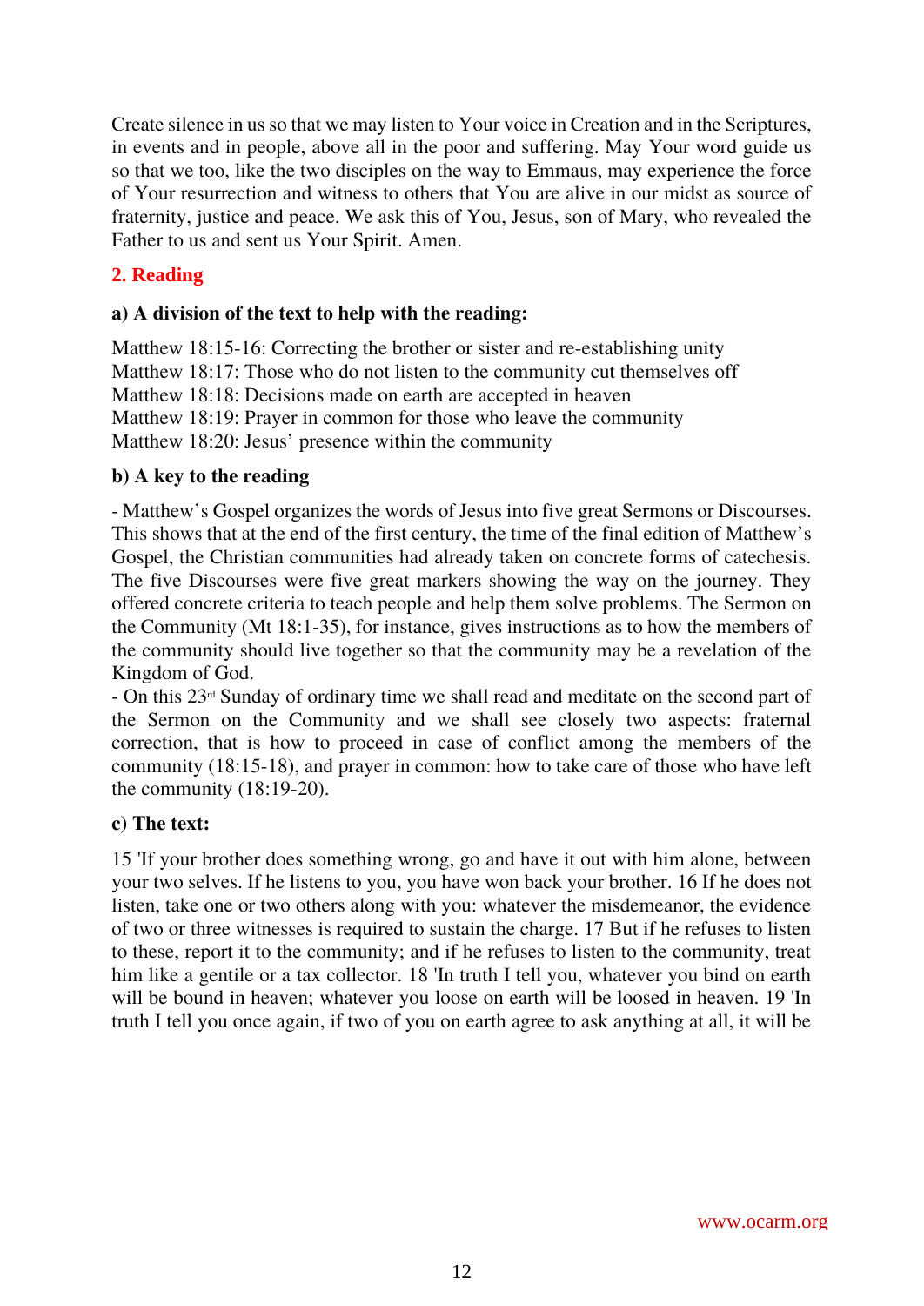Create silence in us so that we may listen to Your voice in Creation and in the Scriptures, in events and in people, above all in the poor and suffering. May Your word guide us so that we too, like the two disciples on the way to Emmaus, may experience the force of Your resurrection and witness to others that You are alive in our midst as source of fraternity, justice and peace. We ask this of You, Jesus, son of Mary, who revealed the Father to us and sent us Your Spirit. Amen.

## 2. Reading

### a) A division of the text to help with the reading:

Matthew 18:15-16: Correcting the brother or sister and re-establishing unity
Matthew 18:17: Those who do not listen to the community cut themselves off
Matthew 18:18: Decisions made on earth are accepted in heaven
Matthew 18:19: Prayer in common for those who leave the community
Matthew 18:20: Jesus' presence within the community

### b) A key to the reading

- Matthew's Gospel organizes the words of Jesus into five great Sermons or Discourses. This shows that at the end of the first century, the time of the final edition of Matthew's Gospel, the Christian communities had already taken on concrete forms of catechesis. The five Discourses were five great markers showing the way on the journey. They offered concrete criteria to teach people and help them solve problems. The Sermon on the Community (Mt 18:1-35), for instance, gives instructions as to how the members of the community should live together so that the community may be a revelation of the Kingdom of God.
- On this 23rd Sunday of ordinary time we shall read and meditate on the second part of the Sermon on the Community and we shall see closely two aspects: fraternal correction, that is how to proceed in case of conflict among the members of the community (18:15-18), and prayer in common: how to take care of those who have left the community (18:19-20).

### c) The text:

15 'If your brother does something wrong, go and have it out with him alone, between your two selves. If he listens to you, you have won back your brother. 16 If he does not listen, take one or two others along with you: whatever the misdemeanor, the evidence of two or three witnesses is required to sustain the charge. 17 But if he refuses to listen to these, report it to the community; and if he refuses to listen to the community, treat him like a gentile or a tax collector. 18 'In truth I tell you, whatever you bind on earth will be bound in heaven; whatever you loose on earth will be loosed in heaven. 19 'In truth I tell you once again, if two of you on earth agree to ask anything at all, it will be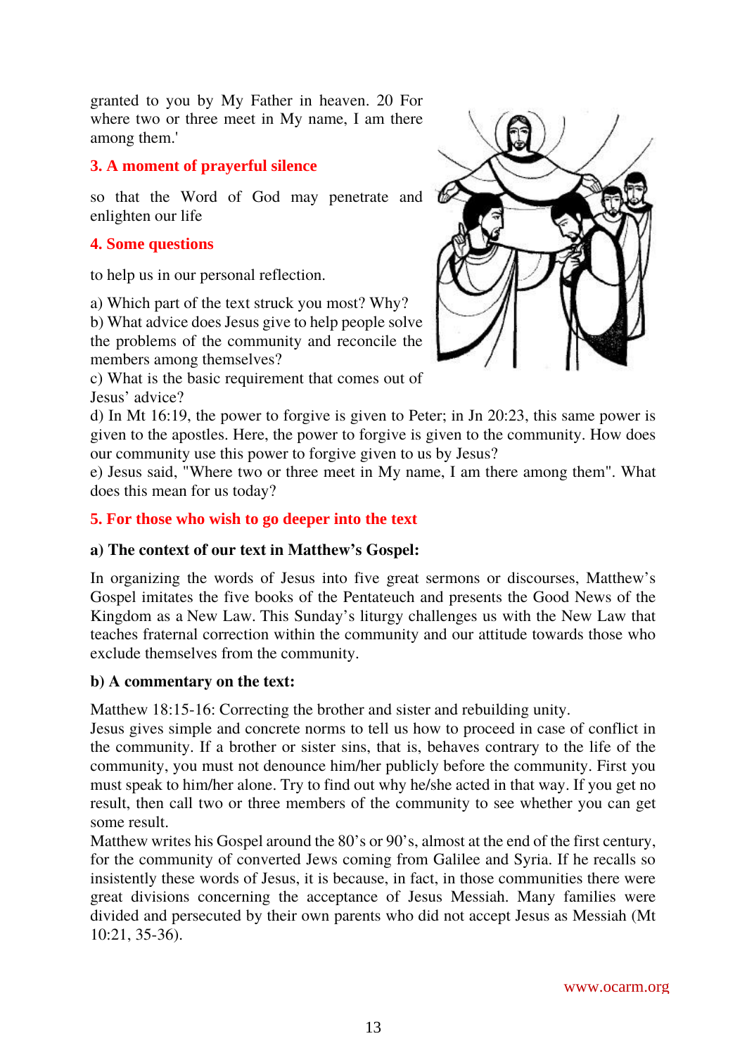granted to you by My Father in heaven. 20 For where two or three meet in My name, I am there among them.'

### 3. A moment of prayerful silence

so that the Word of God may penetrate and enlighten our life

### 4. Some questions

to help us in our personal reflection.

a) Which part of the text struck you most? Why?
b) What advice does Jesus give to help people solve the problems of the community and reconcile the members among themselves?
c) What is the basic requirement that comes out of Jesus' advice?
d) In Mt 16:19, the power to forgive is given to Peter; in Jn 20:23, this same power is given to the apostles. Here, the power to forgive is given to the community. How does our community use this power to forgive given to us by Jesus?
e) Jesus said, "Where two or three meet in My name, I am there among them". What does this mean for us today?

### 5. For those who wish to go deeper into the text

**a) The context of our text in Matthew's Gospel:**

In organizing the words of Jesus into five great sermons or discourses, Matthew's Gospel imitates the five books of the Pentateuch and presents the Good News of the Kingdom as a New Law. This Sunday's liturgy challenges us with the New Law that teaches fraternal correction within the community and our attitude towards those who exclude themselves from the community.

**b) A commentary on the text:**

Matthew 18:15-16: Correcting the brother and sister and rebuilding unity.
Jesus gives simple and concrete norms to tell us how to proceed in case of conflict in the community. If a brother or sister sins, that is, behaves contrary to the life of the community, you must not denounce him/her publicly before the community. First you must speak to him/her alone. Try to find out why he/she acted in that way. If you get no result, then call two or three members of the community to see whether you can get some result.
Matthew writes his Gospel around the 80's or 90's, almost at the end of the first century, for the community of converted Jews coming from Galilee and Syria. If he recalls so insistently these words of Jesus, it is because, in fact, in those communities there were great divisions concerning the acceptance of Jesus Messiah. Many families were divided and persecuted by their own parents who did not accept Jesus as Messiah (Mt 10:21, 35-36).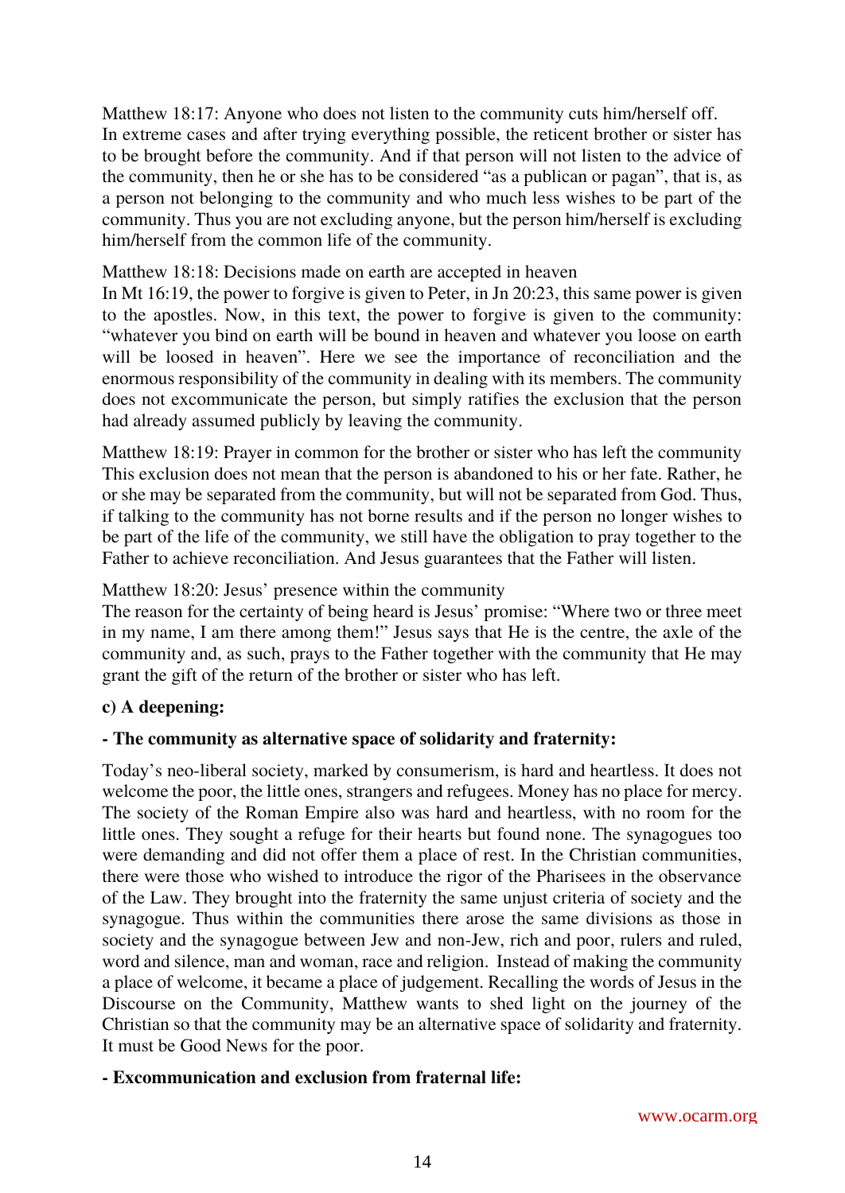Matthew 18:17: Anyone who does not listen to the community cuts him/herself off.
In extreme cases and after trying everything possible, the reticent brother or sister has to be brought before the community. And if that person will not listen to the advice of the community, then he or she has to be considered "as a publican or pagan", that is, as a person not belonging to the community and who much less wishes to be part of the community. Thus you are not excluding anyone, but the person him/herself is excluding him/herself from the common life of the community.

Matthew 18:18: Decisions made on earth are accepted in heaven
In Mt 16:19, the power to forgive is given to Peter, in Jn 20:23, this same power is given to the apostles. Now, in this text, the power to forgive is given to the community: "whatever you bind on earth will be bound in heaven and whatever you loose on earth will be loosed in heaven". Here we see the importance of reconciliation and the enormous responsibility of the community in dealing with its members. The community does not excommunicate the person, but simply ratifies the exclusion that the person had already assumed publicly by leaving the community.

Matthew 18:19: Prayer in common for the brother or sister who has left the community
This exclusion does not mean that the person is abandoned to his or her fate. Rather, he or she may be separated from the community, but will not be separated from God. Thus, if talking to the community has not borne results and if the person no longer wishes to be part of the life of the community, we still have the obligation to pray together to the Father to achieve reconciliation. And Jesus guarantees that the Father will listen.

Matthew 18:20: Jesus' presence within the community
The reason for the certainty of being heard is Jesus' promise: "Where two or three meet in my name, I am there among them!" Jesus says that He is the centre, the axle of the community and, as such, prays to the Father together with the community that He may grant the gift of the return of the brother or sister who has left.

**c) A deepening:**

**- The community as alternative space of solidarity and fraternity:**

Today's neo-liberal society, marked by consumerism, is hard and heartless. It does not welcome the poor, the little ones, strangers and refugees. Money has no place for mercy. The society of the Roman Empire also was hard and heartless, with no room for the little ones. They sought a refuge for their hearts but found none. The synagogues too were demanding and did not offer them a place of rest. In the Christian communities, there were those who wished to introduce the rigor of the Pharisees in the observance of the Law. They brought into the fraternity the same unjust criteria of society and the synagogue. Thus within the communities there arose the same divisions as those in society and the synagogue between Jew and non-Jew, rich and poor, rulers and ruled, word and silence, man and woman, race and religion. Instead of making the community a place of welcome, it became a place of judgement. Recalling the words of Jesus in the Discourse on the Community, Matthew wants to shed light on the journey of the Christian so that the community may be an alternative space of solidarity and fraternity. It must be Good News for the poor.

**- Excommunication and exclusion from fraternal life:**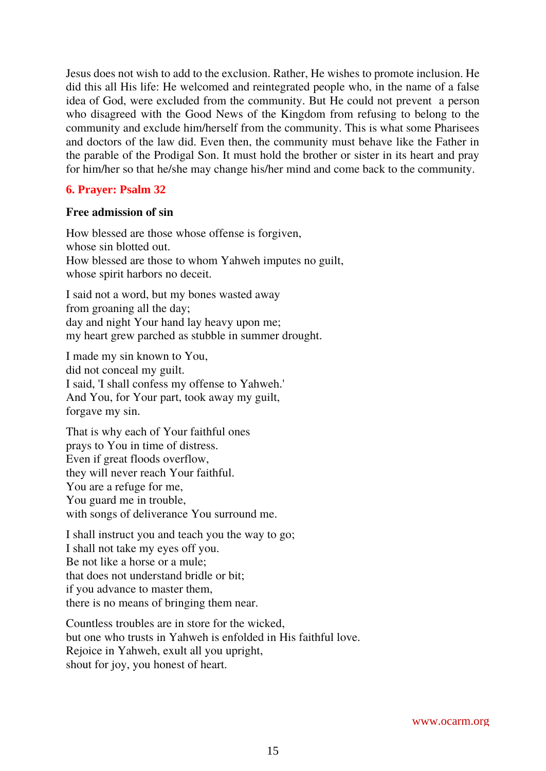Jesus does not wish to add to the exclusion. Rather, He wishes to promote inclusion. He did this all His life: He welcomed and reintegrated people who, in the name of a false idea of God, were excluded from the community. But He could not prevent a person who disagreed with the Good News of the Kingdom from refusing to belong to the community and exclude him/herself from the community. This is what some Pharisees and doctors of the law did. Even then, the community must behave like the Father in the parable of the Prodigal Son. It must hold the brother or sister in its heart and pray for him/her so that he/she may change his/her mind and come back to the community.

## 6. Prayer: Psalm 32

**Free admission of sin**

How blessed are those whose offense is forgiven,
whose sin blotted out.
How blessed are those to whom Yahweh imputes no guilt,
whose spirit harbors no deceit.

I said not a word, but my bones wasted away
from groaning all the day;
day and night Your hand lay heavy upon me;
my heart grew parched as stubble in summer drought.

I made my sin known to You,
did not conceal my guilt.
I said, 'I shall confess my offense to Yahweh.'
And You, for Your part, took away my guilt,
forgave my sin.

That is why each of Your faithful ones
prays to You in time of distress.
Even if great floods overflow,
they will never reach Your faithful.
You are a refuge for me,
You guard me in trouble,
with songs of deliverance You surround me.

I shall instruct you and teach you the way to go;
I shall not take my eyes off you.
Be not like a horse or a mule;
that does not understand bridle or bit;
if you advance to master them,
there is no means of bringing them near.

Countless troubles are in store for the wicked,
but one who trusts in Yahweh is enfolded in His faithful love.
Rejoice in Yahweh, exult all you upright,
shout for joy, you honest of heart.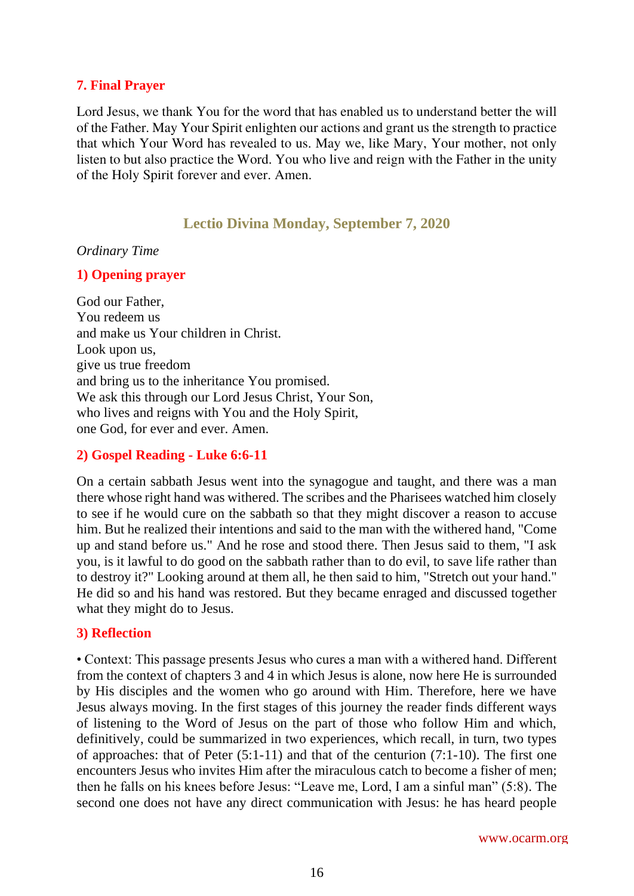### 7. Final Prayer

Lord Jesus, we thank You for the word that has enabled us to understand better the will of the Father. May Your Spirit enlighten our actions and grant us the strength to practice that which Your Word has revealed to us. May we, like Mary, Your mother, not only listen to but also practice the Word. You who live and reign with the Father in the unity of the Holy Spirit forever and ever. Amen.

## Lectio Divina Monday, September 7, 2020

*Ordinary Time*

### 1) Opening prayer

God our Father,
You redeem us
and make us Your children in Christ.
Look upon us,
give us true freedom
and bring us to the inheritance You promised.
We ask this through our Lord Jesus Christ, Your Son,
who lives and reigns with You and the Holy Spirit,
one God, for ever and ever. Amen.

### 2) Gospel Reading - Luke 6:6-11

On a certain sabbath Jesus went into the synagogue and taught, and there was a man there whose right hand was withered. The scribes and the Pharisees watched him closely to see if he would cure on the sabbath so that they might discover a reason to accuse him. But he realized their intentions and said to the man with the withered hand, "Come up and stand before us." And he rose and stood there. Then Jesus said to them, "I ask you, is it lawful to do good on the sabbath rather than to do evil, to save life rather than to destroy it?" Looking around at them all, he then said to him, "Stretch out your hand." He did so and his hand was restored. But they became enraged and discussed together what they might do to Jesus.

### 3) Reflection

• Context: This passage presents Jesus who cures a man with a withered hand. Different from the context of chapters 3 and 4 in which Jesus is alone, now here He is surrounded by His disciples and the women who go around with Him. Therefore, here we have Jesus always moving. In the first stages of this journey the reader finds different ways of listening to the Word of Jesus on the part of those who follow Him and which, definitively, could be summarized in two experiences, which recall, in turn, two types of approaches: that of Peter (5:1-11) and that of the centurion (7:1-10). The first one encounters Jesus who invites Him after the miraculous catch to become a fisher of men; then he falls on his knees before Jesus: "Leave me, Lord, I am a sinful man" (5:8). The second one does not have any direct communication with Jesus: he has heard people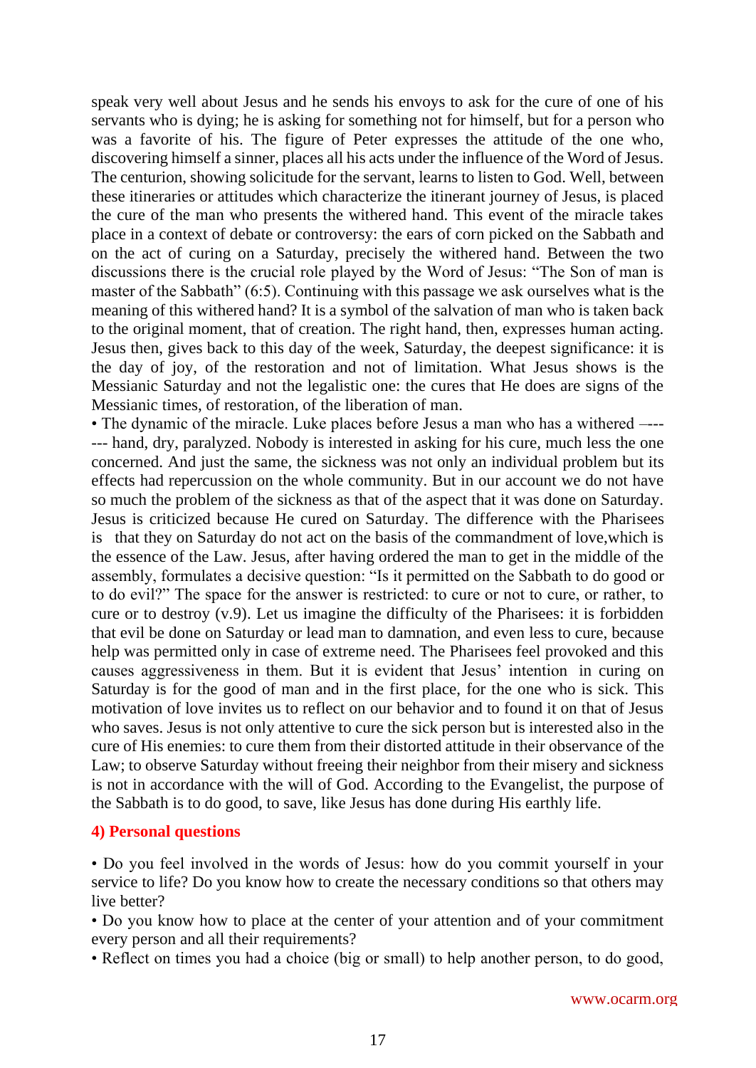speak very well about Jesus and he sends his envoys to ask for the cure of one of his servants who is dying; he is asking for something not for himself, but for a person who was a favorite of his. The figure of Peter expresses the attitude of the one who, discovering himself a sinner, places all his acts under the influence of the Word of Jesus. The centurion, showing solicitude for the servant, learns to listen to God. Well, between these itineraries or attitudes which characterize the itinerant journey of Jesus, is placed the cure of the man who presents the withered hand. This event of the miracle takes place in a context of debate or controversy: the ears of corn picked on the Sabbath and on the act of curing on a Saturday, precisely the withered hand. Between the two discussions there is the crucial role played by the Word of Jesus: "The Son of man is master of the Sabbath" (6:5). Continuing with this passage we ask ourselves what is the meaning of this withered hand? It is a symbol of the salvation of man who is taken back to the original moment, that of creation. The right hand, then, expresses human acting. Jesus then, gives back to this day of the week, Saturday, the deepest significance: it is the day of joy, of the restoration and not of limitation. What Jesus shows is the Messianic Saturday and not the legalistic one: the cures that He does are signs of the Messianic times, of restoration, of the liberation of man.

• The dynamic of the miracle. Luke places before Jesus a man who has a withered –---- --- hand, dry, paralyzed. Nobody is interested in asking for his cure, much less the one concerned. And just the same, the sickness was not only an individual problem but its effects had repercussion on the whole community. But in our account we do not have so much the problem of the sickness as that of the aspect that it was done on Saturday. Jesus is criticized because He cured on Saturday. The difference with the Pharisees is that they on Saturday do not act on the basis of the commandment of love,which is the essence of the Law. Jesus, after having ordered the man to get in the middle of the assembly, formulates a decisive question: "Is it permitted on the Sabbath to do good or to do evil?" The space for the answer is restricted: to cure or not to cure, or rather, to cure or to destroy (v.9). Let us imagine the difficulty of the Pharisees: it is forbidden that evil be done on Saturday or lead man to damnation, and even less to cure, because help was permitted only in case of extreme need. The Pharisees feel provoked and this causes aggressiveness in them. But it is evident that Jesus' intention in curing on Saturday is for the good of man and in the first place, for the one who is sick. This motivation of love invites us to reflect on our behavior and to found it on that of Jesus who saves. Jesus is not only attentive to cure the sick person but is interested also in the cure of His enemies: to cure them from their distorted attitude in their observance of the Law; to observe Saturday without freeing their neighbor from their misery and sickness is not in accordance with the will of God. According to the Evangelist, the purpose of the Sabbath is to do good, to save, like Jesus has done during His earthly life.

#### 4) Personal questions

• Do you feel involved in the words of Jesus: how do you commit yourself in your service to life? Do you know how to create the necessary conditions so that others may live better?

• Do you know how to place at the center of your attention and of your commitment every person and all their requirements?

• Reflect on times you had a choice (big or small) to help another person, to do good,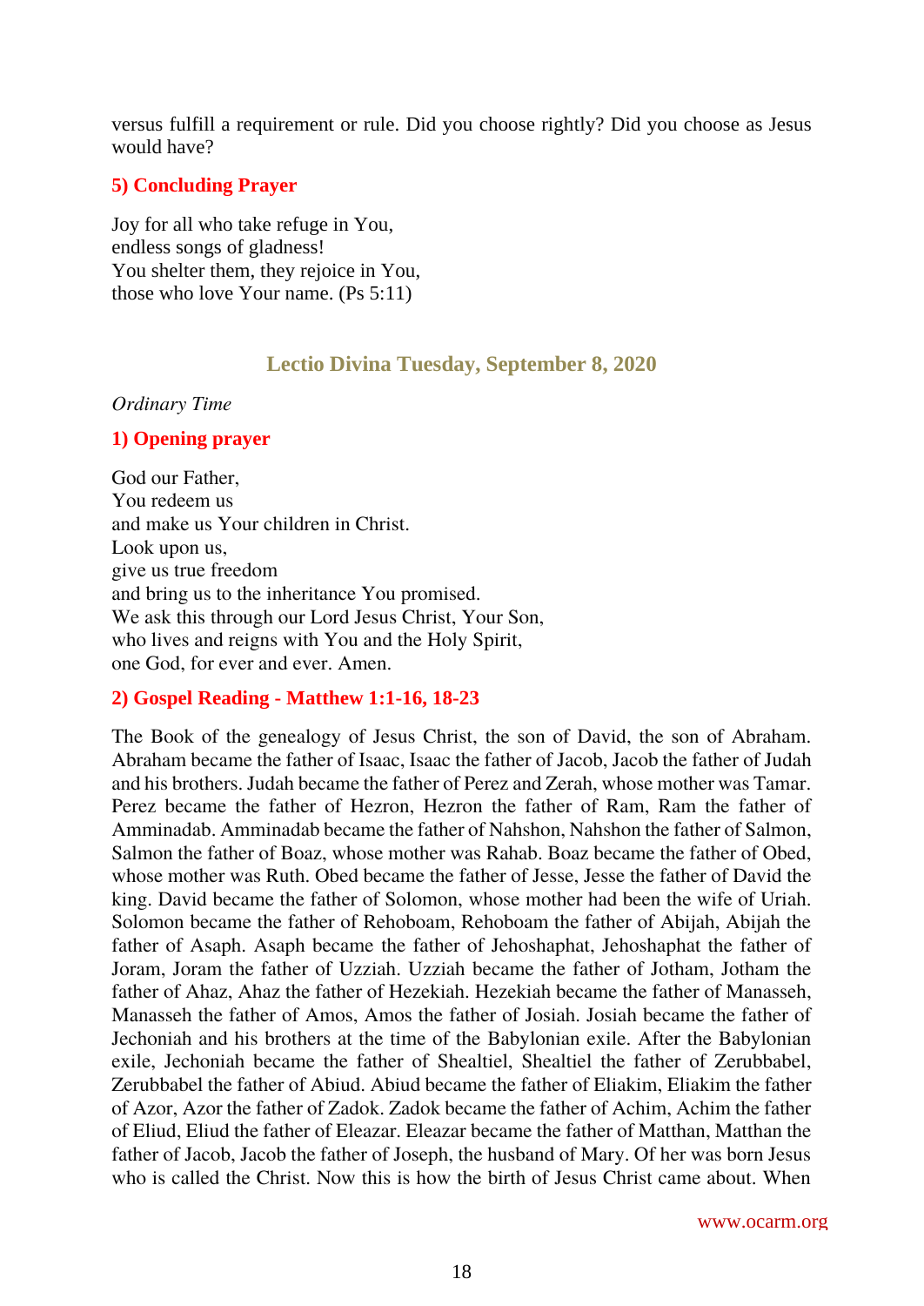versus fulfill a requirement or rule. Did you choose rightly? Did you choose as Jesus would have?

**5) Concluding Prayer**

Joy for all who take refuge in You,
endless songs of gladness!
You shelter them, they rejoice in You,
those who love Your name. (Ps 5:11)

## Lectio Divina Tuesday, September 8, 2020

*Ordinary Time*

**1) Opening prayer**

God our Father,
You redeem us
and make us Your children in Christ.
Look upon us,
give us true freedom
and bring us to the inheritance You promised.
We ask this through our Lord Jesus Christ, Your Son,
who lives and reigns with You and the Holy Spirit,
one God, for ever and ever. Amen.

**2) Gospel Reading - Matthew 1:1-16, 18-23**

The Book of the genealogy of Jesus Christ, the son of David, the son of Abraham. Abraham became the father of Isaac, Isaac the father of Jacob, Jacob the father of Judah and his brothers. Judah became the father of Perez and Zerah, whose mother was Tamar. Perez became the father of Hezron, Hezron the father of Ram, Ram the father of Amminadab. Amminadab became the father of Nahshon, Nahshon the father of Salmon, Salmon the father of Boaz, whose mother was Rahab. Boaz became the father of Obed, whose mother was Ruth. Obed became the father of Jesse, Jesse the father of David the king. David became the father of Solomon, whose mother had been the wife of Uriah. Solomon became the father of Rehoboam, Rehoboam the father of Abijah, Abijah the father of Asaph. Asaph became the father of Jehoshaphat, Jehoshaphat the father of Joram, Joram the father of Uzziah. Uzziah became the father of Jotham, Jotham the father of Ahaz, Ahaz the father of Hezekiah. Hezekiah became the father of Manasseh, Manasseh the father of Amos, Amos the father of Josiah. Josiah became the father of Jechoniah and his brothers at the time of the Babylonian exile. After the Babylonian exile, Jechoniah became the father of Shealtiel, Shealtiel the father of Zerubbabel, Zerubbabel the father of Abiud. Abiud became the father of Eliakim, Eliakim the father of Azor, Azor the father of Zadok. Zadok became the father of Achim, Achim the father of Eliud, Eliud the father of Eleazar. Eleazar became the father of Matthan, Matthan the father of Jacob, Jacob the father of Joseph, the husband of Mary. Of her was born Jesus who is called the Christ. Now this is how the birth of Jesus Christ came about. When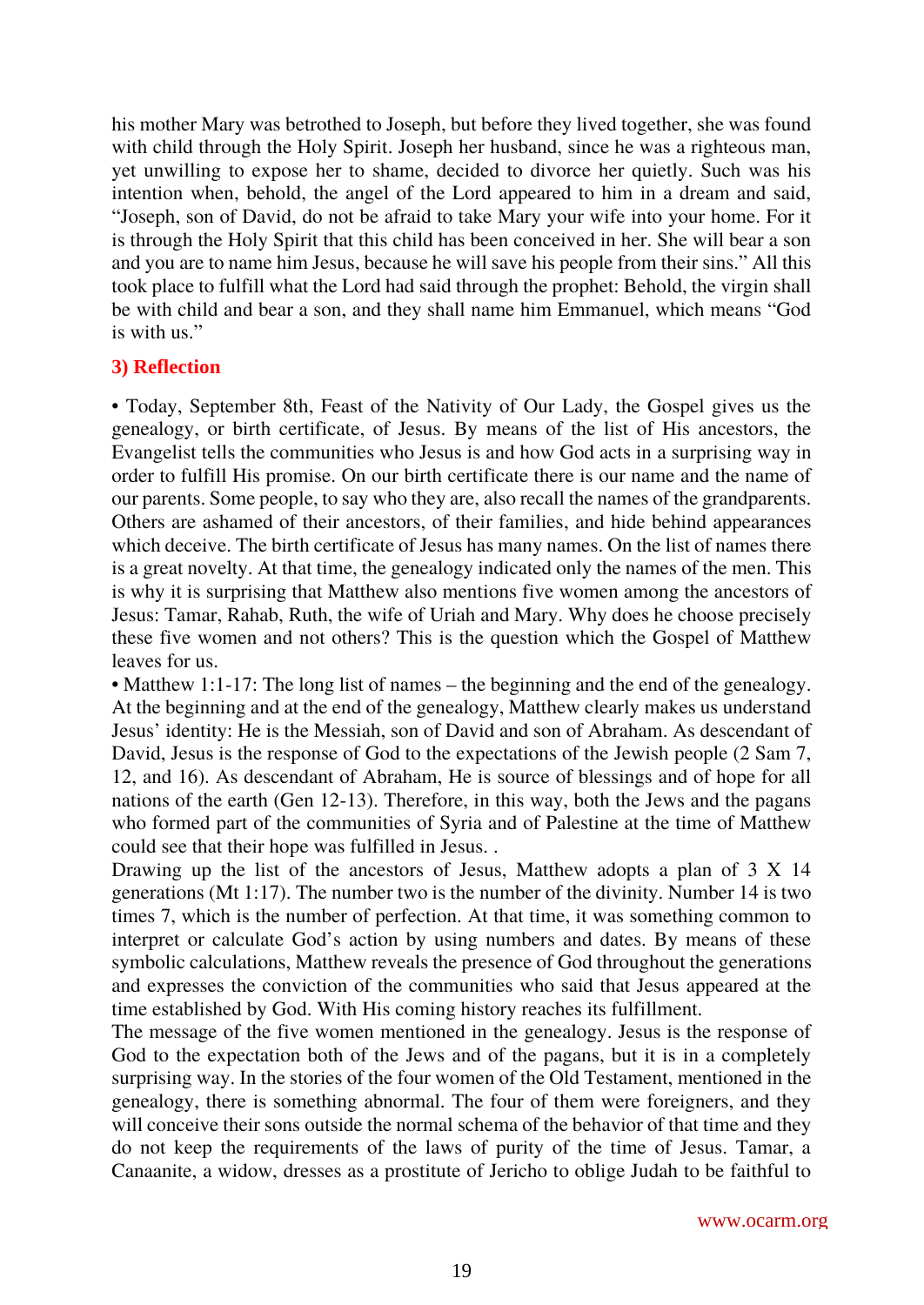his mother Mary was betrothed to Joseph, but before they lived together, she was found with child through the Holy Spirit. Joseph her husband, since he was a righteous man, yet unwilling to expose her to shame, decided to divorce her quietly. Such was his intention when, behold, the angel of the Lord appeared to him in a dream and said, "Joseph, son of David, do not be afraid to take Mary your wife into your home. For it is through the Holy Spirit that this child has been conceived in her. She will bear a son and you are to name him Jesus, because he will save his people from their sins." All this took place to fulfill what the Lord had said through the prophet: Behold, the virgin shall be with child and bear a son, and they shall name him Emmanuel, which means "God is with us."

### 3) Reflection

• Today, September 8th, Feast of the Nativity of Our Lady, the Gospel gives us the genealogy, or birth certificate, of Jesus. By means of the list of His ancestors, the Evangelist tells the communities who Jesus is and how God acts in a surprising way in order to fulfill His promise. On our birth certificate there is our name and the name of our parents. Some people, to say who they are, also recall the names of the grandparents. Others are ashamed of their ancestors, of their families, and hide behind appearances which deceive. The birth certificate of Jesus has many names. On the list of names there is a great novelty. At that time, the genealogy indicated only the names of the men. This is why it is surprising that Matthew also mentions five women among the ancestors of Jesus: Tamar, Rahab, Ruth, the wife of Uriah and Mary. Why does he choose precisely these five women and not others? This is the question which the Gospel of Matthew leaves for us.

• Matthew 1:1-17: The long list of names – the beginning and the end of the genealogy. At the beginning and at the end of the genealogy, Matthew clearly makes us understand Jesus' identity: He is the Messiah, son of David and son of Abraham. As descendant of David, Jesus is the response of God to the expectations of the Jewish people (2 Sam 7, 12, and 16). As descendant of Abraham, He is source of blessings and of hope for all nations of the earth (Gen 12-13). Therefore, in this way, both the Jews and the pagans who formed part of the communities of Syria and of Palestine at the time of Matthew could see that their hope was fulfilled in Jesus. .

Drawing up the list of the ancestors of Jesus, Matthew adopts a plan of 3 X 14 generations (Mt 1:17). The number two is the number of the divinity. Number 14 is two times 7, which is the number of perfection. At that time, it was something common to interpret or calculate God's action by using numbers and dates. By means of these symbolic calculations, Matthew reveals the presence of God throughout the generations and expresses the conviction of the communities who said that Jesus appeared at the time established by God. With His coming history reaches its fulfillment.

The message of the five women mentioned in the genealogy. Jesus is the response of God to the expectation both of the Jews and of the pagans, but it is in a completely surprising way. In the stories of the four women of the Old Testament, mentioned in the genealogy, there is something abnormal. The four of them were foreigners, and they will conceive their sons outside the normal schema of the behavior of that time and they do not keep the requirements of the laws of purity of the time of Jesus. Tamar, a Canaanite, a widow, dresses as a prostitute of Jericho to oblige Judah to be faithful to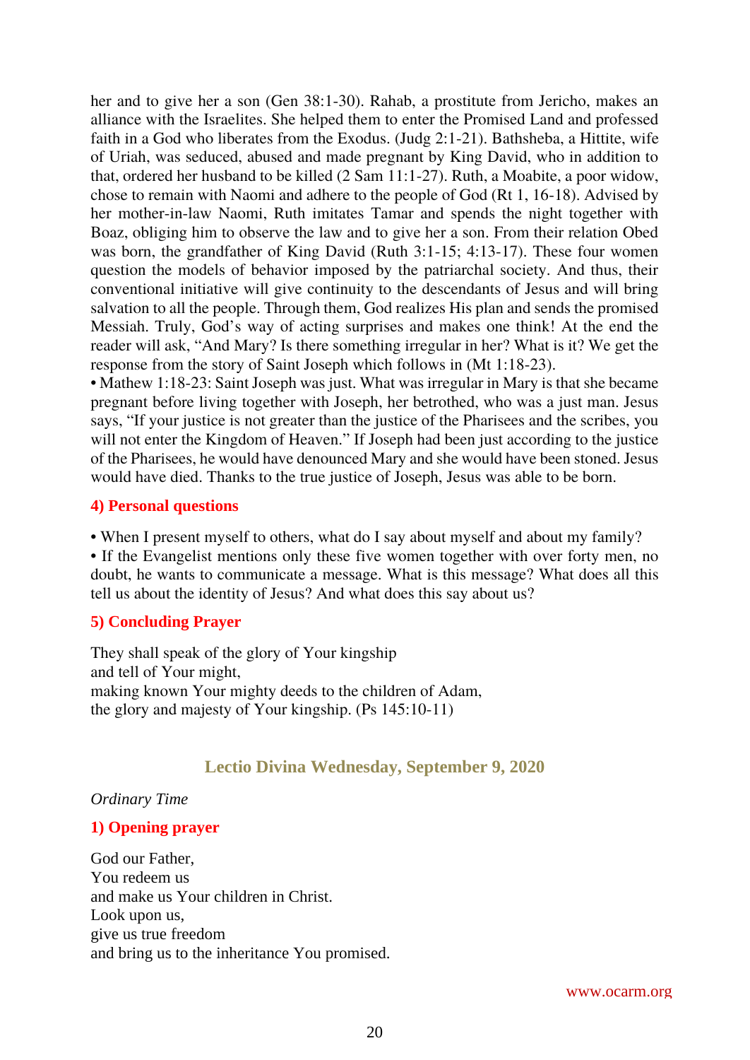her and to give her a son (Gen 38:1-30). Rahab, a prostitute from Jericho, makes an alliance with the Israelites. She helped them to enter the Promised Land and professed faith in a God who liberates from the Exodus. (Judg 2:1-21). Bathsheba, a Hittite, wife of Uriah, was seduced, abused and made pregnant by King David, who in addition to that, ordered her husband to be killed (2 Sam 11:1-27). Ruth, a Moabite, a poor widow, chose to remain with Naomi and adhere to the people of God (Rt 1, 16-18). Advised by her mother-in-law Naomi, Ruth imitates Tamar and spends the night together with Boaz, obliging him to observe the law and to give her a son. From their relation Obed was born, the grandfather of King David (Ruth 3:1-15; 4:13-17). These four women question the models of behavior imposed by the patriarchal society. And thus, their conventional initiative will give continuity to the descendants of Jesus and will bring salvation to all the people. Through them, God realizes His plan and sends the promised Messiah. Truly, God's way of acting surprises and makes one think! At the end the reader will ask, "And Mary? Is there something irregular in her? What is it? We get the response from the story of Saint Joseph which follows in (Mt 1:18-23).

• Mathew 1:18-23: Saint Joseph was just. What was irregular in Mary is that she became pregnant before living together with Joseph, her betrothed, who was a just man. Jesus says, "If your justice is not greater than the justice of the Pharisees and the scribes, you will not enter the Kingdom of Heaven." If Joseph had been just according to the justice of the Pharisees, he would have denounced Mary and she would have been stoned. Jesus would have died. Thanks to the true justice of Joseph, Jesus was able to be born.

### 4) Personal questions

• When I present myself to others, what do I say about myself and about my family?
• If the Evangelist mentions only these five women together with over forty men, no doubt, he wants to communicate a message. What is this message? What does all this tell us about the identity of Jesus? And what does this say about us?

### 5) Concluding Prayer

They shall speak of the glory of Your kingship
and tell of Your might,
making known Your mighty deeds to the children of Adam,
the glory and majesty of Your kingship. (Ps 145:10-11)

## Lectio Divina Wednesday, September 9, 2020

*Ordinary Time*

### 1) Opening prayer

God our Father,
You redeem us
and make us Your children in Christ.
Look upon us,
give us true freedom
and bring us to the inheritance You promised.

www.ocarm.org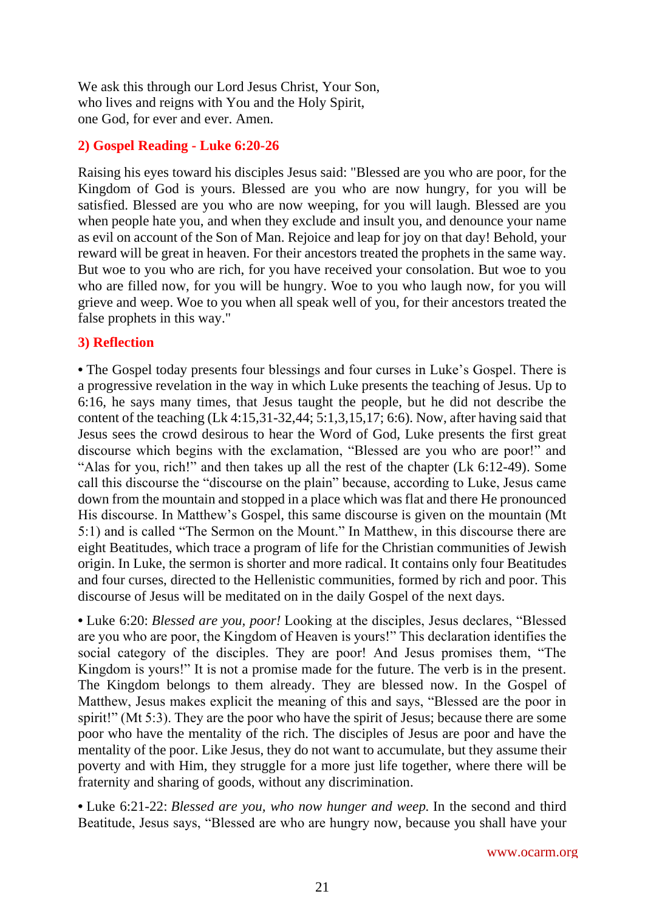We ask this through our Lord Jesus Christ, Your Son,
who lives and reigns with You and the Holy Spirit,
one God, for ever and ever. Amen.

## 2) Gospel Reading - Luke 6:20-26

Raising his eyes toward his disciples Jesus said: "Blessed are you who are poor, for the Kingdom of God is yours. Blessed are you who are now hungry, for you will be satisfied. Blessed are you who are now weeping, for you will laugh. Blessed are you when people hate you, and when they exclude and insult you, and denounce your name as evil on account of the Son of Man. Rejoice and leap for joy on that day! Behold, your reward will be great in heaven. For their ancestors treated the prophets in the same way. But woe to you who are rich, for you have received your consolation. But woe to you who are filled now, for you will be hungry. Woe to you who laugh now, for you will grieve and weep. Woe to you when all speak well of you, for their ancestors treated the false prophets in this way."

## 3) Reflection

• The Gospel today presents four blessings and four curses in Luke's Gospel. There is a progressive revelation in the way in which Luke presents the teaching of Jesus. Up to 6:16, he says many times, that Jesus taught the people, but he did not describe the content of the teaching (Lk 4:15,31-32,44; 5:1,3,15,17; 6:6). Now, after having said that Jesus sees the crowd desirous to hear the Word of God, Luke presents the first great discourse which begins with the exclamation, "Blessed are you who are poor!" and "Alas for you, rich!" and then takes up all the rest of the chapter (Lk 6:12-49). Some call this discourse the "discourse on the plain" because, according to Luke, Jesus came down from the mountain and stopped in a place which was flat and there He pronounced His discourse. In Matthew's Gospel, this same discourse is given on the mountain (Mt 5:1) and is called "The Sermon on the Mount." In Matthew, in this discourse there are eight Beatitudes, which trace a program of life for the Christian communities of Jewish origin. In Luke, the sermon is shorter and more radical. It contains only four Beatitudes and four curses, directed to the Hellenistic communities, formed by rich and poor. This discourse of Jesus will be meditated on in the daily Gospel of the next days.

• Luke 6:20: *Blessed are you, poor!* Looking at the disciples, Jesus declares, "Blessed are you who are poor, the Kingdom of Heaven is yours!" This declaration identifies the social category of the disciples. They are poor! And Jesus promises them, "The Kingdom is yours!" It is not a promise made for the future. The verb is in the present. The Kingdom belongs to them already. They are blessed now. In the Gospel of Matthew, Jesus makes explicit the meaning of this and says, "Blessed are the poor in spirit!" (Mt 5:3). They are the poor who have the spirit of Jesus; because there are some poor who have the mentality of the rich. The disciples of Jesus are poor and have the mentality of the poor. Like Jesus, they do not want to accumulate, but they assume their poverty and with Him, they struggle for a more just life together, where there will be fraternity and sharing of goods, without any discrimination.

• Luke 6:21-22: *Blessed are you, who now hunger and weep.* In the second and third Beatitude, Jesus says, "Blessed are who are hungry now, because you shall have your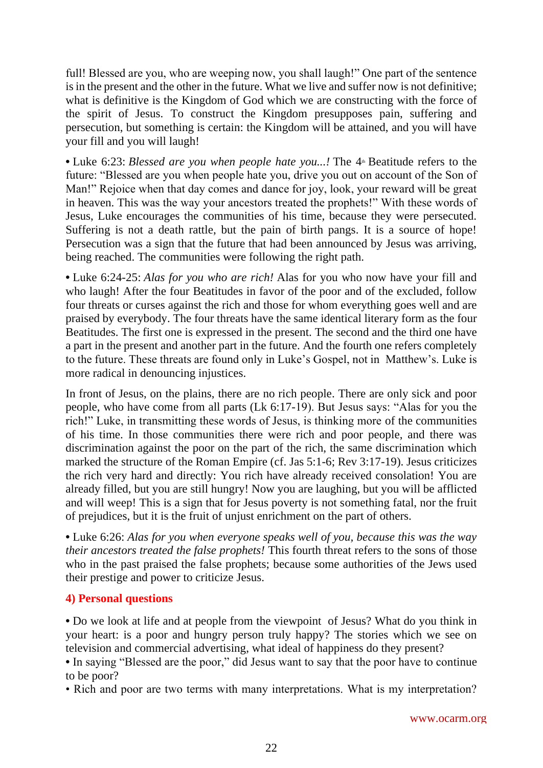full! Blessed are you, who are weeping now, you shall laugh!" One part of the sentence is in the present and the other in the future. What we live and suffer now is not definitive; what is definitive is the Kingdom of God which we are constructing with the force of the spirit of Jesus. To construct the Kingdom presupposes pain, suffering and persecution, but something is certain: the Kingdom will be attained, and you will have your fill and you will laugh!

• Luke 6:23: *Blessed are you when people hate you...!* The 4th Beatitude refers to the future: "Blessed are you when people hate you, drive you out on account of the Son of Man!" Rejoice when that day comes and dance for joy, look, your reward will be great in heaven. This was the way your ancestors treated the prophets!" With these words of Jesus, Luke encourages the communities of his time, because they were persecuted. Suffering is not a death rattle, but the pain of birth pangs. It is a source of hope! Persecution was a sign that the future that had been announced by Jesus was arriving, being reached. The communities were following the right path.

• Luke 6:24-25: *Alas for you who are rich!* Alas for you who now have your fill and who laugh! After the four Beatitudes in favor of the poor and of the excluded, follow four threats or curses against the rich and those for whom everything goes well and are praised by everybody. The four threats have the same identical literary form as the four Beatitudes. The first one is expressed in the present. The second and the third one have a part in the present and another part in the future. And the fourth one refers completely to the future. These threats are found only in Luke's Gospel, not in Matthew's. Luke is more radical in denouncing injustices.

In front of Jesus, on the plains, there are no rich people. There are only sick and poor people, who have come from all parts (Lk 6:17-19). But Jesus says: "Alas for you the rich!" Luke, in transmitting these words of Jesus, is thinking more of the communities of his time. In those communities there were rich and poor people, and there was discrimination against the poor on the part of the rich, the same discrimination which marked the structure of the Roman Empire (cf. Jas 5:1-6; Rev 3:17-19). Jesus criticizes the rich very hard and directly: You rich have already received consolation! You are already filled, but you are still hungry! Now you are laughing, but you will be afflicted and will weep! This is a sign that for Jesus poverty is not something fatal, nor the fruit of prejudices, but it is the fruit of unjust enrichment on the part of others.

• Luke 6:26: *Alas for you when everyone speaks well of you, because this was the way their ancestors treated the false prophets!* This fourth threat refers to the sons of those who in the past praised the false prophets; because some authorities of the Jews used their prestige and power to criticize Jesus.

#### 4) Personal questions

• Do we look at life and at people from the viewpoint of Jesus? What do you think in your heart: is a poor and hungry person truly happy? The stories which we see on television and commercial advertising, what ideal of happiness do they present?
• In saying "Blessed are the poor," did Jesus want to say that the poor have to continue to be poor?
• Rich and poor are two terms with many interpretations. What is my interpretation?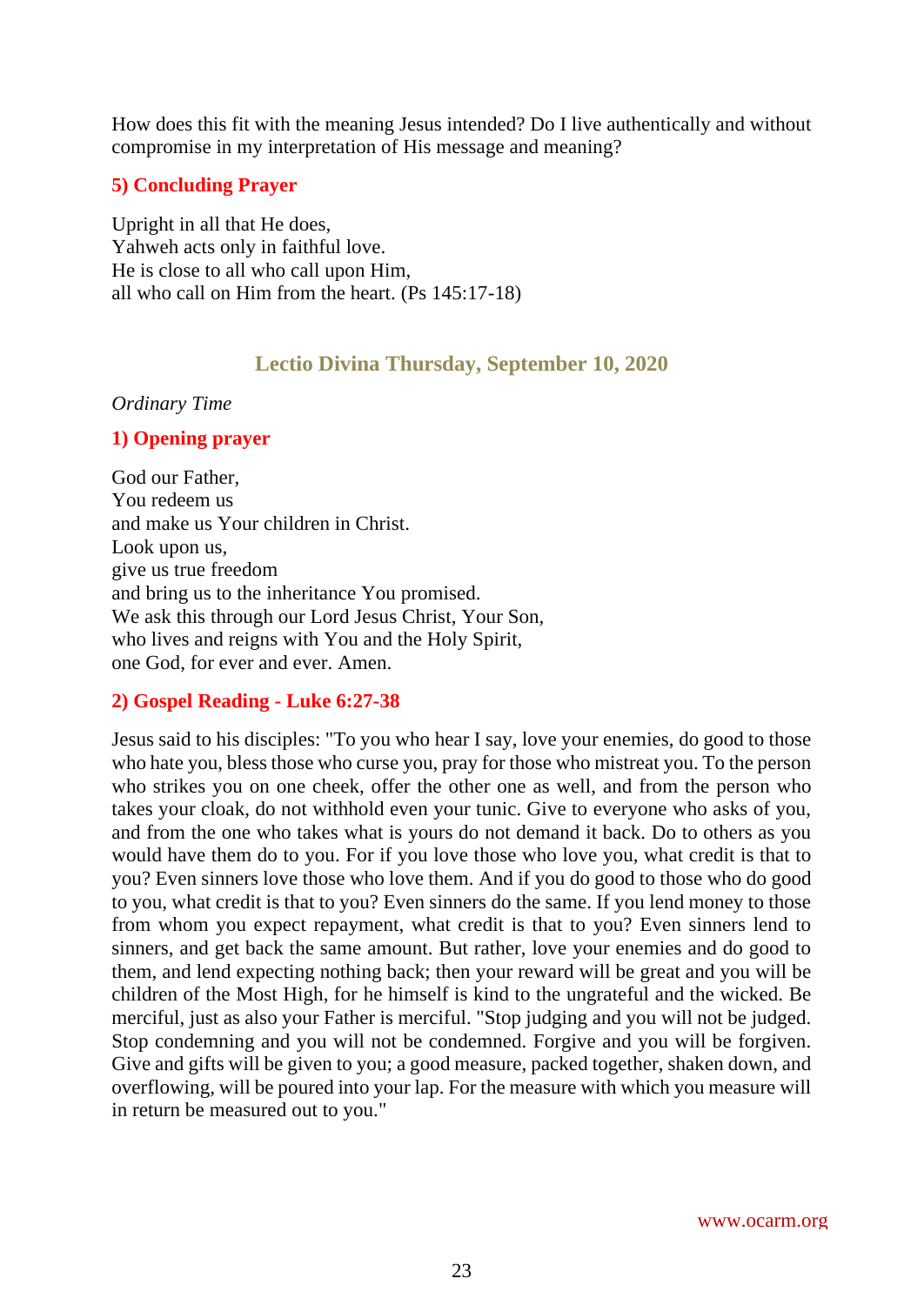How does this fit with the meaning Jesus intended? Do I live authentically and without compromise in my interpretation of His message and meaning?

### 5) Concluding Prayer

Upright in all that He does,  
Yahweh acts only in faithful love.  
He is close to all who call upon Him,  
all who call on Him from the heart. (Ps 145:17-18)

## Lectio Divina Thursday, September 10, 2020

*Ordinary Time*

### 1) Opening prayer

God our Father,  
You redeem us  
and make us Your children in Christ.  
Look upon us,  
give us true freedom  
and bring us to the inheritance You promised.  
We ask this through our Lord Jesus Christ, Your Son,  
who lives and reigns with You and the Holy Spirit,  
one God, for ever and ever. Amen.

### 2) Gospel Reading - Luke 6:27-38

Jesus said to his disciples: "To you who hear I say, love your enemies, do good to those who hate you, bless those who curse you, pray for those who mistreat you. To the person who strikes you on one cheek, offer the other one as well, and from the person who takes your cloak, do not withhold even your tunic. Give to everyone who asks of you, and from the one who takes what is yours do not demand it back. Do to others as you would have them do to you. For if you love those who love you, what credit is that to you? Even sinners love those who love them. And if you do good to those who do good to you, what credit is that to you? Even sinners do the same. If you lend money to those from whom you expect repayment, what credit is that to you? Even sinners lend to sinners, and get back the same amount. But rather, love your enemies and do good to them, and lend expecting nothing back; then your reward will be great and you will be children of the Most High, for he himself is kind to the ungrateful and the wicked. Be merciful, just as also your Father is merciful. "Stop judging and you will not be judged. Stop condemning and you will not be condemned. Forgive and you will be forgiven. Give and gifts will be given to you; a good measure, packed together, shaken down, and overflowing, will be poured into your lap. For the measure with which you measure will in return be measured out to you."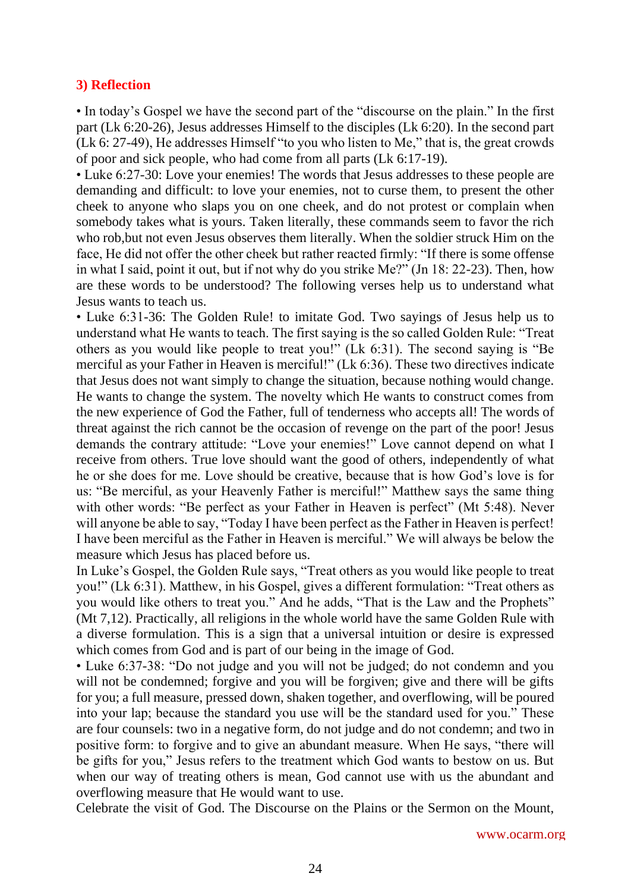### 3) Reflection

• In today's Gospel we have the second part of the "discourse on the plain." In the first part (Lk 6:20-26), Jesus addresses Himself to the disciples (Lk 6:20). In the second part (Lk 6: 27-49), He addresses Himself "to you who listen to Me," that is, the great crowds of poor and sick people, who had come from all parts (Lk 6:17-19).

• Luke 6:27-30: Love your enemies! The words that Jesus addresses to these people are demanding and difficult: to love your enemies, not to curse them, to present the other cheek to anyone who slaps you on one cheek, and do not protest or complain when somebody takes what is yours. Taken literally, these commands seem to favor the rich who rob,but not even Jesus observes them literally. When the soldier struck Him on the face, He did not offer the other cheek but rather reacted firmly: "If there is some offense in what I said, point it out, but if not why do you strike Me?" (Jn 18: 22-23). Then, how are these words to be understood? The following verses help us to understand what Jesus wants to teach us.

• Luke 6:31-36: The Golden Rule! to imitate God. Two sayings of Jesus help us to understand what He wants to teach. The first saying is the so called Golden Rule: "Treat others as you would like people to treat you!" (Lk 6:31). The second saying is "Be merciful as your Father in Heaven is merciful!" (Lk 6:36). These two directives indicate that Jesus does not want simply to change the situation, because nothing would change. He wants to change the system. The novelty which He wants to construct comes from the new experience of God the Father, full of tenderness who accepts all! The words of threat against the rich cannot be the occasion of revenge on the part of the poor! Jesus demands the contrary attitude: "Love your enemies!" Love cannot depend on what I receive from others. True love should want the good of others, independently of what he or she does for me. Love should be creative, because that is how God's love is for us: "Be merciful, as your Heavenly Father is merciful!" Matthew says the same thing with other words: "Be perfect as your Father in Heaven is perfect" (Mt 5:48). Never will anyone be able to say, "Today I have been perfect as the Father in Heaven is perfect! I have been merciful as the Father in Heaven is merciful." We will always be below the measure which Jesus has placed before us.

In Luke's Gospel, the Golden Rule says, "Treat others as you would like people to treat you!" (Lk 6:31). Matthew, in his Gospel, gives a different formulation: "Treat others as you would like others to treat you." And he adds, "That is the Law and the Prophets" (Mt 7,12). Practically, all religions in the whole world have the same Golden Rule with a diverse formulation. This is a sign that a universal intuition or desire is expressed which comes from God and is part of our being in the image of God.

• Luke 6:37-38: "Do not judge and you will not be judged; do not condemn and you will not be condemned; forgive and you will be forgiven; give and there will be gifts for you; a full measure, pressed down, shaken together, and overflowing, will be poured into your lap; because the standard you use will be the standard used for you." These are four counsels: two in a negative form, do not judge and do not condemn; and two in positive form: to forgive and to give an abundant measure. When He says, "there will be gifts for you," Jesus refers to the treatment which God wants to bestow on us. But when our way of treating others is mean, God cannot use with us the abundant and overflowing measure that He would want to use.

Celebrate the visit of God. The Discourse on the Plains or the Sermon on the Mount,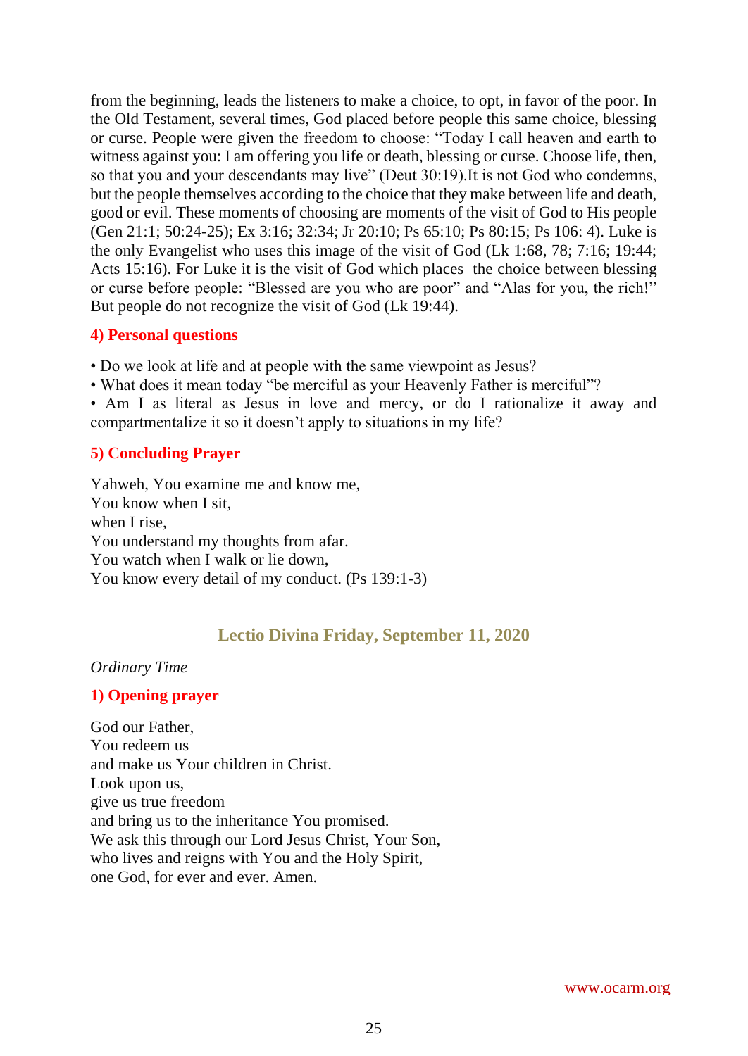from the beginning, leads the listeners to make a choice, to opt, in favor of the poor. In the Old Testament, several times, God placed before people this same choice, blessing or curse. People were given the freedom to choose: "Today I call heaven and earth to witness against you: I am offering you life or death, blessing or curse. Choose life, then, so that you and your descendants may live" (Deut 30:19).It is not God who condemns, but the people themselves according to the choice that they make between life and death, good or evil. These moments of choosing are moments of the visit of God to His people (Gen 21:1; 50:24-25); Ex 3:16; 32:34; Jr 20:10; Ps 65:10; Ps 80:15; Ps 106: 4). Luke is the only Evangelist who uses this image of the visit of God (Lk 1:68, 78; 7:16; 19:44; Acts 15:16). For Luke it is the visit of God which places the choice between blessing or curse before people: "Blessed are you who are poor" and "Alas for you, the rich!" But people do not recognize the visit of God (Lk 19:44).

### 4) Personal questions

• Do we look at life and at people with the same viewpoint as Jesus?
• What does it mean today "be merciful as your Heavenly Father is merciful"?
• Am I as literal as Jesus in love and mercy, or do I rationalize it away and compartmentalize it so it doesn't apply to situations in my life?

### 5) Concluding Prayer

Yahweh, You examine me and know me,
You know when I sit,
when I rise,
You understand my thoughts from afar.
You watch when I walk or lie down,
You know every detail of my conduct. (Ps 139:1-3)

## Lectio Divina Friday, September 11, 2020

*Ordinary Time*

### 1) Opening prayer

God our Father,
You redeem us
and make us Your children in Christ.
Look upon us,
give us true freedom
and bring us to the inheritance You promised.
We ask this through our Lord Jesus Christ, Your Son,
who lives and reigns with You and the Holy Spirit,
one God, for ever and ever. Amen.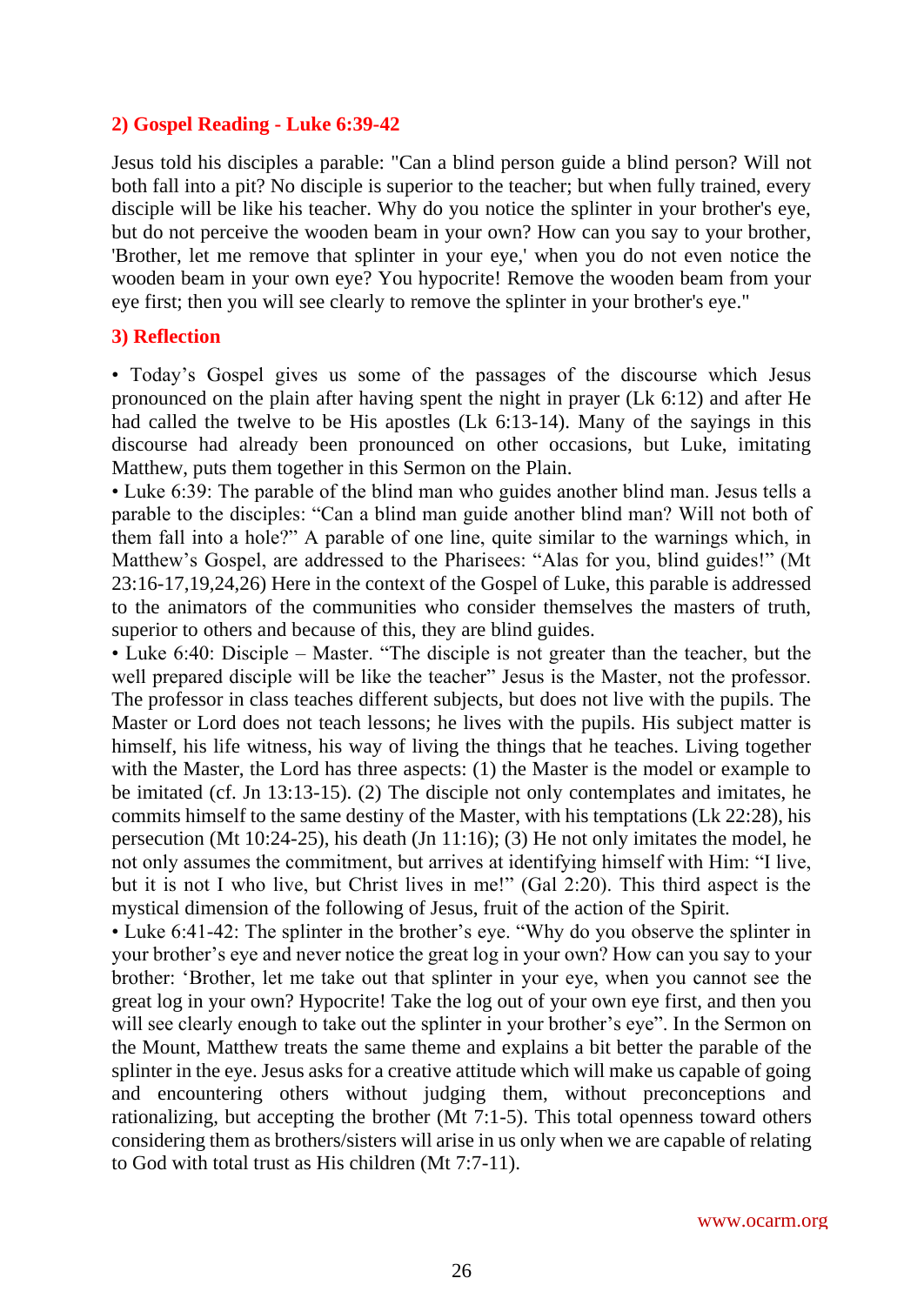## 2) Gospel Reading - Luke 6:39-42

Jesus told his disciples a parable: "Can a blind person guide a blind person? Will not both fall into a pit? No disciple is superior to the teacher; but when fully trained, every disciple will be like his teacher. Why do you notice the splinter in your brother's eye, but do not perceive the wooden beam in your own? How can you say to your brother, 'Brother, let me remove that splinter in your eye,' when you do not even notice the wooden beam in your own eye? You hypocrite! Remove the wooden beam from your eye first; then you will see clearly to remove the splinter in your brother's eye."

## 3) Reflection

• Today's Gospel gives us some of the passages of the discourse which Jesus pronounced on the plain after having spent the night in prayer (Lk 6:12) and after He had called the twelve to be His apostles (Lk 6:13-14). Many of the sayings in this discourse had already been pronounced on other occasions, but Luke, imitating Matthew, puts them together in this Sermon on the Plain.

• Luke 6:39: The parable of the blind man who guides another blind man. Jesus tells a parable to the disciples: "Can a blind man guide another blind man? Will not both of them fall into a hole?" A parable of one line, quite similar to the warnings which, in Matthew's Gospel, are addressed to the Pharisees: "Alas for you, blind guides!" (Mt 23:16-17,19,24,26) Here in the context of the Gospel of Luke, this parable is addressed to the animators of the communities who consider themselves the masters of truth, superior to others and because of this, they are blind guides.

• Luke 6:40: Disciple – Master. "The disciple is not greater than the teacher, but the well prepared disciple will be like the teacher" Jesus is the Master, not the professor. The professor in class teaches different subjects, but does not live with the pupils. The Master or Lord does not teach lessons; he lives with the pupils. His subject matter is himself, his life witness, his way of living the things that he teaches. Living together with the Master, the Lord has three aspects: (1) the Master is the model or example to be imitated (cf. Jn 13:13-15). (2) The disciple not only contemplates and imitates, he commits himself to the same destiny of the Master, with his temptations (Lk 22:28), his persecution (Mt 10:24-25), his death (Jn 11:16); (3) He not only imitates the model, he not only assumes the commitment, but arrives at identifying himself with Him: "I live, but it is not I who live, but Christ lives in me!" (Gal 2:20). This third aspect is the mystical dimension of the following of Jesus, fruit of the action of the Spirit.

• Luke 6:41-42: The splinter in the brother's eye. "Why do you observe the splinter in your brother's eye and never notice the great log in your own? How can you say to your brother: 'Brother, let me take out that splinter in your eye, when you cannot see the great log in your own? Hypocrite! Take the log out of your own eye first, and then you will see clearly enough to take out the splinter in your brother's eye". In the Sermon on the Mount, Matthew treats the same theme and explains a bit better the parable of the splinter in the eye. Jesus asks for a creative attitude which will make us capable of going and encountering others without judging them, without preconceptions and rationalizing, but accepting the brother (Mt 7:1-5). This total openness toward others considering them as brothers/sisters will arise in us only when we are capable of relating to God with total trust as His children (Mt 7:7-11).

www.ocarm.org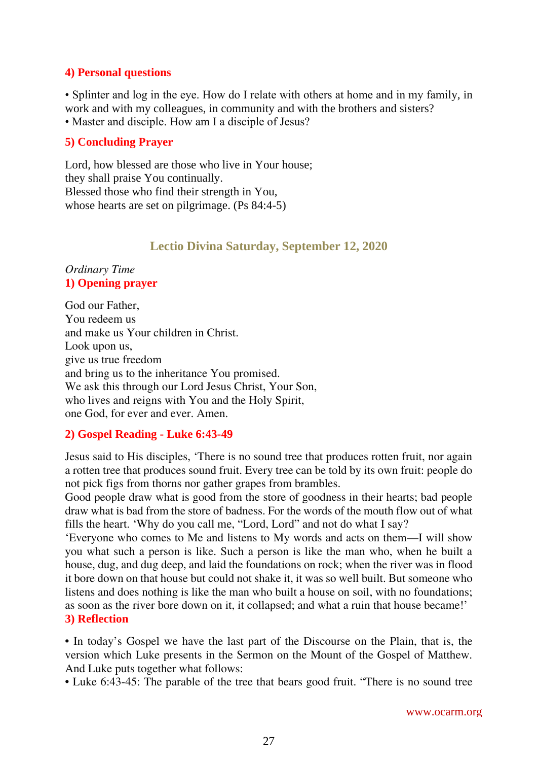#### 4) Personal questions

• Splinter and log in the eye. How do I relate with others at home and in my family, in work and with my colleagues, in community and with the brothers and sisters?
• Master and disciple. How am I a disciple of Jesus?

#### 5) Concluding Prayer

Lord, how blessed are those who live in Your house;
they shall praise You continually.
Blessed those who find their strength in You,
whose hearts are set on pilgrimage. (Ps 84:4-5)

## Lectio Divina Saturday, September 12, 2020

*Ordinary Time*

#### 1) Opening prayer

God our Father,
You redeem us
and make us Your children in Christ.
Look upon us,
give us true freedom
and bring us to the inheritance You promised.
We ask this through our Lord Jesus Christ, Your Son,
who lives and reigns with You and the Holy Spirit,
one God, for ever and ever. Amen.

#### 2) Gospel Reading - Luke 6:43-49

Jesus said to His disciples, 'There is no sound tree that produces rotten fruit, nor again a rotten tree that produces sound fruit. Every tree can be told by its own fruit: people do not pick figs from thorns nor gather grapes from brambles.
Good people draw what is good from the store of goodness in their hearts; bad people draw what is bad from the store of badness. For the words of the mouth flow out of what fills the heart. 'Why do you call me, "Lord, Lord" and not do what I say?
'Everyone who comes to Me and listens to My words and acts on them—I will show you what such a person is like. Such a person is like the man who, when he built a house, dug, and dug deep, and laid the foundations on rock; when the river was in flood it bore down on that house but could not shake it, it was so well built. But someone who listens and does nothing is like the man who built a house on soil, with no foundations; as soon as the river bore down on it, it collapsed; and what a ruin that house became!'

#### 3) Reflection

• In today's Gospel we have the last part of the Discourse on the Plain, that is, the version which Luke presents in the Sermon on the Mount of the Gospel of Matthew. And Luke puts together what follows:
• Luke 6:43-45: The parable of the tree that bears good fruit. "There is no sound tree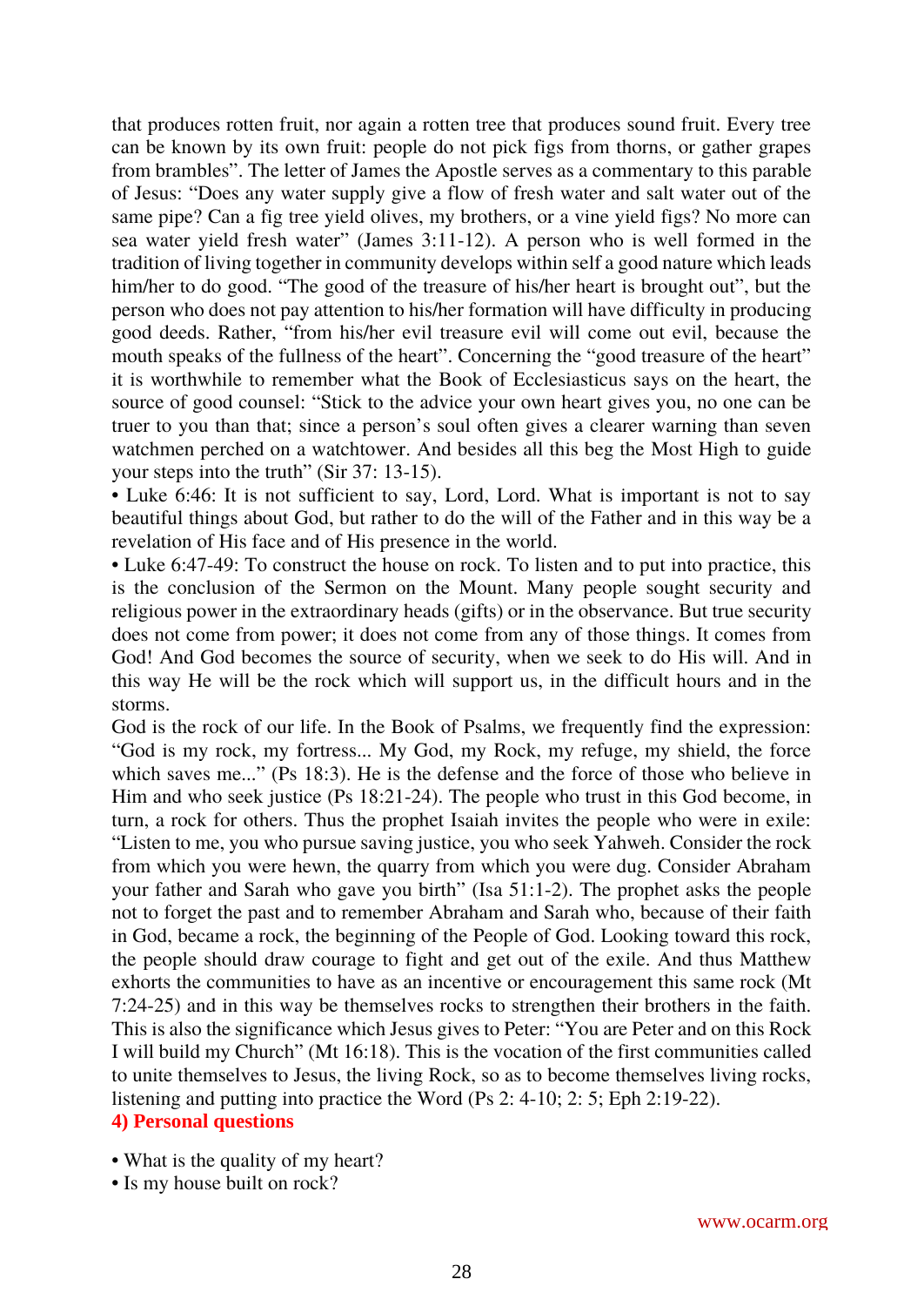that produces rotten fruit, nor again a rotten tree that produces sound fruit. Every tree can be known by its own fruit: people do not pick figs from thorns, or gather grapes from brambles". The letter of James the Apostle serves as a commentary to this parable of Jesus: "Does any water supply give a flow of fresh water and salt water out of the same pipe? Can a fig tree yield olives, my brothers, or a vine yield figs? No more can sea water yield fresh water" (James 3:11-12). A person who is well formed in the tradition of living together in community develops within self a good nature which leads him/her to do good. "The good of the treasure of his/her heart is brought out", but the person who does not pay attention to his/her formation will have difficulty in producing good deeds. Rather, "from his/her evil treasure evil will come out evil, because the mouth speaks of the fullness of the heart". Concerning the "good treasure of the heart" it is worthwhile to remember what the Book of Ecclesiasticus says on the heart, the source of good counsel: "Stick to the advice your own heart gives you, no one can be truer to you than that; since a person's soul often gives a clearer warning than seven watchmen perched on a watchtower. And besides all this beg the Most High to guide your steps into the truth" (Sir 37: 13-15).

• Luke 6:46: It is not sufficient to say, Lord, Lord. What is important is not to say beautiful things about God, but rather to do the will of the Father and in this way be a revelation of His face and of His presence in the world.

• Luke 6:47-49: To construct the house on rock. To listen and to put into practice, this is the conclusion of the Sermon on the Mount. Many people sought security and religious power in the extraordinary heads (gifts) or in the observance. But true security does not come from power; it does not come from any of those things. It comes from God! And God becomes the source of security, when we seek to do His will. And in this way He will be the rock which will support us, in the difficult hours and in the storms.

God is the rock of our life. In the Book of Psalms, we frequently find the expression: "God is my rock, my fortress... My God, my Rock, my refuge, my shield, the force which saves me..." (Ps 18:3). He is the defense and the force of those who believe in Him and who seek justice (Ps 18:21-24). The people who trust in this God become, in turn, a rock for others. Thus the prophet Isaiah invites the people who were in exile: "Listen to me, you who pursue saving justice, you who seek Yahweh. Consider the rock from which you were hewn, the quarry from which you were dug. Consider Abraham your father and Sarah who gave you birth" (Isa 51:1-2). The prophet asks the people not to forget the past and to remember Abraham and Sarah who, because of their faith in God, became a rock, the beginning of the People of God. Looking toward this rock, the people should draw courage to fight and get out of the exile. And thus Matthew exhorts the communities to have as an incentive or encouragement this same rock (Mt 7:24-25) and in this way be themselves rocks to strengthen their brothers in the faith. This is also the significance which Jesus gives to Peter: "You are Peter and on this Rock I will build my Church" (Mt 16:18). This is the vocation of the first communities called to unite themselves to Jesus, the living Rock, so as to become themselves living rocks, listening and putting into practice the Word (Ps 2: 4-10; 2: 5; Eph 2:19-22).

## 4) Personal questions

• What is the quality of my heart?
• Is my house built on rock?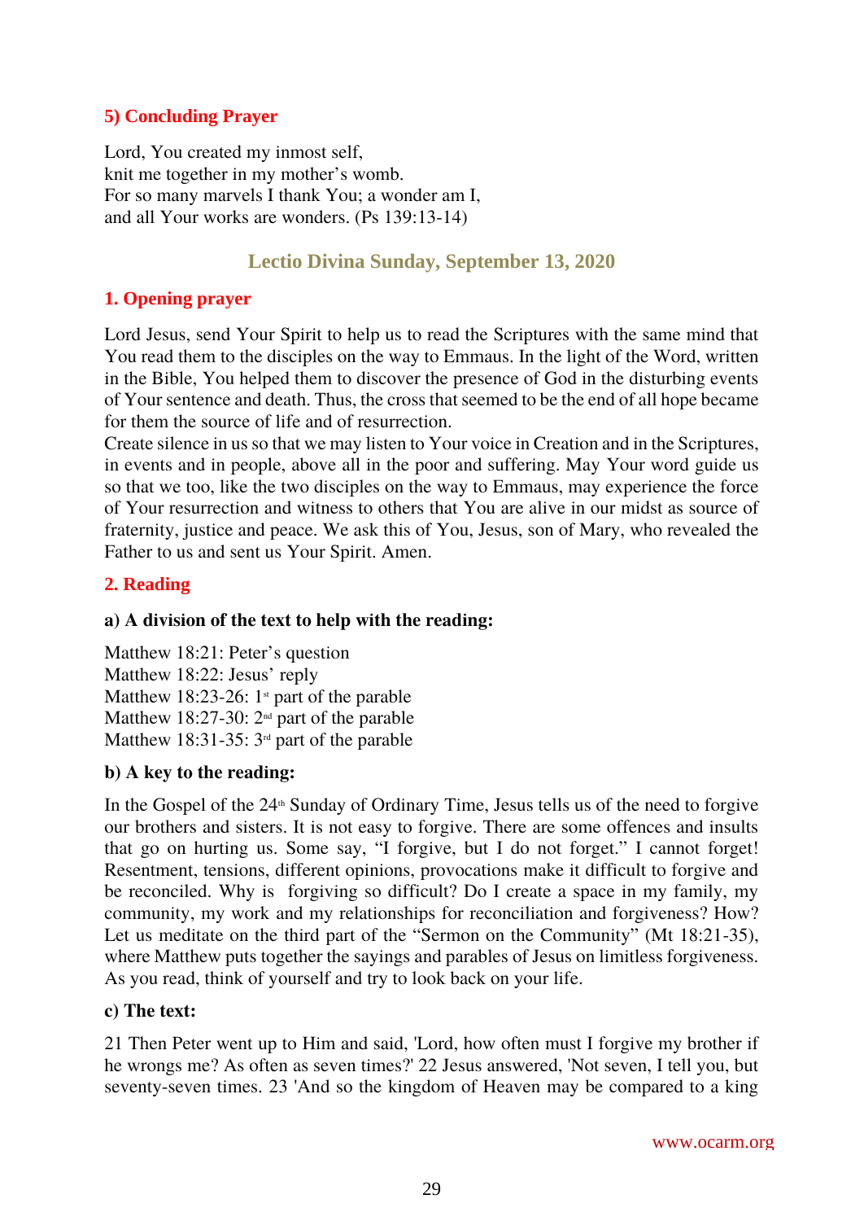### 5) Concluding Prayer

Lord, You created my inmost self,
knit me together in my mother's womb.
For so many marvels I thank You; a wonder am I,
and all Your works are wonders. (Ps 139:13-14)

## Lectio Divina Sunday, September 13, 2020

### 1. Opening prayer

Lord Jesus, send Your Spirit to help us to read the Scriptures with the same mind that You read them to the disciples on the way to Emmaus. In the light of the Word, written in the Bible, You helped them to discover the presence of God in the disturbing events of Your sentence and death. Thus, the cross that seemed to be the end of all hope became for them the source of life and of resurrection.
Create silence in us so that we may listen to Your voice in Creation and in the Scriptures, in events and in people, above all in the poor and suffering. May Your word guide us so that we too, like the two disciples on the way to Emmaus, may experience the force of Your resurrection and witness to others that You are alive in our midst as source of fraternity, justice and peace. We ask this of You, Jesus, son of Mary, who revealed the Father to us and sent us Your Spirit. Amen.

### 2. Reading

**a) A division of the text to help with the reading:**

Matthew 18:21: Peter's question
Matthew 18:22: Jesus' reply
Matthew 18:23-26: 1st part of the parable
Matthew 18:27-30: 2nd part of the parable
Matthew 18:31-35: 3rd part of the parable

**b) A key to the reading:**

In the Gospel of the 24th Sunday of Ordinary Time, Jesus tells us of the need to forgive our brothers and sisters. It is not easy to forgive. There are some offences and insults that go on hurting us. Some say, "I forgive, but I do not forget." I cannot forget! Resentment, tensions, different opinions, provocations make it difficult to forgive and be reconciled. Why is forgiving so difficult? Do I create a space in my family, my community, my work and my relationships for reconciliation and forgiveness? How? Let us meditate on the third part of the "Sermon on the Community" (Mt 18:21-35), where Matthew puts together the sayings and parables of Jesus on limitless forgiveness. As you read, think of yourself and try to look back on your life.

**c) The text:**

21 Then Peter went up to Him and said, 'Lord, how often must I forgive my brother if he wrongs me? As often as seven times?' 22 Jesus answered, 'Not seven, I tell you, but seventy-seven times. 23 'And so the kingdom of Heaven may be compared to a king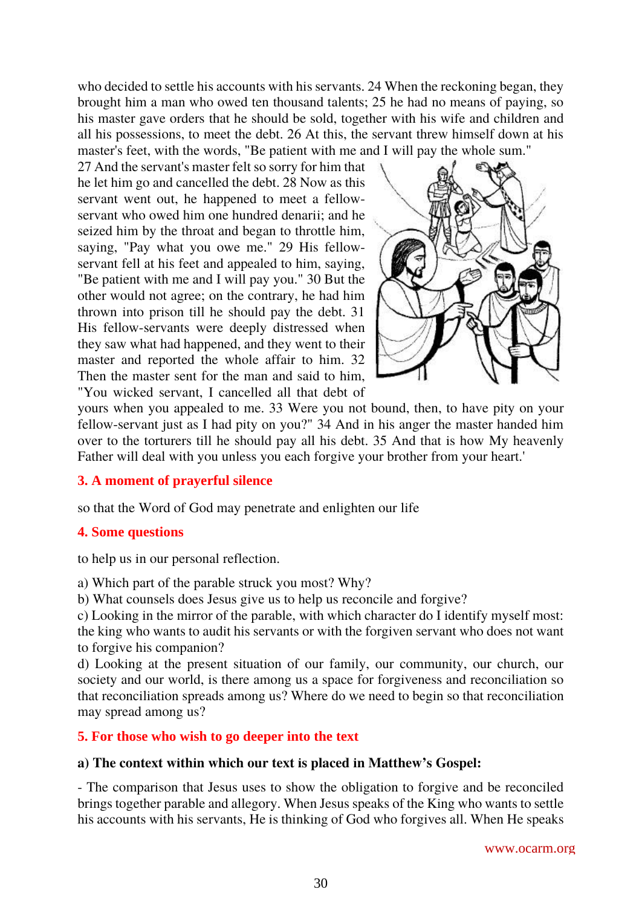who decided to settle his accounts with his servants. 24 When the reckoning began, they brought him a man who owed ten thousand talents; 25 he had no means of paying, so his master gave orders that he should be sold, together with his wife and children and all his possessions, to meet the debt. 26 At this, the servant threw himself down at his master's feet, with the words, "Be patient with me and I will pay the whole sum." 27 And the servant's master felt so sorry for him that he let him go and cancelled the debt. 28 Now as this servant went out, he happened to meet a fellow-servant who owed him one hundred denarii; and he seized him by the throat and began to throttle him, saying, "Pay what you owe me." 29 His fellow-servant fell at his feet and appealed to him, saying, "Be patient with me and I will pay you." 30 But the other would not agree; on the contrary, he had him thrown into prison till he should pay the debt. 31 His fellow-servants were deeply distressed when they saw what had happened, and they went to their master and reported the whole affair to him. 32 Then the master sent for the man and said to him, "You wicked servant, I cancelled all that debt of yours when you appealed to me. 33 Were you not bound, then, to have pity on your fellow-servant just as I had pity on you?" 34 And in his anger the master handed him over to the torturers till he should pay all his debt. 35 And that is how My heavenly Father will deal with you unless you each forgive your brother from your heart.'

## 3. A moment of prayerful silence

so that the Word of God may penetrate and enlighten our life

## 4. Some questions

to help us in our personal reflection.

a) Which part of the parable struck you most? Why?
b) What counsels does Jesus give us to help us reconcile and forgive?
c) Looking in the mirror of the parable, with which character do I identify myself most: the king who wants to audit his servants or with the forgiven servant who does not want to forgive his companion?
d) Looking at the present situation of our family, our community, our church, our society and our world, is there among us a space for forgiveness and reconciliation so that reconciliation spreads among us? Where do we need to begin so that reconciliation may spread among us?

## 5. For those who wish to go deeper into the text

**a) The context within which our text is placed in Matthew's Gospel:**

- The comparison that Jesus uses to show the obligation to forgive and be reconciled brings together parable and allegory. When Jesus speaks of the King who wants to settle his accounts with his servants, He is thinking of God who forgives all. When He speaks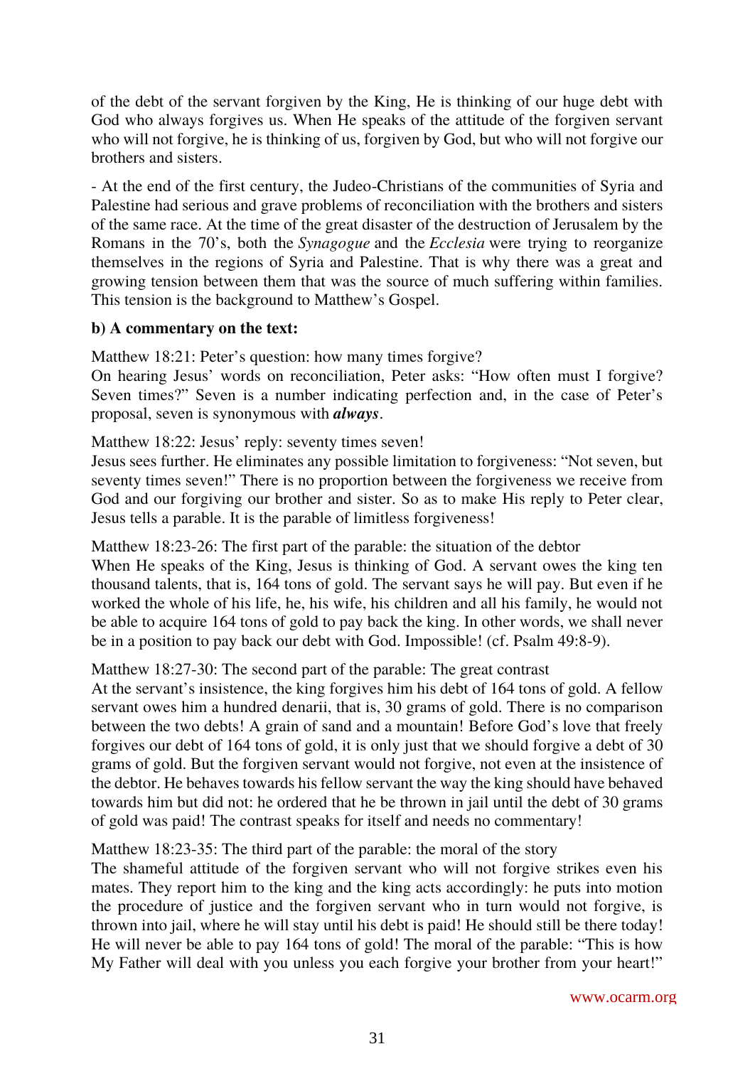of the debt of the servant forgiven by the King, He is thinking of our huge debt with God who always forgives us. When He speaks of the attitude of the forgiven servant who will not forgive, he is thinking of us, forgiven by God, but who will not forgive our brothers and sisters.

- At the end of the first century, the Judeo-Christians of the communities of Syria and Palestine had serious and grave problems of reconciliation with the brothers and sisters of the same race. At the time of the great disaster of the destruction of Jerusalem by the Romans in the 70's, both the *Synagogue* and the *Ecclesia* were trying to reorganize themselves in the regions of Syria and Palestine. That is why there was a great and growing tension between them that was the source of much suffering within families. This tension is the background to Matthew's Gospel.

**b) A commentary on the text:**

Matthew 18:21: Peter's question: how many times forgive?
On hearing Jesus' words on reconciliation, Peter asks: "How often must I forgive? Seven times?" Seven is a number indicating perfection and, in the case of Peter's proposal, seven is synonymous with ***always***.

Matthew 18:22: Jesus' reply: seventy times seven!
Jesus sees further. He eliminates any possible limitation to forgiveness: "Not seven, but seventy times seven!" There is no proportion between the forgiveness we receive from God and our forgiving our brother and sister. So as to make His reply to Peter clear, Jesus tells a parable. It is the parable of limitless forgiveness!

Matthew 18:23-26: The first part of the parable: the situation of the debtor
When He speaks of the King, Jesus is thinking of God. A servant owes the king ten thousand talents, that is, 164 tons of gold. The servant says he will pay. But even if he worked the whole of his life, he, his wife, his children and all his family, he would not be able to acquire 164 tons of gold to pay back the king. In other words, we shall never be in a position to pay back our debt with God. Impossible! (cf. Psalm 49:8-9).

Matthew 18:27-30: The second part of the parable: The great contrast
At the servant's insistence, the king forgives him his debt of 164 tons of gold. A fellow servant owes him a hundred denarii, that is, 30 grams of gold. There is no comparison between the two debts! A grain of sand and a mountain! Before God's love that freely forgives our debt of 164 tons of gold, it is only just that we should forgive a debt of 30 grams of gold. But the forgiven servant would not forgive, not even at the insistence of the debtor. He behaves towards his fellow servant the way the king should have behaved towards him but did not: he ordered that he be thrown in jail until the debt of 30 grams of gold was paid! The contrast speaks for itself and needs no commentary!

Matthew 18:23-35: The third part of the parable: the moral of the story
The shameful attitude of the forgiven servant who will not forgive strikes even his mates. They report him to the king and the king acts accordingly: he puts into motion the procedure of justice and the forgiven servant who in turn would not forgive, is thrown into jail, where he will stay until his debt is paid! He should still be there today! He will never be able to pay 164 tons of gold! The moral of the parable: "This is how My Father will deal with you unless you each forgive your brother from your heart!"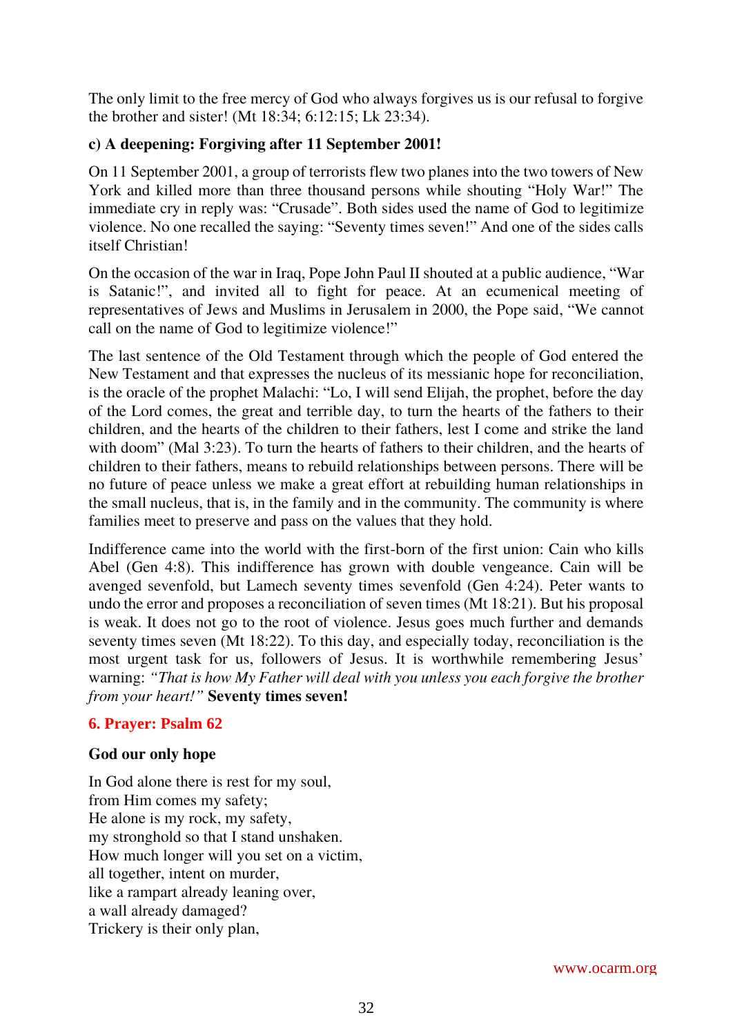The only limit to the free mercy of God who always forgives us is our refusal to forgive the brother and sister! (Mt 18:34; 6:12:15; Lk 23:34).

### c) A deepening: Forgiving after 11 September 2001!

On 11 September 2001, a group of terrorists flew two planes into the two towers of New York and killed more than three thousand persons while shouting "Holy War!" The immediate cry in reply was: "Crusade". Both sides used the name of God to legitimize violence. No one recalled the saying: "Seventy times seven!" And one of the sides calls itself Christian!

On the occasion of the war in Iraq, Pope John Paul II shouted at a public audience, "War is Satanic!", and invited all to fight for peace. At an ecumenical meeting of representatives of Jews and Muslims in Jerusalem in 2000, the Pope said, "We cannot call on the name of God to legitimize violence!"

The last sentence of the Old Testament through which the people of God entered the New Testament and that expresses the nucleus of its messianic hope for reconciliation, is the oracle of the prophet Malachi: "Lo, I will send Elijah, the prophet, before the day of the Lord comes, the great and terrible day, to turn the hearts of the fathers to their children, and the hearts of the children to their fathers, lest I come and strike the land with doom" (Mal 3:23). To turn the hearts of fathers to their children, and the hearts of children to their fathers, means to rebuild relationships between persons. There will be no future of peace unless we make a great effort at rebuilding human relationships in the small nucleus, that is, in the family and in the community. The community is where families meet to preserve and pass on the values that they hold.

Indifference came into the world with the first-born of the first union: Cain who kills Abel (Gen 4:8). This indifference has grown with double vengeance. Cain will be avenged sevenfold, but Lamech seventy times sevenfold (Gen 4:24). Peter wants to undo the error and proposes a reconciliation of seven times (Mt 18:21). But his proposal is weak. It does not go to the root of violence. Jesus goes much further and demands seventy times seven (Mt 18:22). To this day, and especially today, reconciliation is the most urgent task for us, followers of Jesus. It is worthwhile remembering Jesus' warning: *"That is how My Father will deal with you unless you each forgive the brother from your heart!"* **Seventy times seven!**

## 6. Prayer: Psalm 62

### God our only hope

In God alone there is rest for my soul,
from Him comes my safety;
He alone is my rock, my safety,
my stronghold so that I stand unshaken.
How much longer will you set on a victim,
all together, intent on murder,
like a rampart already leaning over,
a wall already damaged?
Trickery is their only plan,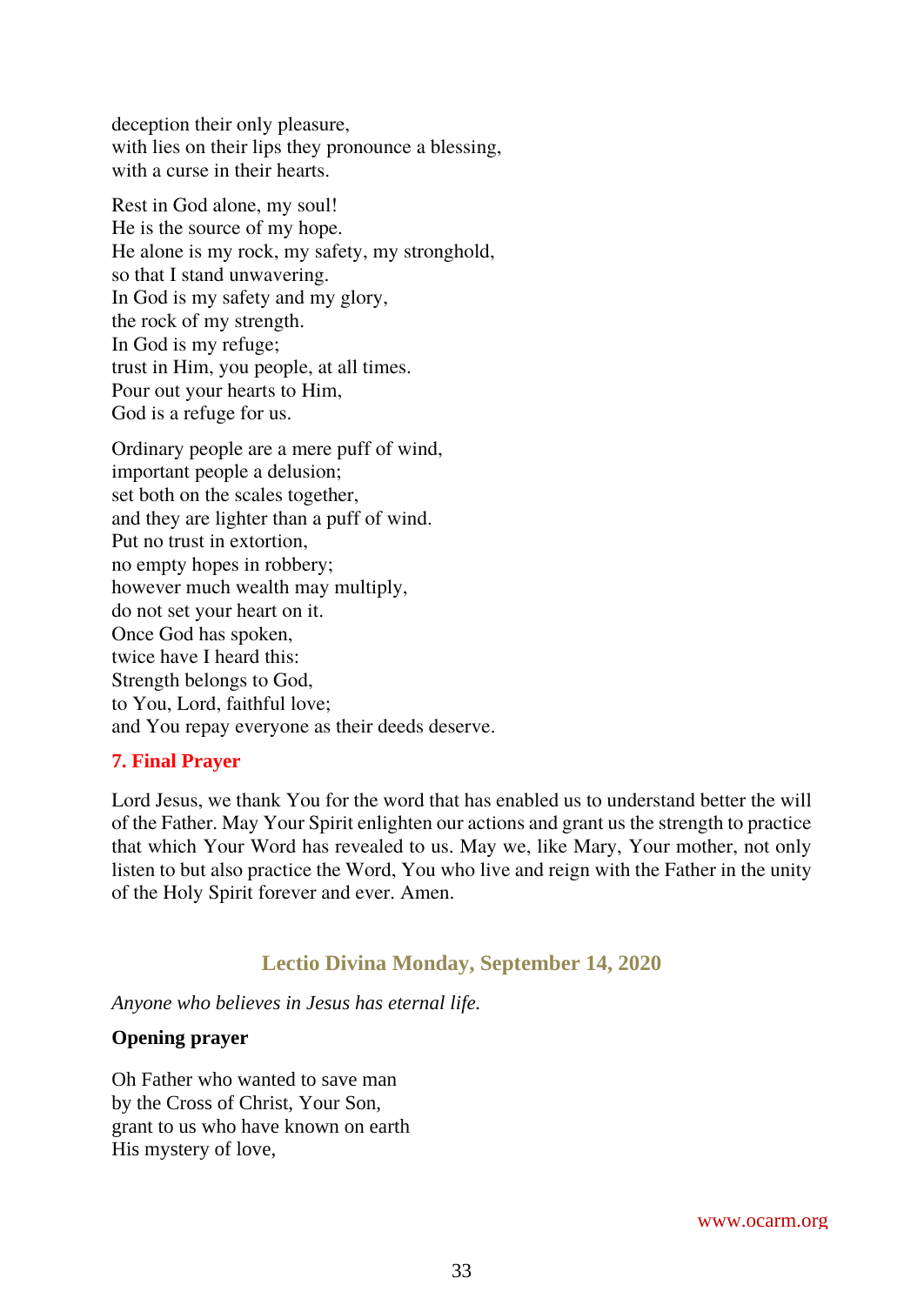deception their only pleasure,  
with lies on their lips they pronounce a blessing,  
with a curse in their hearts.

Rest in God alone, my soul!  
He is the source of my hope.  
He alone is my rock, my safety, my stronghold,  
so that I stand unwavering.  
In God is my safety and my glory,  
the rock of my strength.  
In God is my refuge;  
trust in Him, you people, at all times.  
Pour out your hearts to Him,  
God is a refuge for us.

Ordinary people are a mere puff of wind,  
important people a delusion;  
set both on the scales together,  
and they are lighter than a puff of wind.  
Put no trust in extortion,  
no empty hopes in robbery;  
however much wealth may multiply,  
do not set your heart on it.  
Once God has spoken,  
twice have I heard this:  
Strength belongs to God,  
to You, Lord, faithful love;  
and You repay everyone as their deeds deserve.

### 7. Final Prayer

Lord Jesus, we thank You for the word that has enabled us to understand better the will of the Father. May Your Spirit enlighten our actions and grant us the strength to practice that which Your Word has revealed to us. May we, like Mary, Your mother, not only listen to but also practice the Word, You who live and reign with the Father in the unity of the Holy Spirit forever and ever. Amen.

## Lectio Divina Monday, September 14, 2020

*Anyone who believes in Jesus has eternal life.*

**Opening prayer**

Oh Father who wanted to save man  
by the Cross of Christ, Your Son,  
grant to us who have known on earth  
His mystery of love,

www.ocarm.org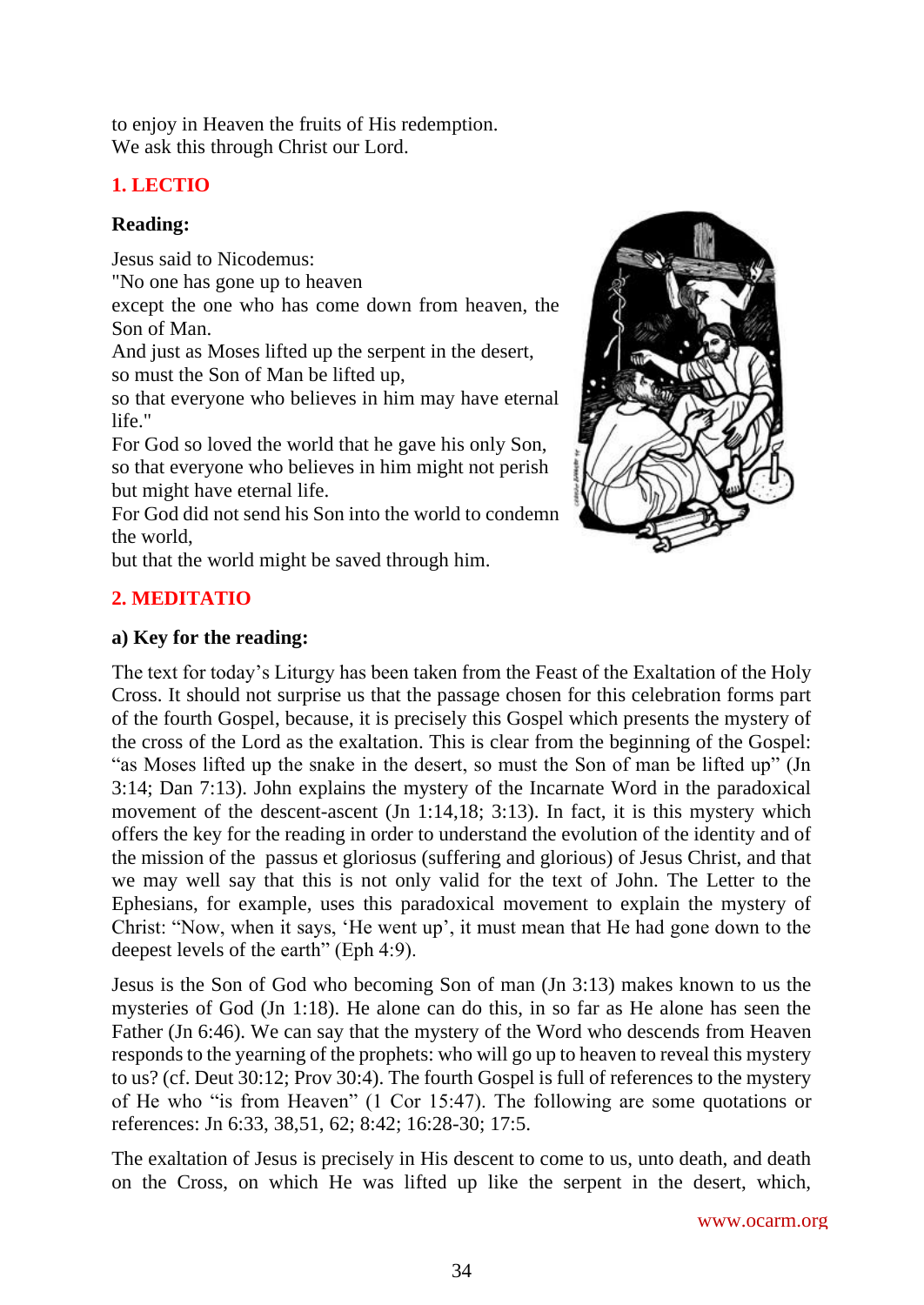to enjoy in Heaven the fruits of His redemption.
We ask this through Christ our Lord.

## 1. LECTIO

**Reading:**

Jesus said to Nicodemus:
"No one has gone up to heaven
except the one who has come down from heaven, the Son of Man.
And just as Moses lifted up the serpent in the desert,
so must the Son of Man be lifted up,
so that everyone who believes in him may have eternal life."
For God so loved the world that he gave his only Son,
so that everyone who believes in him might not perish
but might have eternal life.
For God did not send his Son into the world to condemn the world,
but that the world might be saved through him.

## 2. MEDITATIO

**a) Key for the reading:**

The text for today's Liturgy has been taken from the Feast of the Exaltation of the Holy Cross. It should not surprise us that the passage chosen for this celebration forms part of the fourth Gospel, because, it is precisely this Gospel which presents the mystery of the cross of the Lord as the exaltation. This is clear from the beginning of the Gospel: "as Moses lifted up the snake in the desert, so must the Son of man be lifted up" (Jn 3:14; Dan 7:13). John explains the mystery of the Incarnate Word in the paradoxical movement of the descent-ascent (Jn 1:14,18; 3:13). In fact, it is this mystery which offers the key for the reading in order to understand the evolution of the identity and of the mission of the passus et gloriosus (suffering and glorious) of Jesus Christ, and that we may well say that this is not only valid for the text of John. The Letter to the Ephesians, for example, uses this paradoxical movement to explain the mystery of Christ: "Now, when it says, 'He went up', it must mean that He had gone down to the deepest levels of the earth" (Eph 4:9).

Jesus is the Son of God who becoming Son of man (Jn 3:13) makes known to us the mysteries of God (Jn 1:18). He alone can do this, in so far as He alone has seen the Father (Jn 6:46). We can say that the mystery of the Word who descends from Heaven responds to the yearning of the prophets: who will go up to heaven to reveal this mystery to us? (cf. Deut 30:12; Prov 30:4). The fourth Gospel is full of references to the mystery of He who "is from Heaven" (1 Cor 15:47). The following are some quotations or references: Jn 6:33, 38,51, 62; 8:42; 16:28-30; 17:5.

The exaltation of Jesus is precisely in His descent to come to us, unto death, and death on the Cross, on which He was lifted up like the serpent in the desert, which,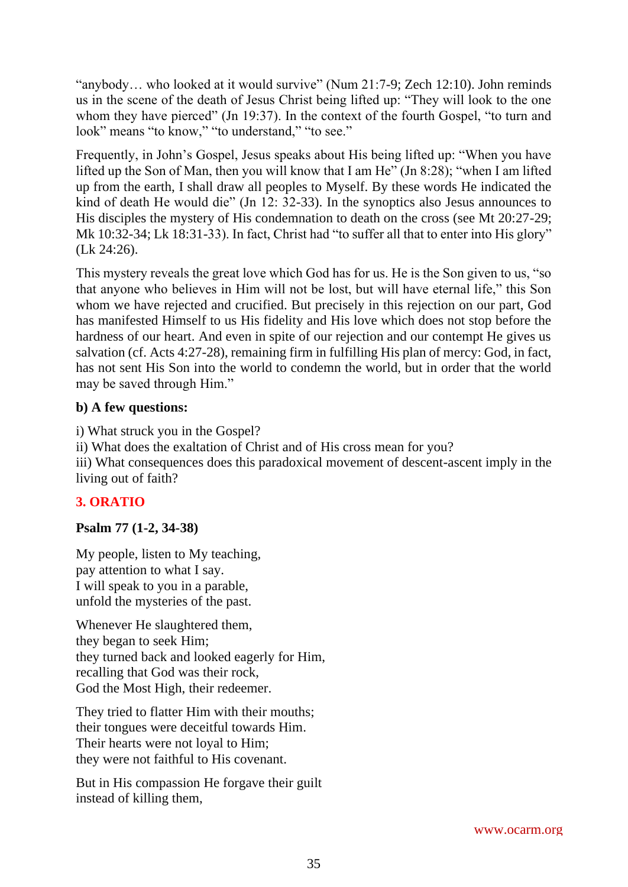"anybody… who looked at it would survive" (Num 21:7-9; Zech 12:10). John reminds us in the scene of the death of Jesus Christ being lifted up: "They will look to the one whom they have pierced" (Jn 19:37). In the context of the fourth Gospel, "to turn and look" means "to know," "to understand," "to see."

Frequently, in John's Gospel, Jesus speaks about His being lifted up: "When you have lifted up the Son of Man, then you will know that I am He" (Jn 8:28); "when I am lifted up from the earth, I shall draw all peoples to Myself. By these words He indicated the kind of death He would die" (Jn 12: 32-33). In the synoptics also Jesus announces to His disciples the mystery of His condemnation to death on the cross (see Mt 20:27-29; Mk 10:32-34; Lk 18:31-33). In fact, Christ had "to suffer all that to enter into His glory" (Lk 24:26).

This mystery reveals the great love which God has for us. He is the Son given to us, "so that anyone who believes in Him will not be lost, but will have eternal life," this Son whom we have rejected and crucified. But precisely in this rejection on our part, God has manifested Himself to us His fidelity and His love which does not stop before the hardness of our heart. And even in spite of our rejection and our contempt He gives us salvation (cf. Acts 4:27-28), remaining firm in fulfilling His plan of mercy: God, in fact, has not sent His Son into the world to condemn the world, but in order that the world may be saved through Him."

**b) A few questions:**

i) What struck you in the Gospel?
ii) What does the exaltation of Christ and of His cross mean for you?
iii) What consequences does this paradoxical movement of descent-ascent imply in the living out of faith?

## 3. ORATIO

**Psalm 77 (1-2, 34-38)**

My people, listen to My teaching,
pay attention to what I say.
I will speak to you in a parable,
unfold the mysteries of the past.

Whenever He slaughtered them,
they began to seek Him;
they turned back and looked eagerly for Him,
recalling that God was their rock,
God the Most High, their redeemer.

They tried to flatter Him with their mouths;
their tongues were deceitful towards Him.
Their hearts were not loyal to Him;
they were not faithful to His covenant.

But in His compassion He forgave their guilt
instead of killing them,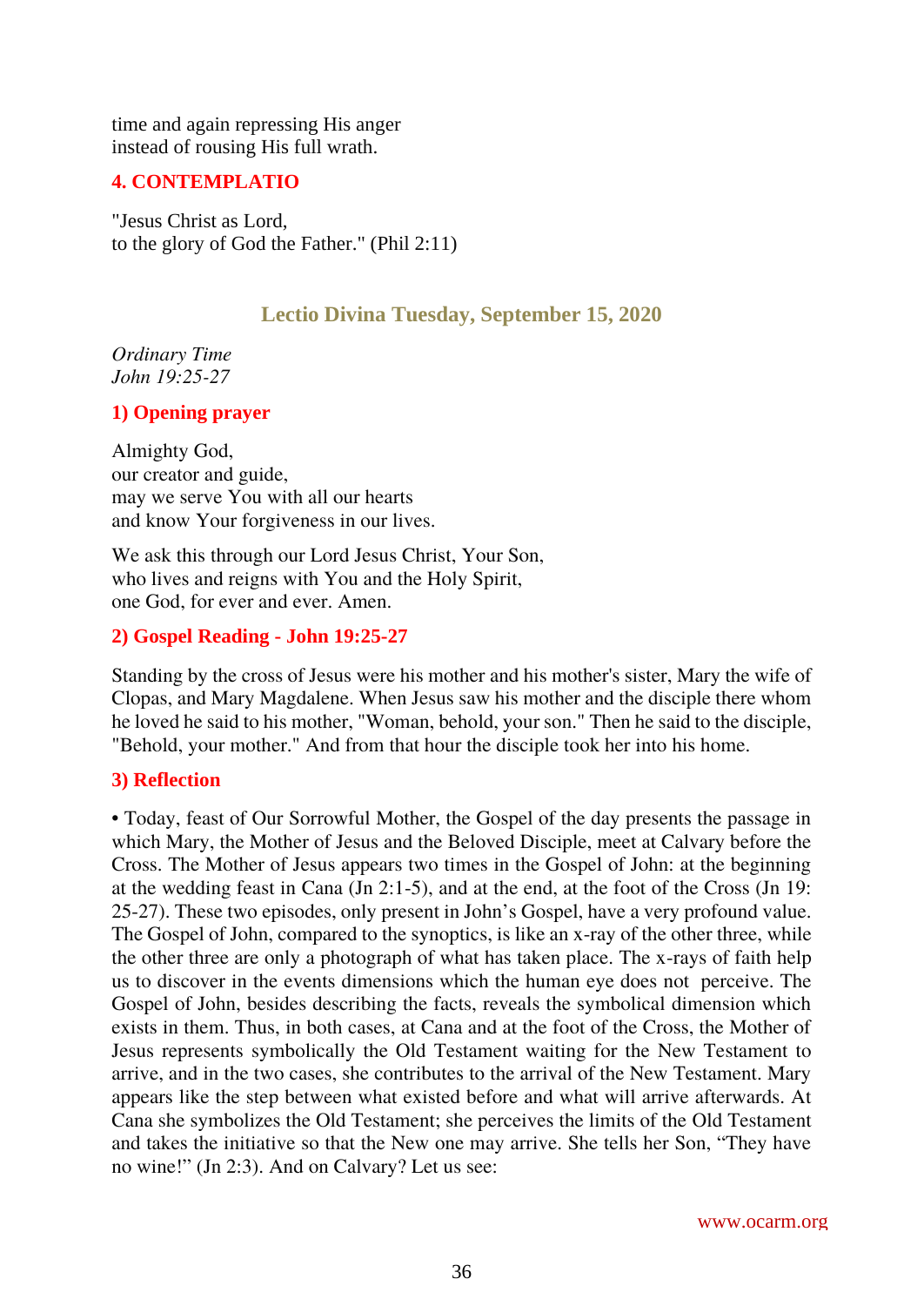time and again repressing His anger
instead of rousing His full wrath.

## 4. CONTEMPLATIO

"Jesus Christ as Lord,
to the glory of God the Father." (Phil 2:11)

# Lectio Divina Tuesday, September 15, 2020

*Ordinary Time*
*John 19:25-27*

## 1) Opening prayer

Almighty God,
our creator and guide,
may we serve You with all our hearts
and know Your forgiveness in our lives.

We ask this through our Lord Jesus Christ, Your Son,
who lives and reigns with You and the Holy Spirit,
one God, for ever and ever. Amen.

## 2) Gospel Reading - John 19:25-27

Standing by the cross of Jesus were his mother and his mother's sister, Mary the wife of Clopas, and Mary Magdalene. When Jesus saw his mother and the disciple there whom he loved he said to his mother, "Woman, behold, your son." Then he said to the disciple, "Behold, your mother." And from that hour the disciple took her into his home.

## 3) Reflection

• Today, feast of Our Sorrowful Mother, the Gospel of the day presents the passage in which Mary, the Mother of Jesus and the Beloved Disciple, meet at Calvary before the Cross. The Mother of Jesus appears two times in the Gospel of John: at the beginning at the wedding feast in Cana (Jn 2:1-5), and at the end, at the foot of the Cross (Jn 19: 25-27). These two episodes, only present in John's Gospel, have a very profound value. The Gospel of John, compared to the synoptics, is like an x-ray of the other three, while the other three are only a photograph of what has taken place. The x-rays of faith help us to discover in the events dimensions which the human eye does not perceive. The Gospel of John, besides describing the facts, reveals the symbolical dimension which exists in them. Thus, in both cases, at Cana and at the foot of the Cross, the Mother of Jesus represents symbolically the Old Testament waiting for the New Testament to arrive, and in the two cases, she contributes to the arrival of the New Testament. Mary appears like the step between what existed before and what will arrive afterwards. At Cana she symbolizes the Old Testament; she perceives the limits of the Old Testament and takes the initiative so that the New one may arrive. She tells her Son, "They have no wine!" (Jn 2:3). And on Calvary? Let us see: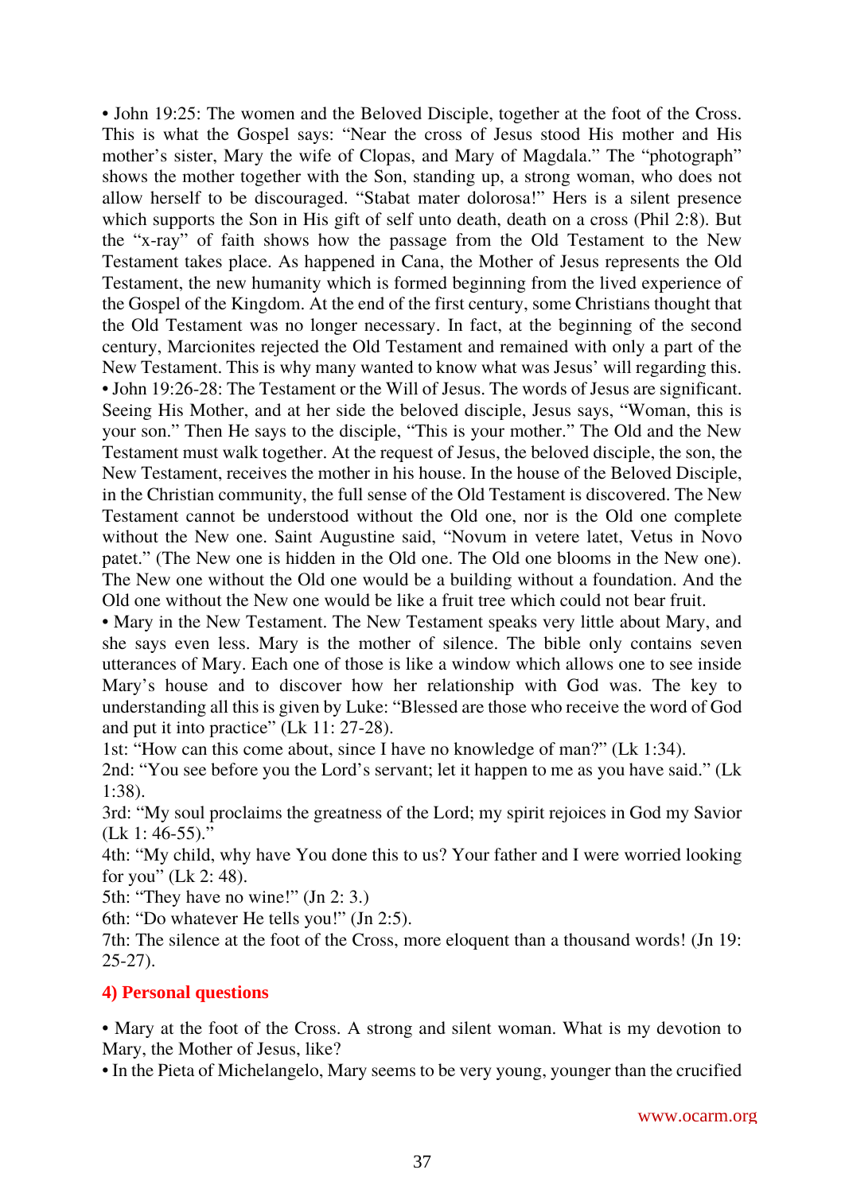• John 19:25: The women and the Beloved Disciple, together at the foot of the Cross. This is what the Gospel says: "Near the cross of Jesus stood His mother and His mother's sister, Mary the wife of Clopas, and Mary of Magdala." The "photograph" shows the mother together with the Son, standing up, a strong woman, who does not allow herself to be discouraged. "Stabat mater dolorosa!" Hers is a silent presence which supports the Son in His gift of self unto death, death on a cross (Phil 2:8). But the "x-ray" of faith shows how the passage from the Old Testament to the New Testament takes place. As happened in Cana, the Mother of Jesus represents the Old Testament, the new humanity which is formed beginning from the lived experience of the Gospel of the Kingdom. At the end of the first century, some Christians thought that the Old Testament was no longer necessary. In fact, at the beginning of the second century, Marcionites rejected the Old Testament and remained with only a part of the New Testament. This is why many wanted to know what was Jesus' will regarding this.

• John 19:26-28: The Testament or the Will of Jesus. The words of Jesus are significant. Seeing His Mother, and at her side the beloved disciple, Jesus says, "Woman, this is your son." Then He says to the disciple, "This is your mother." The Old and the New Testament must walk together. At the request of Jesus, the beloved disciple, the son, the New Testament, receives the mother in his house. In the house of the Beloved Disciple, in the Christian community, the full sense of the Old Testament is discovered. The New Testament cannot be understood without the Old one, nor is the Old one complete without the New one. Saint Augustine said, "Novum in vetere latet, Vetus in Novo patet." (The New one is hidden in the Old one. The Old one blooms in the New one). The New one without the Old one would be a building without a foundation. And the Old one without the New one would be like a fruit tree which could not bear fruit.

• Mary in the New Testament. The New Testament speaks very little about Mary, and she says even less. Mary is the mother of silence. The bible only contains seven utterances of Mary. Each one of those is like a window which allows one to see inside Mary's house and to discover how her relationship with God was. The key to understanding all this is given by Luke: "Blessed are those who receive the word of God and put it into practice" (Lk 11: 27-28).

1st: "How can this come about, since I have no knowledge of man?" (Lk 1:34).

2nd: "You see before you the Lord's servant; let it happen to me as you have said." (Lk 1:38).

3rd: "My soul proclaims the greatness of the Lord; my spirit rejoices in God my Savior (Lk 1: 46-55)."

4th: "My child, why have You done this to us? Your father and I were worried looking for you" (Lk 2: 48).

5th: "They have no wine!" (Jn 2: 3.)

6th: "Do whatever He tells you!" (Jn 2:5).

7th: The silence at the foot of the Cross, more eloquent than a thousand words! (Jn 19: 25-27).

## 4) Personal questions

• Mary at the foot of the Cross. A strong and silent woman. What is my devotion to Mary, the Mother of Jesus, like?

• In the Pieta of Michelangelo, Mary seems to be very young, younger than the crucified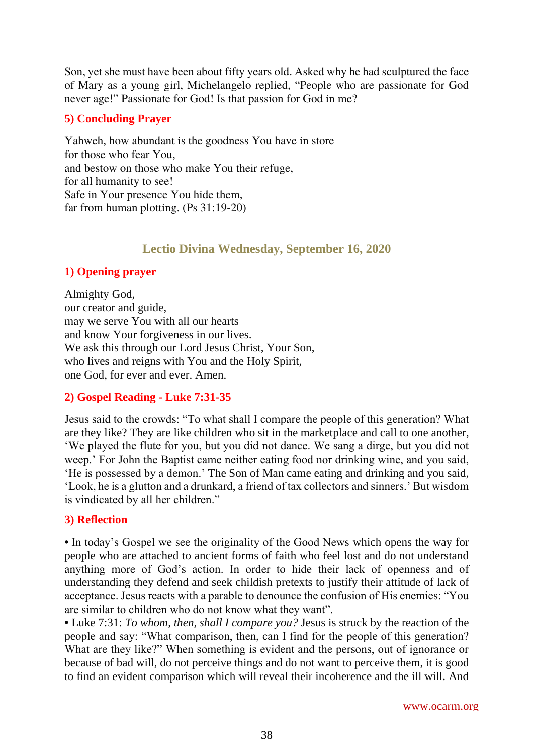Son, yet she must have been about fifty years old. Asked why he had sculptured the face of Mary as a young girl, Michelangelo replied, "People who are passionate for God never age!" Passionate for God! Is that passion for God in me?

### 5) Concluding Prayer

Yahweh, how abundant is the goodness You have in store
for those who fear You,
and bestow on those who make You their refuge,
for all humanity to see!
Safe in Your presence You hide them,
far from human plotting. (Ps 31:19-20)

## Lectio Divina Wednesday, September 16, 2020

### 1) Opening prayer

Almighty God,
our creator and guide,
may we serve You with all our hearts
and know Your forgiveness in our lives.
We ask this through our Lord Jesus Christ, Your Son,
who lives and reigns with You and the Holy Spirit,
one God, for ever and ever. Amen.

### 2) Gospel Reading - Luke 7:31-35

Jesus said to the crowds: "To what shall I compare the people of this generation? What are they like? They are like children who sit in the marketplace and call to one another, 'We played the flute for you, but you did not dance. We sang a dirge, but you did not weep.' For John the Baptist came neither eating food nor drinking wine, and you said, 'He is possessed by a demon.' The Son of Man came eating and drinking and you said, 'Look, he is a glutton and a drunkard, a friend of tax collectors and sinners.' But wisdom is vindicated by all her children."

### 3) Reflection

• In today's Gospel we see the originality of the Good News which opens the way for people who are attached to ancient forms of faith who feel lost and do not understand anything more of God's action. In order to hide their lack of openness and of understanding they defend and seek childish pretexts to justify their attitude of lack of acceptance. Jesus reacts with a parable to denounce the confusion of His enemies: "You are similar to children who do not know what they want".

• Luke 7:31: *To whom, then, shall I compare you?* Jesus is struck by the reaction of the people and say: "What comparison, then, can I find for the people of this generation? What are they like?" When something is evident and the persons, out of ignorance or because of bad will, do not perceive things and do not want to perceive them, it is good to find an evident comparison which will reveal their incoherence and the ill will. And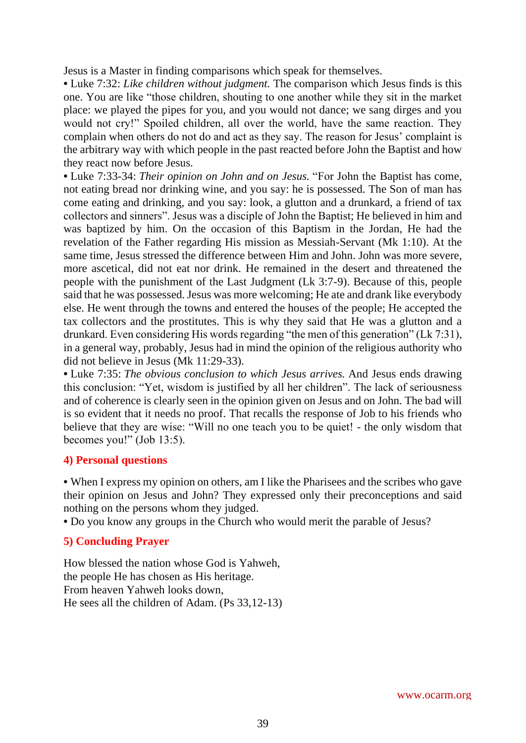Jesus is a Master in finding comparisons which speak for themselves.

• Luke 7:32: *Like children without judgment.* The comparison which Jesus finds is this one. You are like "those children, shouting to one another while they sit in the market place: we played the pipes for you, and you would not dance; we sang dirges and you would not cry!" Spoiled children, all over the world, have the same reaction. They complain when others do not do and act as they say. The reason for Jesus' complaint is the arbitrary way with which people in the past reacted before John the Baptist and how they react now before Jesus.

• Luke 7:33-34: *Their opinion on John and on Jesus.* "For John the Baptist has come, not eating bread nor drinking wine, and you say: he is possessed. The Son of man has come eating and drinking, and you say: look, a glutton and a drunkard, a friend of tax collectors and sinners". Jesus was a disciple of John the Baptist; He believed in him and was baptized by him. On the occasion of this Baptism in the Jordan, He had the revelation of the Father regarding His mission as Messiah-Servant (Mk 1:10). At the same time, Jesus stressed the difference between Him and John. John was more severe, more ascetical, did not eat nor drink. He remained in the desert and threatened the people with the punishment of the Last Judgment (Lk 3:7-9). Because of this, people said that he was possessed. Jesus was more welcoming; He ate and drank like everybody else. He went through the towns and entered the houses of the people; He accepted the tax collectors and the prostitutes. This is why they said that He was a glutton and a drunkard. Even considering His words regarding "the men of this generation" (Lk 7:31), in a general way, probably, Jesus had in mind the opinion of the religious authority who did not believe in Jesus (Mk 11:29-33).

• Luke 7:35: *The obvious conclusion to which Jesus arrives.* And Jesus ends drawing this conclusion: "Yet, wisdom is justified by all her children". The lack of seriousness and of coherence is clearly seen in the opinion given on Jesus and on John. The bad will is so evident that it needs no proof. That recalls the response of Job to his friends who believe that they are wise: "Will no one teach you to be quiet! - the only wisdom that becomes you!" (Job 13:5).

## 4) Personal questions

• When I express my opinion on others, am I like the Pharisees and the scribes who gave their opinion on Jesus and John? They expressed only their preconceptions and said nothing on the persons whom they judged.

• Do you know any groups in the Church who would merit the parable of Jesus?

## 5) Concluding Prayer

How blessed the nation whose God is Yahweh,
the people He has chosen as His heritage.
From heaven Yahweh looks down,
He sees all the children of Adam. (Ps 33,12-13)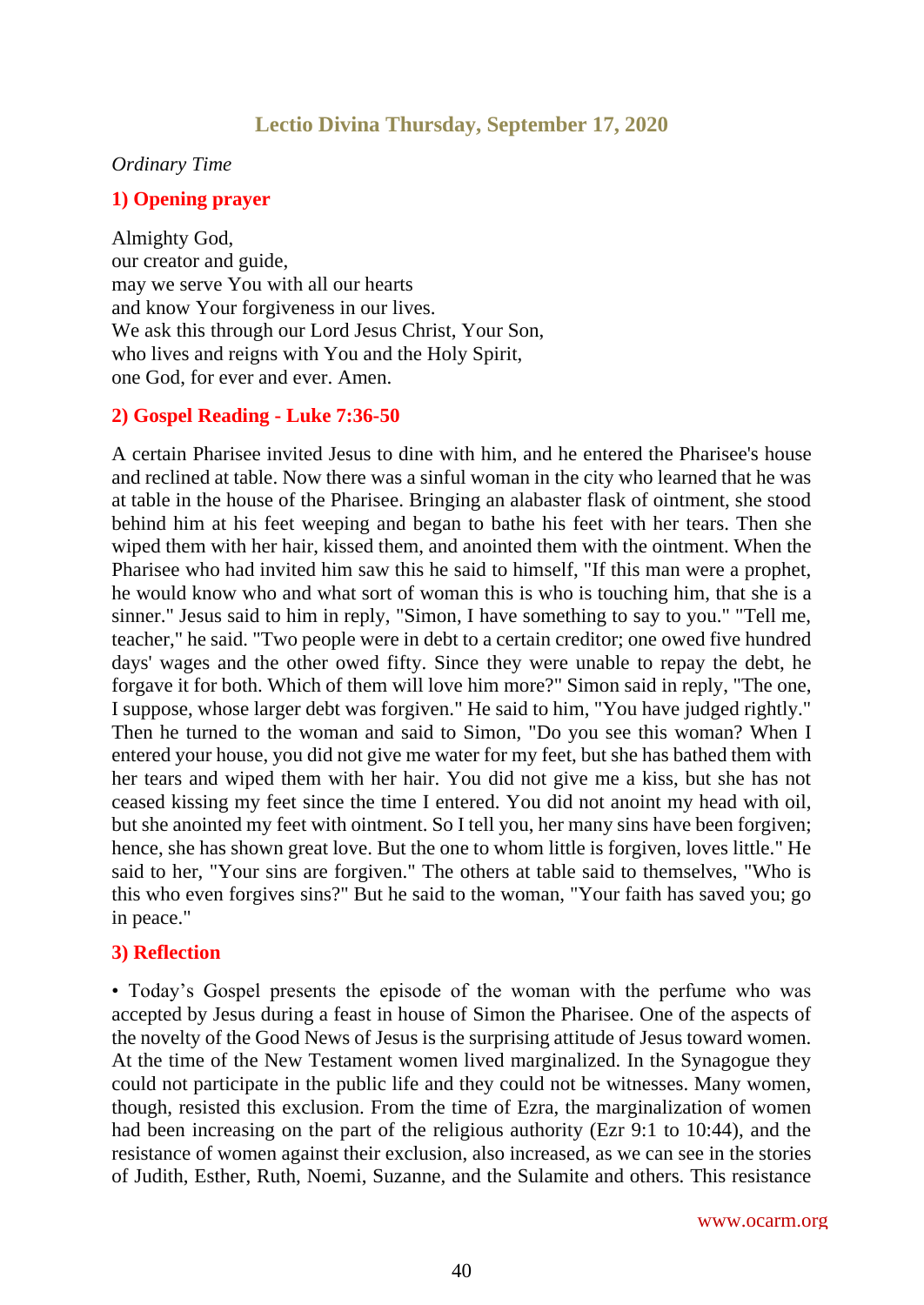## Lectio Divina Thursday, September 17, 2020

*Ordinary Time*

### 1) Opening prayer

Almighty God,
our creator and guide,
may we serve You with all our hearts
and know Your forgiveness in our lives.
We ask this through our Lord Jesus Christ, Your Son,
who lives and reigns with You and the Holy Spirit,
one God, for ever and ever. Amen.

### 2) Gospel Reading - Luke 7:36-50

A certain Pharisee invited Jesus to dine with him, and he entered the Pharisee's house and reclined at table. Now there was a sinful woman in the city who learned that he was at table in the house of the Pharisee. Bringing an alabaster flask of ointment, she stood behind him at his feet weeping and began to bathe his feet with her tears. Then she wiped them with her hair, kissed them, and anointed them with the ointment. When the Pharisee who had invited him saw this he said to himself, "If this man were a prophet, he would know who and what sort of woman this is who is touching him, that she is a sinner." Jesus said to him in reply, "Simon, I have something to say to you." "Tell me, teacher," he said. "Two people were in debt to a certain creditor; one owed five hundred days' wages and the other owed fifty. Since they were unable to repay the debt, he forgave it for both. Which of them will love him more?" Simon said in reply, "The one, I suppose, whose larger debt was forgiven." He said to him, "You have judged rightly." Then he turned to the woman and said to Simon, "Do you see this woman? When I entered your house, you did not give me water for my feet, but she has bathed them with her tears and wiped them with her hair. You did not give me a kiss, but she has not ceased kissing my feet since the time I entered. You did not anoint my head with oil, but she anointed my feet with ointment. So I tell you, her many sins have been forgiven; hence, she has shown great love. But the one to whom little is forgiven, loves little." He said to her, "Your sins are forgiven." The others at table said to themselves, "Who is this who even forgives sins?" But he said to the woman, "Your faith has saved you; go in peace."

### 3) Reflection

• Today's Gospel presents the episode of the woman with the perfume who was accepted by Jesus during a feast in house of Simon the Pharisee. One of the aspects of the novelty of the Good News of Jesus is the surprising attitude of Jesus toward women. At the time of the New Testament women lived marginalized. In the Synagogue they could not participate in the public life and they could not be witnesses. Many women, though, resisted this exclusion. From the time of Ezra, the marginalization of women had been increasing on the part of the religious authority (Ezr 9:1 to 10:44), and the resistance of women against their exclusion, also increased, as we can see in the stories of Judith, Esther, Ruth, Noemi, Suzanne, and the Sulamite and others. This resistance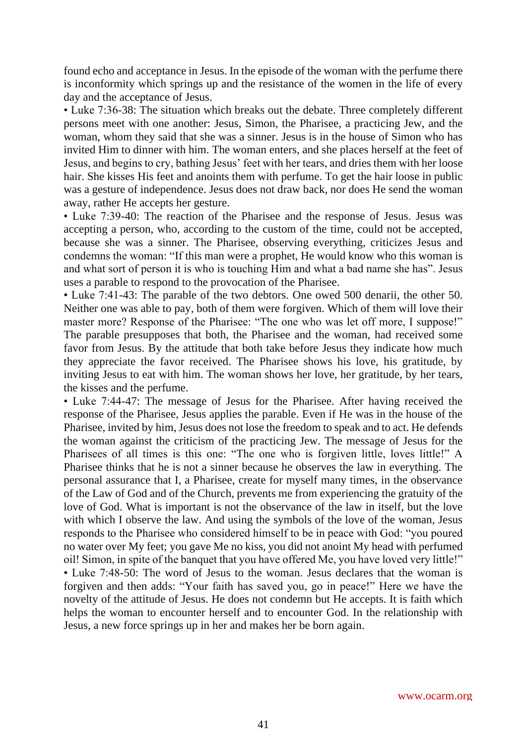found echo and acceptance in Jesus. In the episode of the woman with the perfume there is inconformity which springs up and the resistance of the women in the life of every day and the acceptance of Jesus.

- Luke 7:36-38: The situation which breaks out the debate. Three completely different persons meet with one another: Jesus, Simon, the Pharisee, a practicing Jew, and the woman, whom they said that she was a sinner. Jesus is in the house of Simon who has invited Him to dinner with him. The woman enters, and she places herself at the feet of Jesus, and begins to cry, bathing Jesus' feet with her tears, and dries them with her loose hair. She kisses His feet and anoints them with perfume. To get the hair loose in public was a gesture of independence. Jesus does not draw back, nor does He send the woman away, rather He accepts her gesture.
- Luke 7:39-40: The reaction of the Pharisee and the response of Jesus. Jesus was accepting a person, who, according to the custom of the time, could not be accepted, because she was a sinner. The Pharisee, observing everything, criticizes Jesus and condemns the woman: "If this man were a prophet, He would know who this woman is and what sort of person it is who is touching Him and what a bad name she has". Jesus uses a parable to respond to the provocation of the Pharisee.
- Luke 7:41-43: The parable of the two debtors. One owed 500 denarii, the other 50. Neither one was able to pay, both of them were forgiven. Which of them will love their master more? Response of the Pharisee: "The one who was let off more, I suppose!" The parable presupposes that both, the Pharisee and the woman, had received some favor from Jesus. By the attitude that both take before Jesus they indicate how much they appreciate the favor received. The Pharisee shows his love, his gratitude, by inviting Jesus to eat with him. The woman shows her love, her gratitude, by her tears, the kisses and the perfume.
- Luke 7:44-47: The message of Jesus for the Pharisee. After having received the response of the Pharisee, Jesus applies the parable. Even if He was in the house of the Pharisee, invited by him, Jesus does not lose the freedom to speak and to act. He defends the woman against the criticism of the practicing Jew. The message of Jesus for the Pharisees of all times is this one: "The one who is forgiven little, loves little!" A Pharisee thinks that he is not a sinner because he observes the law in everything. The personal assurance that I, a Pharisee, create for myself many times, in the observance of the Law of God and of the Church, prevents me from experiencing the gratuity of the love of God. What is important is not the observance of the law in itself, but the love with which I observe the law. And using the symbols of the love of the woman, Jesus responds to the Pharisee who considered himself to be in peace with God: "you poured no water over My feet; you gave Me no kiss, you did not anoint My head with perfumed oil! Simon, in spite of the banquet that you have offered Me, you have loved very little!"
- Luke 7:48-50: The word of Jesus to the woman. Jesus declares that the woman is forgiven and then adds: "Your faith has saved you, go in peace!" Here we have the novelty of the attitude of Jesus. He does not condemn but He accepts. It is faith which helps the woman to encounter herself and to encounter God. In the relationship with Jesus, a new force springs up in her and makes her be born again.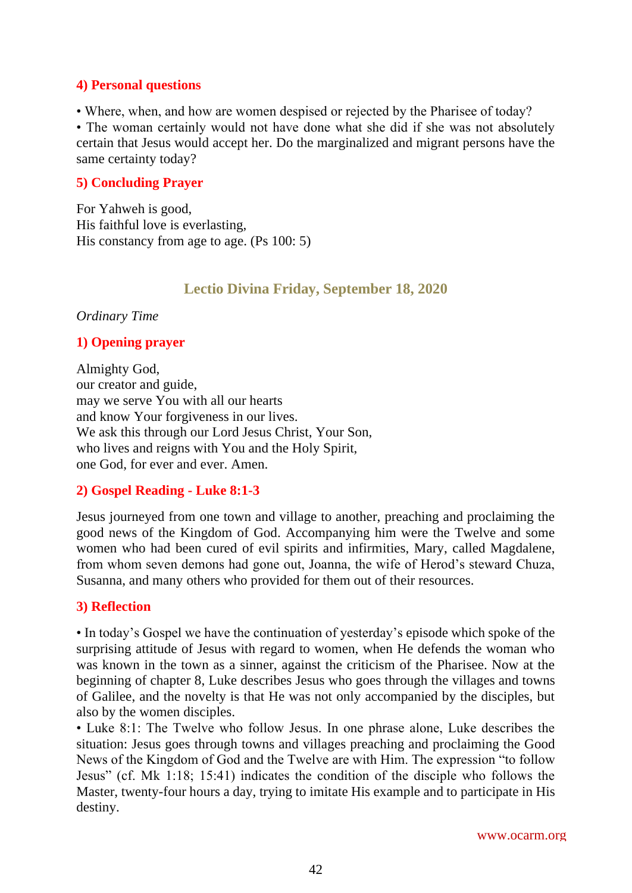### 4) Personal questions

- Where, when, and how are women despised or rejected by the Pharisee of today?
- The woman certainly would not have done what she did if she was not absolutely certain that Jesus would accept her. Do the marginalized and migrant persons have the same certainty today?

### 5) Concluding Prayer

For Yahweh is good,
His faithful love is everlasting,
His constancy from age to age. (Ps 100: 5)

## Lectio Divina Friday, September 18, 2020

*Ordinary Time*

### 1) Opening prayer

Almighty God,
our creator and guide,
may we serve You with all our hearts
and know Your forgiveness in our lives.
We ask this through our Lord Jesus Christ, Your Son,
who lives and reigns with You and the Holy Spirit,
one God, for ever and ever. Amen.

### 2) Gospel Reading - Luke 8:1-3

Jesus journeyed from one town and village to another, preaching and proclaiming the good news of the Kingdom of God. Accompanying him were the Twelve and some women who had been cured of evil spirits and infirmities, Mary, called Magdalene, from whom seven demons had gone out, Joanna, the wife of Herod's steward Chuza, Susanna, and many others who provided for them out of their resources.

### 3) Reflection

- In today's Gospel we have the continuation of yesterday's episode which spoke of the surprising attitude of Jesus with regard to women, when He defends the woman who was known in the town as a sinner, against the criticism of the Pharisee. Now at the beginning of chapter 8, Luke describes Jesus who goes through the villages and towns of Galilee, and the novelty is that He was not only accompanied by the disciples, but also by the women disciples.
- Luke 8:1: The Twelve who follow Jesus. In one phrase alone, Luke describes the situation: Jesus goes through towns and villages preaching and proclaiming the Good News of the Kingdom of God and the Twelve are with Him. The expression "to follow Jesus" (cf. Mk 1:18; 15:41) indicates the condition of the disciple who follows the Master, twenty-four hours a day, trying to imitate His example and to participate in His destiny.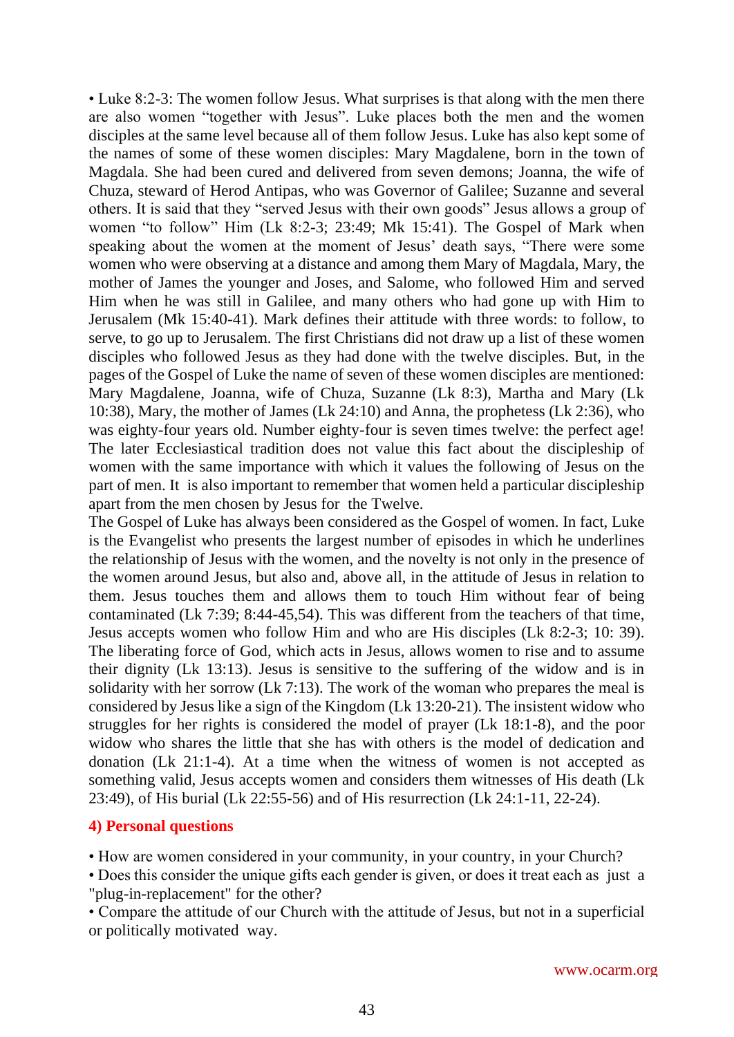• Luke 8:2-3: The women follow Jesus. What surprises is that along with the men there are also women "together with Jesus". Luke places both the men and the women disciples at the same level because all of them follow Jesus. Luke has also kept some of the names of some of these women disciples: Mary Magdalene, born in the town of Magdala. She had been cured and delivered from seven demons; Joanna, the wife of Chuza, steward of Herod Antipas, who was Governor of Galilee; Suzanne and several others. It is said that they "served Jesus with their own goods" Jesus allows a group of women "to follow" Him (Lk 8:2-3; 23:49; Mk 15:41). The Gospel of Mark when speaking about the women at the moment of Jesus' death says, "There were some women who were observing at a distance and among them Mary of Magdala, Mary, the mother of James the younger and Joses, and Salome, who followed Him and served Him when he was still in Galilee, and many others who had gone up with Him to Jerusalem (Mk 15:40-41). Mark defines their attitude with three words: to follow, to serve, to go up to Jerusalem. The first Christians did not draw up a list of these women disciples who followed Jesus as they had done with the twelve disciples. But, in the pages of the Gospel of Luke the name of seven of these women disciples are mentioned: Mary Magdalene, Joanna, wife of Chuza, Suzanne (Lk 8:3), Martha and Mary (Lk 10:38), Mary, the mother of James (Lk 24:10) and Anna, the prophetess (Lk 2:36), who was eighty-four years old. Number eighty-four is seven times twelve: the perfect age! The later Ecclesiastical tradition does not value this fact about the discipleship of women with the same importance with which it values the following of Jesus on the part of men. It is also important to remember that women held a particular discipleship apart from the men chosen by Jesus for the Twelve.

The Gospel of Luke has always been considered as the Gospel of women. In fact, Luke is the Evangelist who presents the largest number of episodes in which he underlines the relationship of Jesus with the women, and the novelty is not only in the presence of the women around Jesus, but also and, above all, in the attitude of Jesus in relation to them. Jesus touches them and allows them to touch Him without fear of being contaminated (Lk 7:39; 8:44-45,54). This was different from the teachers of that time, Jesus accepts women who follow Him and who are His disciples (Lk 8:2-3; 10: 39). The liberating force of God, which acts in Jesus, allows women to rise and to assume their dignity (Lk 13:13). Jesus is sensitive to the suffering of the widow and is in solidarity with her sorrow (Lk 7:13). The work of the woman who prepares the meal is considered by Jesus like a sign of the Kingdom (Lk 13:20-21). The insistent widow who struggles for her rights is considered the model of prayer (Lk 18:1-8), and the poor widow who shares the little that she has with others is the model of dedication and donation (Lk 21:1-4). At a time when the witness of women is not accepted as something valid, Jesus accepts women and considers them witnesses of His death (Lk 23:49), of His burial (Lk 22:55-56) and of His resurrection (Lk 24:1-11, 22-24).

## 4) Personal questions

• How are women considered in your community, in your country, in your Church?
• Does this consider the unique gifts each gender is given, or does it treat each as just a "plug-in-replacement" for the other?
• Compare the attitude of our Church with the attitude of Jesus, but not in a superficial or politically motivated way.

www.ocarm.org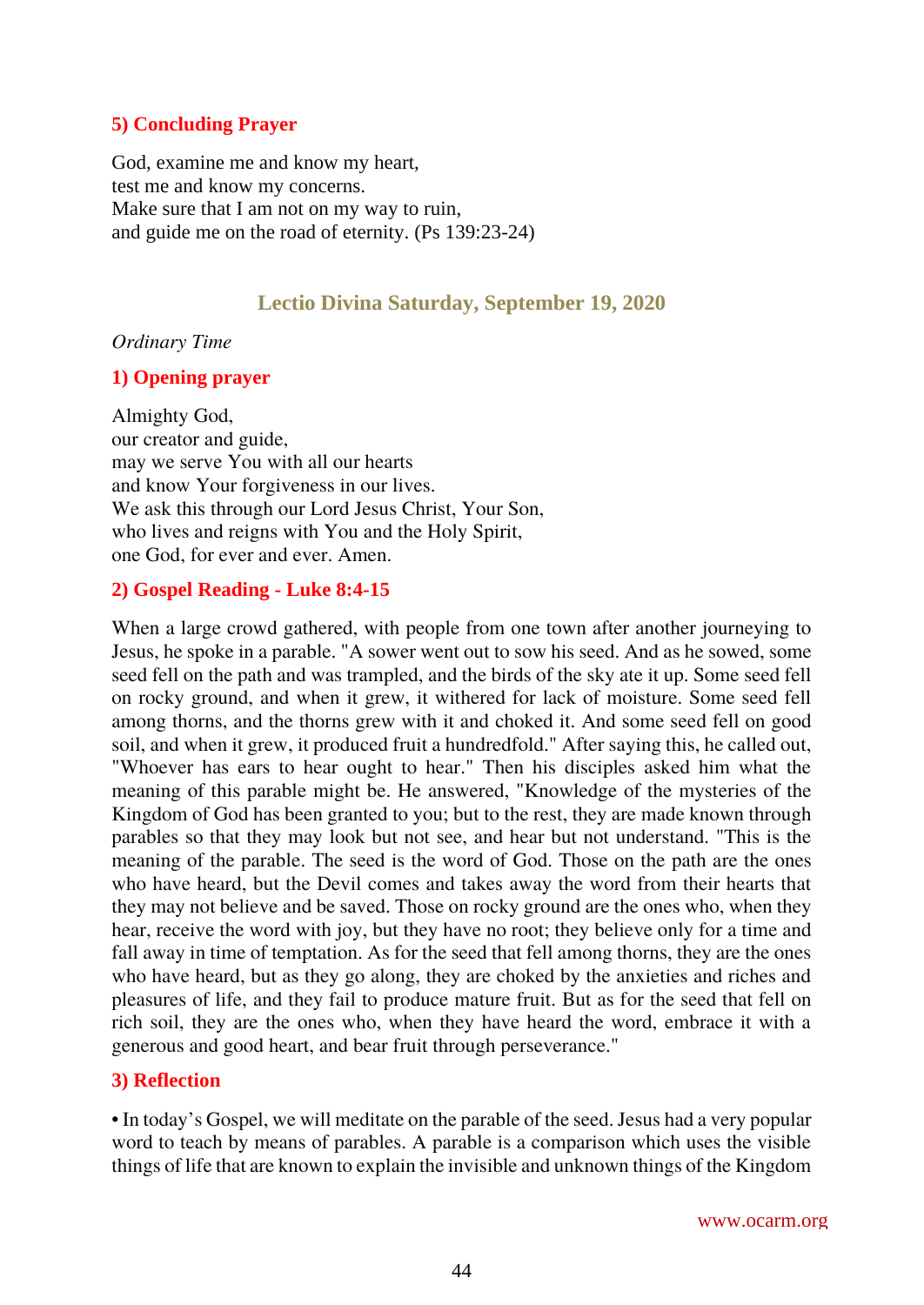### 5) Concluding Prayer

God, examine me and know my heart,
test me and know my concerns.
Make sure that I am not on my way to ruin,
and guide me on the road of eternity. (Ps 139:23-24)

## Lectio Divina Saturday, September 19, 2020

*Ordinary Time*

### 1) Opening prayer

Almighty God,
our creator and guide,
may we serve You with all our hearts
and know Your forgiveness in our lives.
We ask this through our Lord Jesus Christ, Your Son,
who lives and reigns with You and the Holy Spirit,
one God, for ever and ever. Amen.

### 2) Gospel Reading - Luke 8:4-15

When a large crowd gathered, with people from one town after another journeying to Jesus, he spoke in a parable. "A sower went out to sow his seed. And as he sowed, some seed fell on the path and was trampled, and the birds of the sky ate it up. Some seed fell on rocky ground, and when it grew, it withered for lack of moisture. Some seed fell among thorns, and the thorns grew with it and choked it. And some seed fell on good soil, and when it grew, it produced fruit a hundredfold." After saying this, he called out, "Whoever has ears to hear ought to hear." Then his disciples asked him what the meaning of this parable might be. He answered, "Knowledge of the mysteries of the Kingdom of God has been granted to you; but to the rest, they are made known through parables so that they may look but not see, and hear but not understand. "This is the meaning of the parable. The seed is the word of God. Those on the path are the ones who have heard, but the Devil comes and takes away the word from their hearts that they may not believe and be saved. Those on rocky ground are the ones who, when they hear, receive the word with joy, but they have no root; they believe only for a time and fall away in time of temptation. As for the seed that fell among thorns, they are the ones who have heard, but as they go along, they are choked by the anxieties and riches and pleasures of life, and they fail to produce mature fruit. But as for the seed that fell on rich soil, they are the ones who, when they have heard the word, embrace it with a generous and good heart, and bear fruit through perseverance."

### 3) Reflection

• In today's Gospel, we will meditate on the parable of the seed. Jesus had a very popular word to teach by means of parables. A parable is a comparison which uses the visible things of life that are known to explain the invisible and unknown things of the Kingdom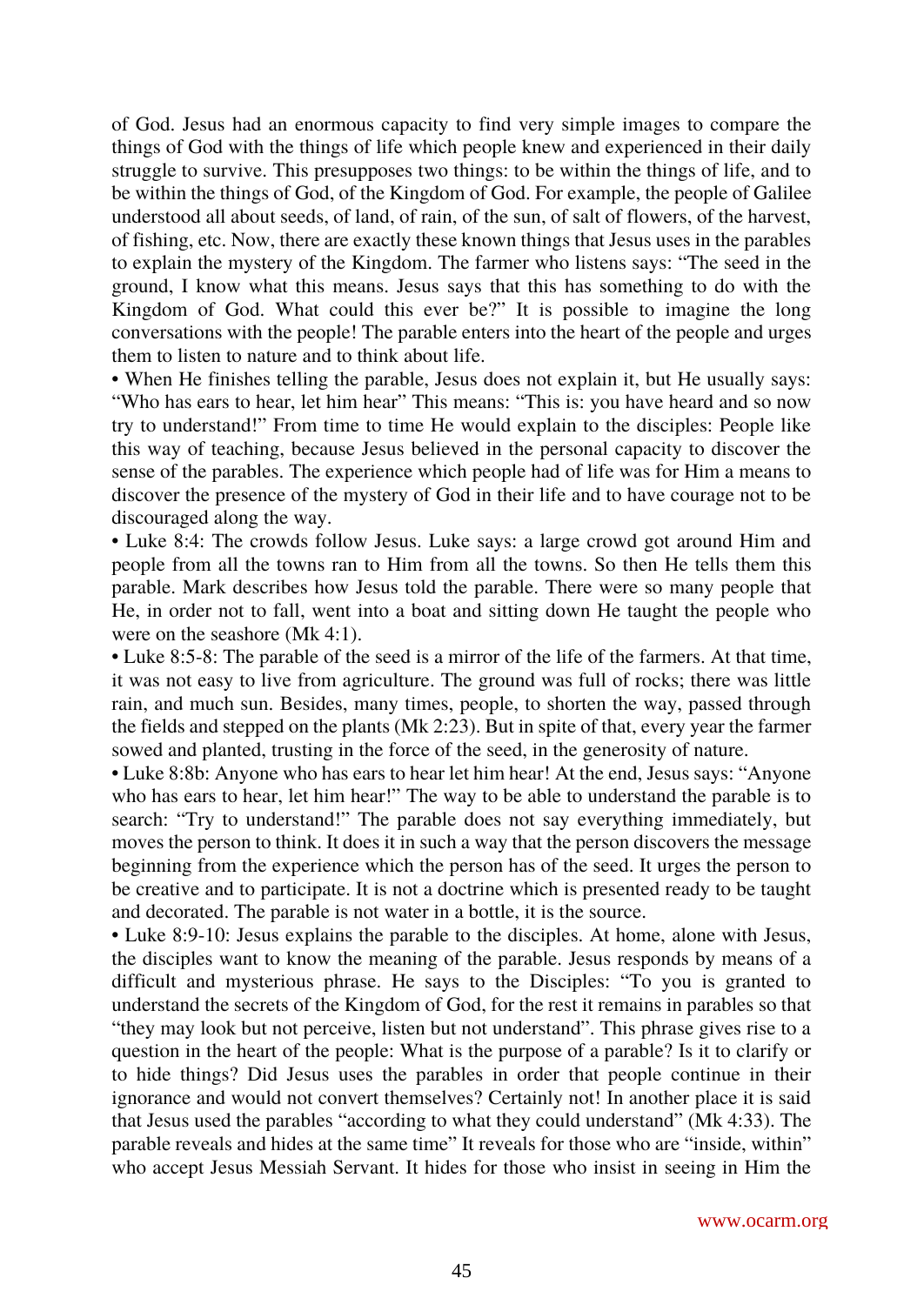of God. Jesus had an enormous capacity to find very simple images to compare the things of God with the things of life which people knew and experienced in their daily struggle to survive. This presupposes two things: to be within the things of life, and to be within the things of God, of the Kingdom of God. For example, the people of Galilee understood all about seeds, of land, of rain, of the sun, of salt of flowers, of the harvest, of fishing, etc. Now, there are exactly these known things that Jesus uses in the parables to explain the mystery of the Kingdom. The farmer who listens says: "The seed in the ground, I know what this means. Jesus says that this has something to do with the Kingdom of God. What could this ever be?" It is possible to imagine the long conversations with the people! The parable enters into the heart of the people and urges them to listen to nature and to think about life.

• When He finishes telling the parable, Jesus does not explain it, but He usually says: "Who has ears to hear, let him hear" This means: "This is: you have heard and so now try to understand!" From time to time He would explain to the disciples: People like this way of teaching, because Jesus believed in the personal capacity to discover the sense of the parables. The experience which people had of life was for Him a means to discover the presence of the mystery of God in their life and to have courage not to be discouraged along the way.

• Luke 8:4: The crowds follow Jesus. Luke says: a large crowd got around Him and people from all the towns ran to Him from all the towns. So then He tells them this parable. Mark describes how Jesus told the parable. There were so many people that He, in order not to fall, went into a boat and sitting down He taught the people who were on the seashore (Mk 4:1).

• Luke 8:5-8: The parable of the seed is a mirror of the life of the farmers. At that time, it was not easy to live from agriculture. The ground was full of rocks; there was little rain, and much sun. Besides, many times, people, to shorten the way, passed through the fields and stepped on the plants (Mk 2:23). But in spite of that, every year the farmer sowed and planted, trusting in the force of the seed, in the generosity of nature.

• Luke 8:8b: Anyone who has ears to hear let him hear! At the end, Jesus says: "Anyone who has ears to hear, let him hear!" The way to be able to understand the parable is to search: "Try to understand!" The parable does not say everything immediately, but moves the person to think. It does it in such a way that the person discovers the message beginning from the experience which the person has of the seed. It urges the person to be creative and to participate. It is not a doctrine which is presented ready to be taught and decorated. The parable is not water in a bottle, it is the source.

• Luke 8:9-10: Jesus explains the parable to the disciples. At home, alone with Jesus, the disciples want to know the meaning of the parable. Jesus responds by means of a difficult and mysterious phrase. He says to the Disciples: "To you is granted to understand the secrets of the Kingdom of God, for the rest it remains in parables so that "they may look but not perceive, listen but not understand". This phrase gives rise to a question in the heart of the people: What is the purpose of a parable? Is it to clarify or to hide things? Did Jesus uses the parables in order that people continue in their ignorance and would not convert themselves? Certainly not! In another place it is said that Jesus used the parables "according to what they could understand" (Mk 4:33). The parable reveals and hides at the same time" It reveals for those who are "inside, within" who accept Jesus Messiah Servant. It hides for those who insist in seeing in Him the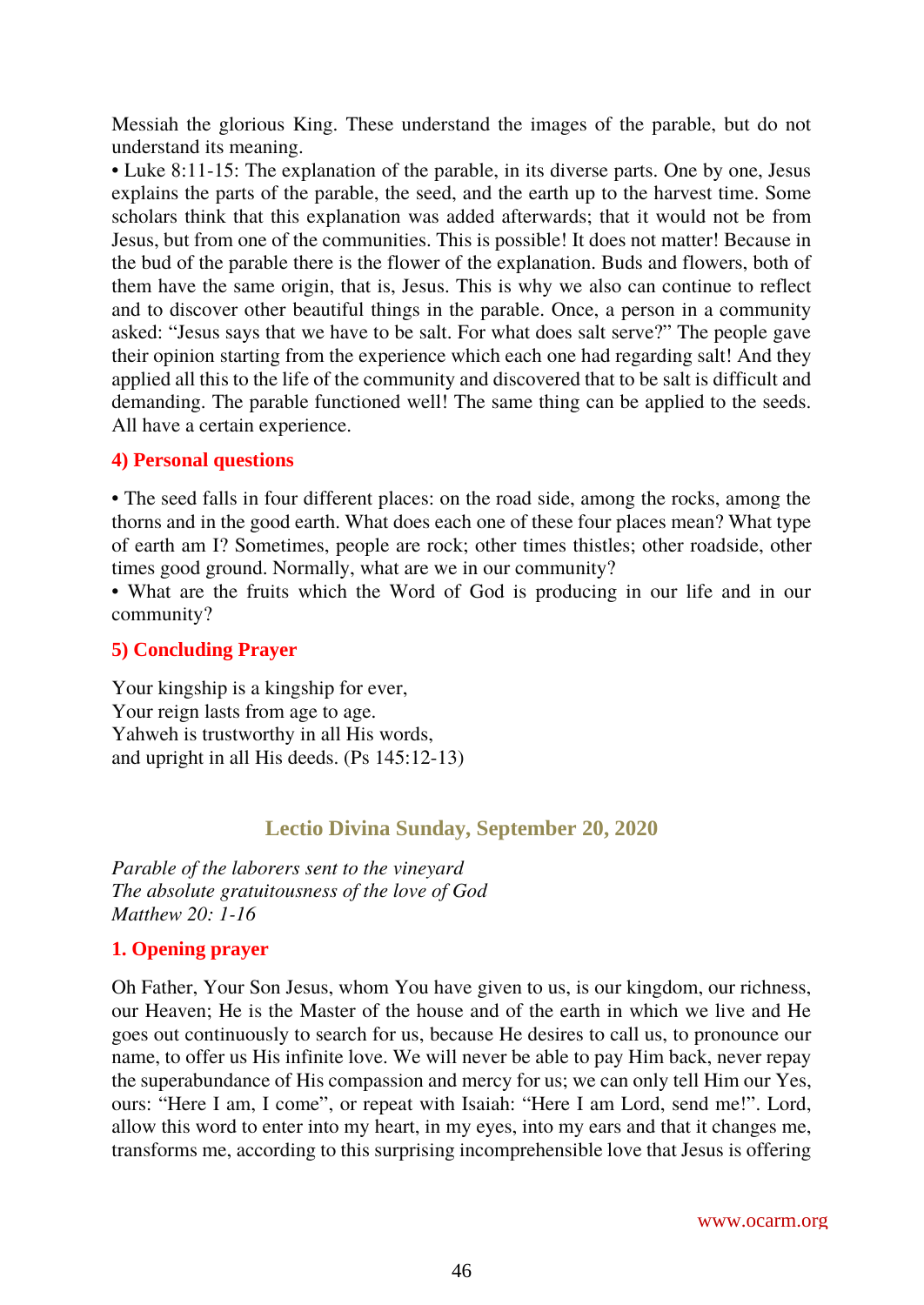Messiah the glorious King. These understand the images of the parable, but do not understand its meaning.

• Luke 8:11-15: The explanation of the parable, in its diverse parts. One by one, Jesus explains the parts of the parable, the seed, and the earth up to the harvest time. Some scholars think that this explanation was added afterwards; that it would not be from Jesus, but from one of the communities. This is possible! It does not matter! Because in the bud of the parable there is the flower of the explanation. Buds and flowers, both of them have the same origin, that is, Jesus. This is why we also can continue to reflect and to discover other beautiful things in the parable. Once, a person in a community asked: "Jesus says that we have to be salt. For what does salt serve?" The people gave their opinion starting from the experience which each one had regarding salt! And they applied all this to the life of the community and discovered that to be salt is difficult and demanding. The parable functioned well! The same thing can be applied to the seeds. All have a certain experience.

### 4) Personal questions

• The seed falls in four different places: on the road side, among the rocks, among the thorns and in the good earth. What does each one of these four places mean? What type of earth am I? Sometimes, people are rock; other times thistles; other roadside, other times good ground. Normally, what are we in our community?

• What are the fruits which the Word of God is producing in our life and in our community?

### 5) Concluding Prayer

Your kingship is a kingship for ever,
Your reign lasts from age to age.
Yahweh is trustworthy in all His words,
and upright in all His deeds. (Ps 145:12-13)

## Lectio Divina Sunday, September 20, 2020

*Parable of the laborers sent to the vineyard*
*The absolute gratuitousness of the love of God*
*Matthew 20: 1-16*

### 1. Opening prayer

Oh Father, Your Son Jesus, whom You have given to us, is our kingdom, our richness, our Heaven; He is the Master of the house and of the earth in which we live and He goes out continuously to search for us, because He desires to call us, to pronounce our name, to offer us His infinite love. We will never be able to pay Him back, never repay the superabundance of His compassion and mercy for us; we can only tell Him our Yes, ours: "Here I am, I come", or repeat with Isaiah: "Here I am Lord, send me!". Lord, allow this word to enter into my heart, in my eyes, into my ears and that it changes me, transforms me, according to this surprising incomprehensible love that Jesus is offering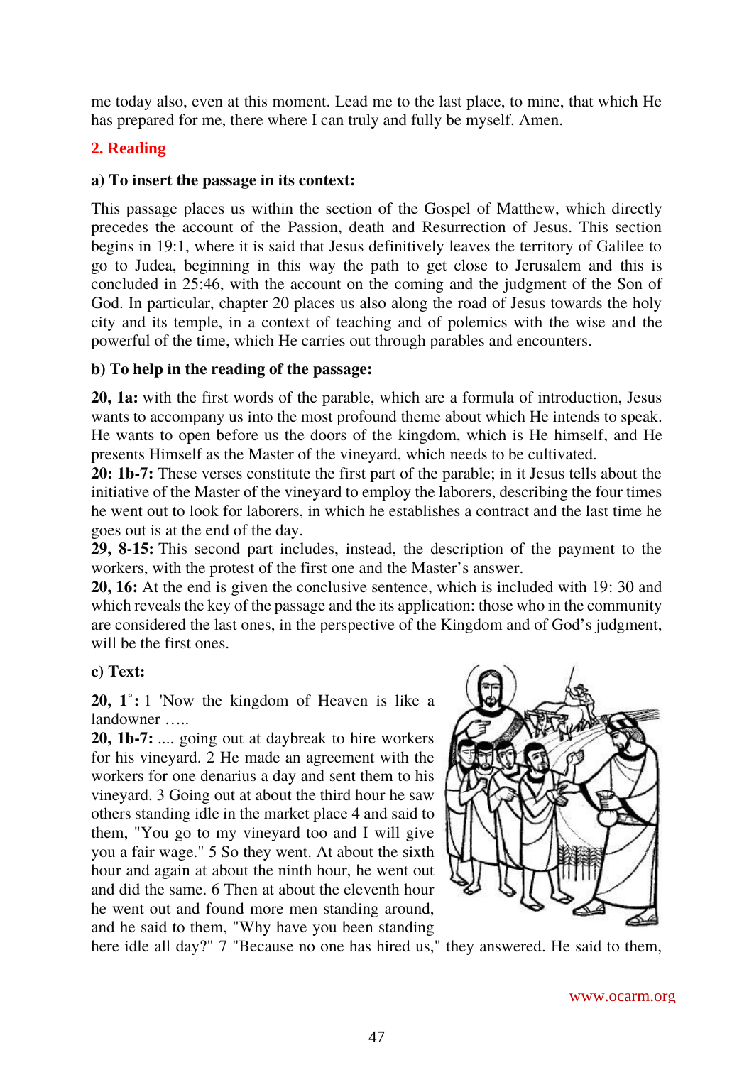me today also, even at this moment. Lead me to the last place, to mine, that which He has prepared for me, there where I can truly and fully be myself. Amen.

## 2. Reading

### a) To insert the passage in its context:

This passage places us within the section of the Gospel of Matthew, which directly precedes the account of the Passion, death and Resurrection of Jesus. This section begins in 19:1, where it is said that Jesus definitively leaves the territory of Galilee to go to Judea, beginning in this way the path to get close to Jerusalem and this is concluded in 25:46, with the account on the coming and the judgment of the Son of God. In particular, chapter 20 places us also along the road of Jesus towards the holy city and its temple, in a context of teaching and of polemics with the wise and the powerful of the time, which He carries out through parables and encounters.

### b) To help in the reading of the passage:

**20, 1a:** with the first words of the parable, which are a formula of introduction, Jesus wants to accompany us into the most profound theme about which He intends to speak. He wants to open before us the doors of the kingdom, which is He himself, and He presents Himself as the Master of the vineyard, which needs to be cultivated.
**20: 1b-7:** These verses constitute the first part of the parable; in it Jesus tells about the initiative of the Master of the vineyard to employ the laborers, describing the four times he went out to look for laborers, in which he establishes a contract and the last time he goes out is at the end of the day.
**29, 8-15:** This second part includes, instead, the description of the payment to the workers, with the protest of the first one and the Master's answer.
**20, 16:** At the end is given the conclusive sentence, which is included with 19: 30 and which reveals the key of the passage and the its application: those who in the community are considered the last ones, in the perspective of the Kingdom and of God's judgment, will be the first ones.

### c) Text:

**20, 1˚:** 1 'Now the kingdom of Heaven is like a landowner …..
**20, 1b-7:** .... going out at daybreak to hire workers for his vineyard. 2 He made an agreement with the workers for one denarius a day and sent them to his vineyard. 3 Going out at about the third hour he saw others standing idle in the market place 4 and said to them, "You go to my vineyard too and I will give you a fair wage." 5 So they went. At about the sixth hour and again at about the ninth hour, he went out and did the same. 6 Then at about the eleventh hour he went out and found more men standing around, and he said to them, "Why have you been standing here idle all day?" 7 "Because no one has hired us," they answered. He said to them,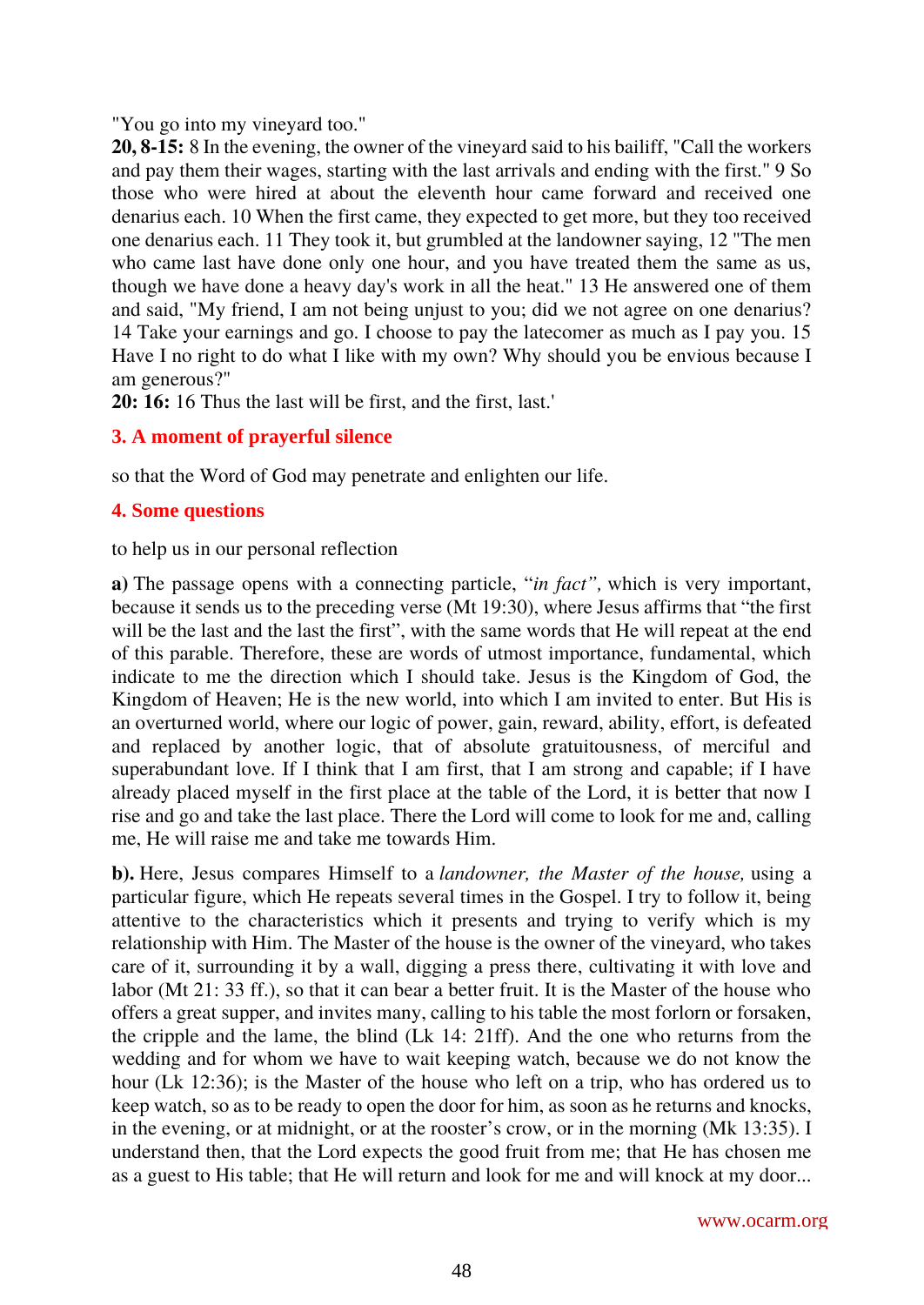"You go into my vineyard too."

**20, 8-15:** 8 In the evening, the owner of the vineyard said to his bailiff, "Call the workers and pay them their wages, starting with the last arrivals and ending with the first." 9 So those who were hired at about the eleventh hour came forward and received one denarius each. 10 When the first came, they expected to get more, but they too received one denarius each. 11 They took it, but grumbled at the landowner saying, 12 "The men who came last have done only one hour, and you have treated them the same as us, though we have done a heavy day's work in all the heat." 13 He answered one of them and said, "My friend, I am not being unjust to you; did we not agree on one denarius? 14 Take your earnings and go. I choose to pay the latecomer as much as I pay you. 15 Have I no right to do what I like with my own? Why should you be envious because I am generous?"

**20: 16:** 16 Thus the last will be first, and the first, last.'

### 3. A moment of prayerful silence

so that the Word of God may penetrate and enlighten our life.

### 4. Some questions

to help us in our personal reflection

**a)** The passage opens with a connecting particle, "*in fact*"*,* which is very important, because it sends us to the preceding verse (Mt 19:30), where Jesus affirms that "the first will be the last and the last the first", with the same words that He will repeat at the end of this parable. Therefore, these are words of utmost importance, fundamental, which indicate to me the direction which I should take. Jesus is the Kingdom of God, the Kingdom of Heaven; He is the new world, into which I am invited to enter. But His is an overturned world, where our logic of power, gain, reward, ability, effort, is defeated and replaced by another logic, that of absolute gratuitousness, of merciful and superabundant love. If I think that I am first, that I am strong and capable; if I have already placed myself in the first place at the table of the Lord, it is better that now I rise and go and take the last place. There the Lord will come to look for me and, calling me, He will raise me and take me towards Him.

**b).** Here, Jesus compares Himself to a *landowner, the Master of the house,* using a particular figure, which He repeats several times in the Gospel. I try to follow it, being attentive to the characteristics which it presents and trying to verify which is my relationship with Him. The Master of the house is the owner of the vineyard, who takes care of it, surrounding it by a wall, digging a press there, cultivating it with love and labor (Mt 21: 33 ff.), so that it can bear a better fruit. It is the Master of the house who offers a great supper, and invites many, calling to his table the most forlorn or forsaken, the cripple and the lame, the blind (Lk 14: 21ff). And the one who returns from the wedding and for whom we have to wait keeping watch, because we do not know the hour (Lk 12:36); is the Master of the house who left on a trip, who has ordered us to keep watch, so as to be ready to open the door for him, as soon as he returns and knocks, in the evening, or at midnight, or at the rooster's crow, or in the morning (Mk 13:35). I understand then, that the Lord expects the good fruit from me; that He has chosen me as a guest to His table; that He will return and look for me and will knock at my door...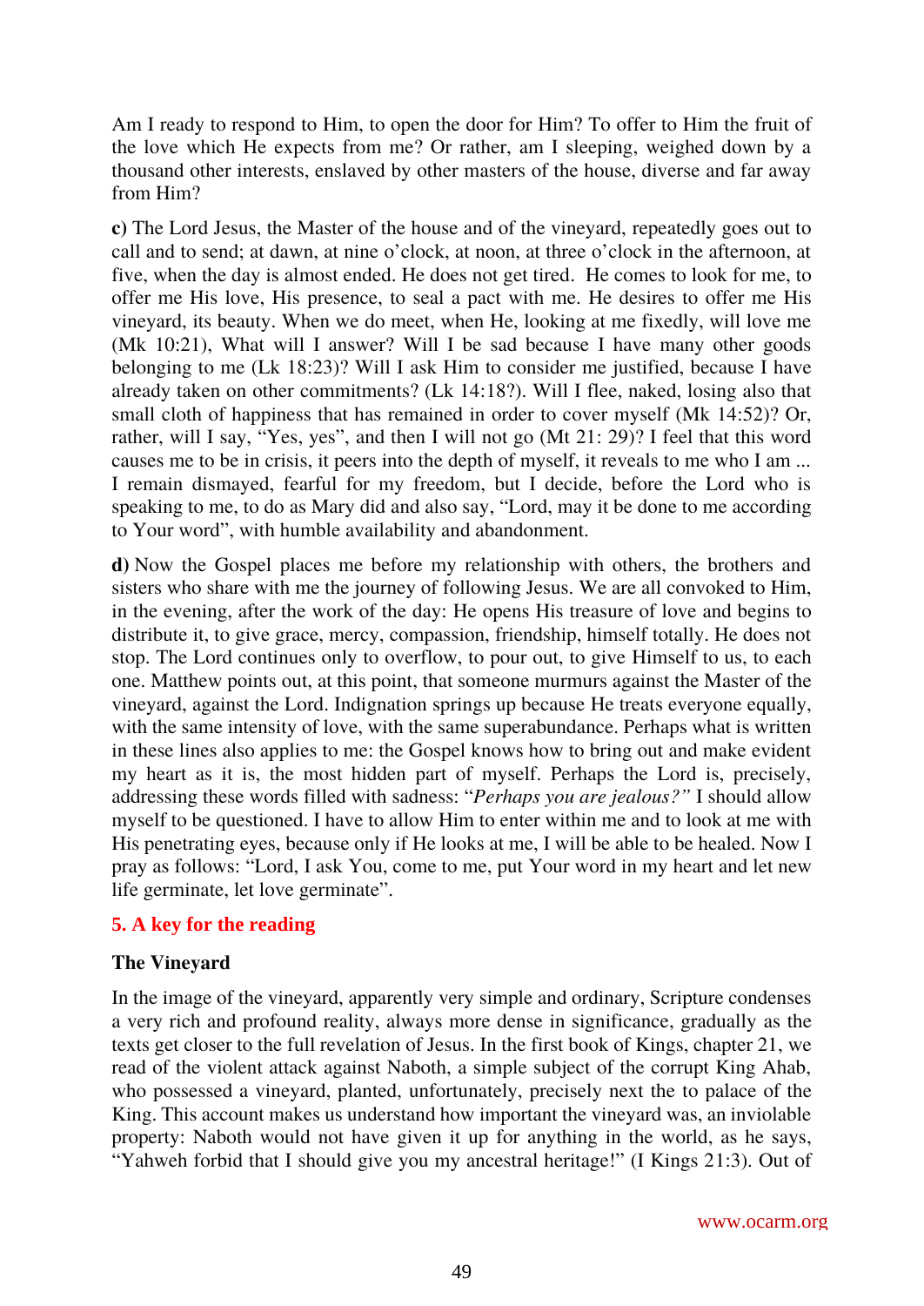Am I ready to respond to Him, to open the door for Him? To offer to Him the fruit of the love which He expects from me? Or rather, am I sleeping, weighed down by a thousand other interests, enslaved by other masters of the house, diverse and far away from Him?

**c)** The Lord Jesus, the Master of the house and of the vineyard, repeatedly goes out to call and to send; at dawn, at nine o'clock, at noon, at three o'clock in the afternoon, at five, when the day is almost ended. He does not get tired. He comes to look for me, to offer me His love, His presence, to seal a pact with me. He desires to offer me His vineyard, its beauty. When we do meet, when He, looking at me fixedly, will love me (Mk 10:21), What will I answer? Will I be sad because I have many other goods belonging to me (Lk 18:23)? Will I ask Him to consider me justified, because I have already taken on other commitments? (Lk 14:18?). Will I flee, naked, losing also that small cloth of happiness that has remained in order to cover myself (Mk 14:52)? Or, rather, will I say, "Yes, yes", and then I will not go (Mt 21: 29)? I feel that this word causes me to be in crisis, it peers into the depth of myself, it reveals to me who I am ... I remain dismayed, fearful for my freedom, but I decide, before the Lord who is speaking to me, to do as Mary did and also say, "Lord, may it be done to me according to Your word", with humble availability and abandonment.

**d)** Now the Gospel places me before my relationship with others, the brothers and sisters who share with me the journey of following Jesus. We are all convoked to Him, in the evening, after the work of the day: He opens His treasure of love and begins to distribute it, to give grace, mercy, compassion, friendship, himself totally. He does not stop. The Lord continues only to overflow, to pour out, to give Himself to us, to each one. Matthew points out, at this point, that someone murmurs against the Master of the vineyard, against the Lord. Indignation springs up because He treats everyone equally, with the same intensity of love, with the same superabundance. Perhaps what is written in these lines also applies to me: the Gospel knows how to bring out and make evident my heart as it is, the most hidden part of myself. Perhaps the Lord is, precisely, addressing these words filled with sadness: "*Perhaps you are jealous?"* I should allow myself to be questioned. I have to allow Him to enter within me and to look at me with His penetrating eyes, because only if He looks at me, I will be able to be healed. Now I pray as follows: "Lord, I ask You, come to me, put Your word in my heart and let new life germinate, let love germinate".

## 5. A key for the reading

### The Vineyard

In the image of the vineyard, apparently very simple and ordinary, Scripture condenses a very rich and profound reality, always more dense in significance, gradually as the texts get closer to the full revelation of Jesus. In the first book of Kings, chapter 21, we read of the violent attack against Naboth, a simple subject of the corrupt King Ahab, who possessed a vineyard, planted, unfortunately, precisely next the to palace of the King. This account makes us understand how important the vineyard was, an inviolable property: Naboth would not have given it up for anything in the world, as he says, "Yahweh forbid that I should give you my ancestral heritage!" (I Kings 21:3). Out of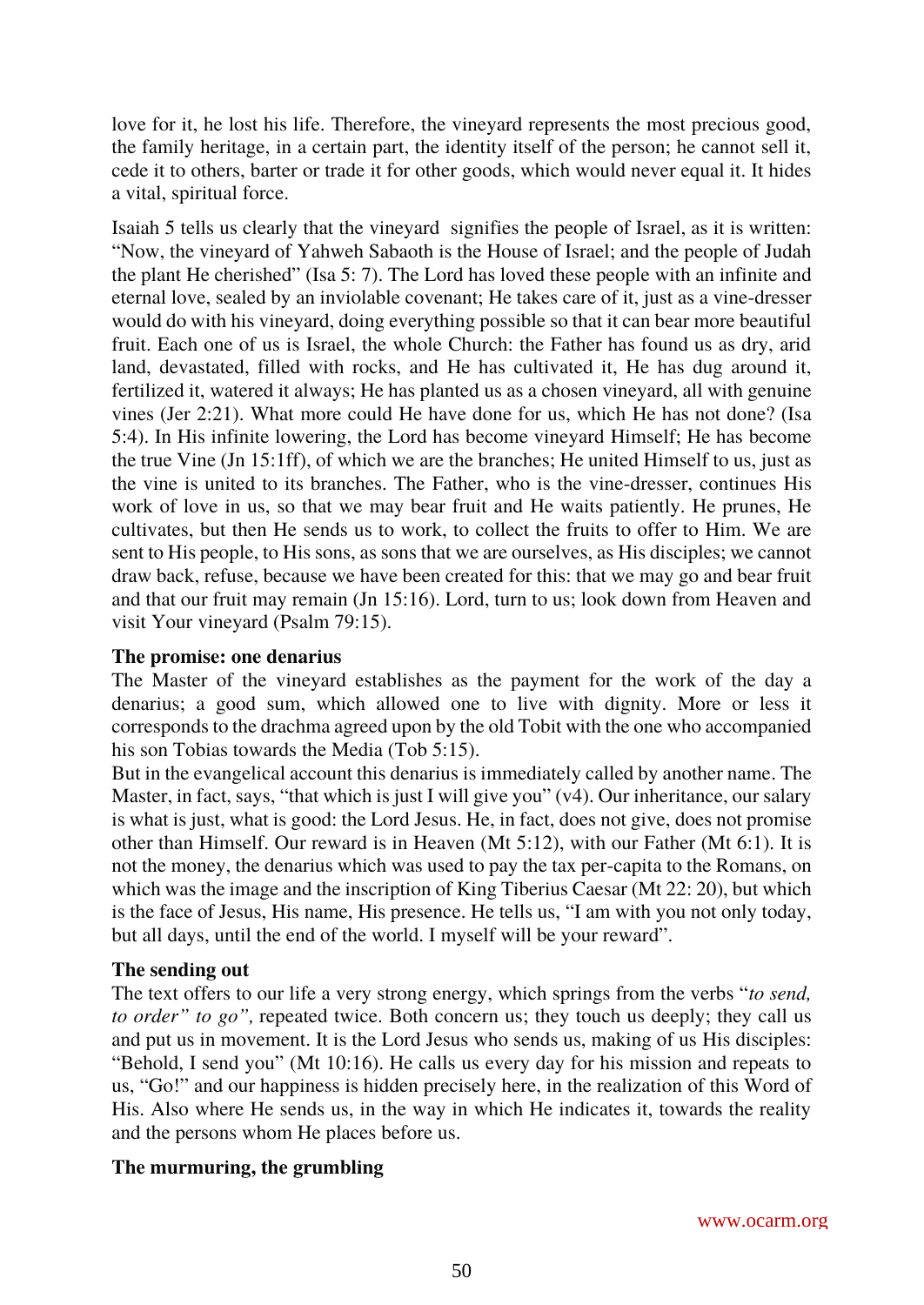love for it, he lost his life. Therefore, the vineyard represents the most precious good, the family heritage, in a certain part, the identity itself of the person; he cannot sell it, cede it to others, barter or trade it for other goods, which would never equal it. It hides a vital, spiritual force.

Isaiah 5 tells us clearly that the vineyard signifies the people of Israel, as it is written: "Now, the vineyard of Yahweh Sabaoth is the House of Israel; and the people of Judah the plant He cherished" (Isa 5: 7). The Lord has loved these people with an infinite and eternal love, sealed by an inviolable covenant; He takes care of it, just as a vine-dresser would do with his vineyard, doing everything possible so that it can bear more beautiful fruit. Each one of us is Israel, the whole Church: the Father has found us as dry, arid land, devastated, filled with rocks, and He has cultivated it, He has dug around it, fertilized it, watered it always; He has planted us as a chosen vineyard, all with genuine vines (Jer 2:21). What more could He have done for us, which He has not done? (Isa 5:4). In His infinite lowering, the Lord has become vineyard Himself; He has become the true Vine (Jn 15:1ff), of which we are the branches; He united Himself to us, just as the vine is united to its branches. The Father, who is the vine-dresser, continues His work of love in us, so that we may bear fruit and He waits patiently. He prunes, He cultivates, but then He sends us to work, to collect the fruits to offer to Him. We are sent to His people, to His sons, as sons that we are ourselves, as His disciples; we cannot draw back, refuse, because we have been created for this: that we may go and bear fruit and that our fruit may remain (Jn 15:16). Lord, turn to us; look down from Heaven and visit Your vineyard (Psalm 79:15).

**The promise: one denarius**

The Master of the vineyard establishes as the payment for the work of the day a denarius; a good sum, which allowed one to live with dignity. More or less it corresponds to the drachma agreed upon by the old Tobit with the one who accompanied his son Tobias towards the Media (Tob 5:15).

But in the evangelical account this denarius is immediately called by another name. The Master, in fact, says, "that which is just I will give you" (v4). Our inheritance, our salary is what is just, what is good: the Lord Jesus. He, in fact, does not give, does not promise other than Himself. Our reward is in Heaven (Mt 5:12), with our Father (Mt 6:1). It is not the money, the denarius which was used to pay the tax per-capita to the Romans, on which was the image and the inscription of King Tiberius Caesar (Mt 22: 20), but which is the face of Jesus, His name, His presence. He tells us, "I am with you not only today, but all days, until the end of the world. I myself will be your reward".

**The sending out**

The text offers to our life a very strong energy, which springs from the verbs "*to send, to order" to go",* repeated twice. Both concern us; they touch us deeply; they call us and put us in movement. It is the Lord Jesus who sends us, making of us His disciples: "Behold, I send you" (Mt 10:16). He calls us every day for his mission and repeats to us, "Go!" and our happiness is hidden precisely here, in the realization of this Word of His. Also where He sends us, in the way in which He indicates it, towards the reality and the persons whom He places before us.

**The murmuring, the grumbling**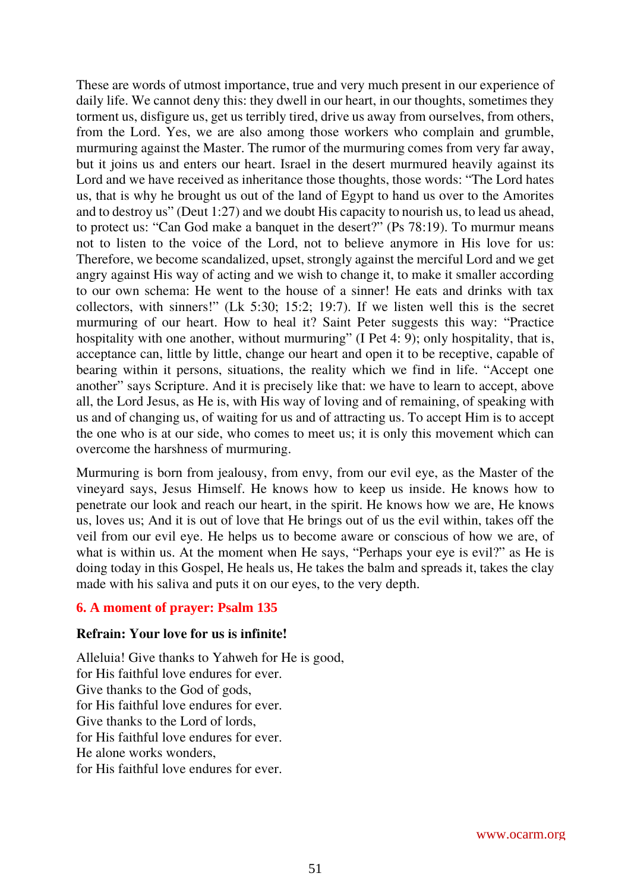These are words of utmost importance, true and very much present in our experience of daily life. We cannot deny this: they dwell in our heart, in our thoughts, sometimes they torment us, disfigure us, get us terribly tired, drive us away from ourselves, from others, from the Lord. Yes, we are also among those workers who complain and grumble, murmuring against the Master. The rumor of the murmuring comes from very far away, but it joins us and enters our heart. Israel in the desert murmured heavily against its Lord and we have received as inheritance those thoughts, those words: "The Lord hates us, that is why he brought us out of the land of Egypt to hand us over to the Amorites and to destroy us" (Deut 1:27) and we doubt His capacity to nourish us, to lead us ahead, to protect us: "Can God make a banquet in the desert?" (Ps 78:19). To murmur means not to listen to the voice of the Lord, not to believe anymore in His love for us: Therefore, we become scandalized, upset, strongly against the merciful Lord and we get angry against His way of acting and we wish to change it, to make it smaller according to our own schema: He went to the house of a sinner! He eats and drinks with tax collectors, with sinners!" (Lk 5:30; 15:2; 19:7). If we listen well this is the secret murmuring of our heart. How to heal it? Saint Peter suggests this way: "Practice hospitality with one another, without murmuring" (I Pet 4: 9); only hospitality, that is, acceptance can, little by little, change our heart and open it to be receptive, capable of bearing within it persons, situations, the reality which we find in life. "Accept one another" says Scripture. And it is precisely like that: we have to learn to accept, above all, the Lord Jesus, as He is, with His way of loving and of remaining, of speaking with us and of changing us, of waiting for us and of attracting us. To accept Him is to accept the one who is at our side, who comes to meet us; it is only this movement which can overcome the harshness of murmuring.

Murmuring is born from jealousy, from envy, from our evil eye, as the Master of the vineyard says, Jesus Himself. He knows how to keep us inside. He knows how to penetrate our look and reach our heart, in the spirit. He knows how we are, He knows us, loves us; And it is out of love that He brings out of us the evil within, takes off the veil from our evil eye. He helps us to become aware or conscious of how we are, of what is within us. At the moment when He says, "Perhaps your eye is evil?" as He is doing today in this Gospel, He heals us, He takes the balm and spreads it, takes the clay made with his saliva and puts it on our eyes, to the very depth.

### 6. A moment of prayer: Psalm 135

**Refrain: Your love for us is infinite!**

Alleluia! Give thanks to Yahweh for He is good,
for His faithful love endures for ever.
Give thanks to the God of gods,
for His faithful love endures for ever.
Give thanks to the Lord of lords,
for His faithful love endures for ever.
He alone works wonders,
for His faithful love endures for ever.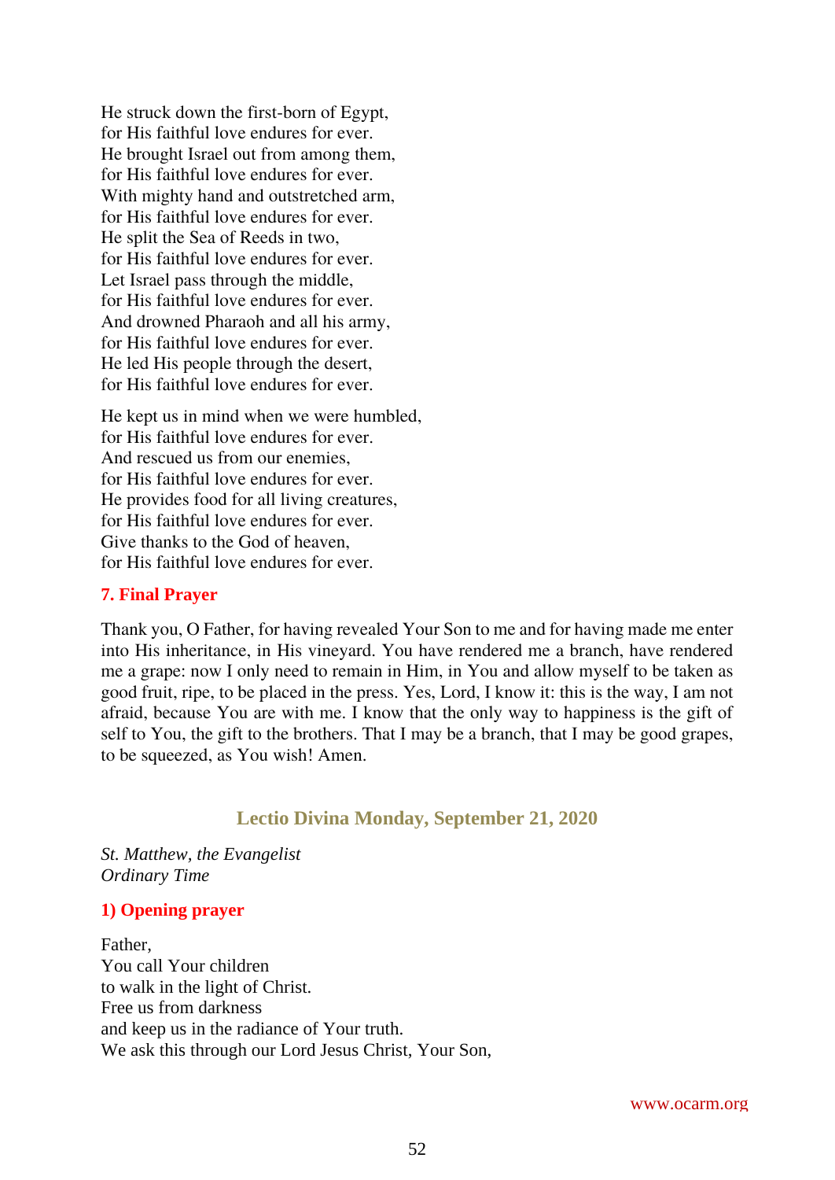He struck down the first-born of Egypt,
for His faithful love endures for ever.
He brought Israel out from among them,
for His faithful love endures for ever.
With mighty hand and outstretched arm,
for His faithful love endures for ever.
He split the Sea of Reeds in two,
for His faithful love endures for ever.
Let Israel pass through the middle,
for His faithful love endures for ever.
And drowned Pharaoh and all his army,
for His faithful love endures for ever.
He led His people through the desert,
for His faithful love endures for ever.

He kept us in mind when we were humbled,
for His faithful love endures for ever.
And rescued us from our enemies,
for His faithful love endures for ever.
He provides food for all living creatures,
for His faithful love endures for ever.
Give thanks to the God of heaven,
for His faithful love endures for ever.

### 7. Final Prayer

Thank you, O Father, for having revealed Your Son to me and for having made me enter into His inheritance, in His vineyard. You have rendered me a branch, have rendered me a grape: now I only need to remain in Him, in You and allow myself to be taken as good fruit, ripe, to be placed in the press. Yes, Lord, I know it: this is the way, I am not afraid, because You are with me. I know that the only way to happiness is the gift of self to You, the gift to the brothers. That I may be a branch, that I may be good grapes, to be squeezed, as You wish! Amen.

## Lectio Divina Monday, September 21, 2020

*St. Matthew, the Evangelist*
*Ordinary Time*

### 1) Opening prayer

Father,
You call Your children
to walk in the light of Christ.
Free us from darkness
and keep us in the radiance of Your truth.
We ask this through our Lord Jesus Christ, Your Son,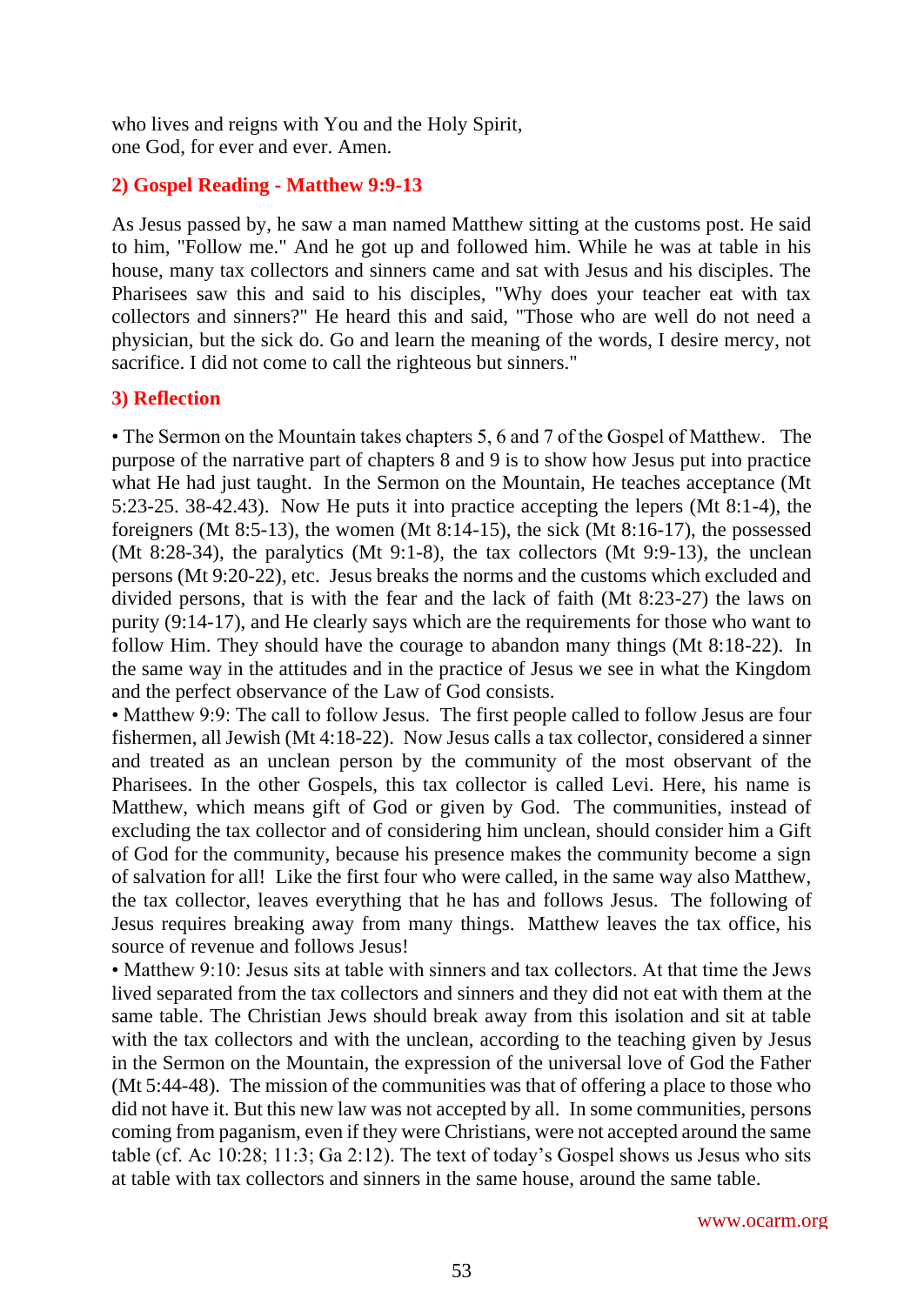who lives and reigns with You and the Holy Spirit,
one God, for ever and ever. Amen.

### 2) Gospel Reading - Matthew 9:9-13

As Jesus passed by, he saw a man named Matthew sitting at the customs post. He said to him, "Follow me." And he got up and followed him. While he was at table in his house, many tax collectors and sinners came and sat with Jesus and his disciples. The Pharisees saw this and said to his disciples, "Why does your teacher eat with tax collectors and sinners?" He heard this and said, "Those who are well do not need a physician, but the sick do. Go and learn the meaning of the words, I desire mercy, not sacrifice. I did not come to call the righteous but sinners."

### 3) Reflection

• The Sermon on the Mountain takes chapters 5, 6 and 7 of the Gospel of Matthew. The purpose of the narrative part of chapters 8 and 9 is to show how Jesus put into practice what He had just taught. In the Sermon on the Mountain, He teaches acceptance (Mt 5:23-25. 38-42.43). Now He puts it into practice accepting the lepers (Mt 8:1-4), the foreigners (Mt 8:5-13), the women (Mt 8:14-15), the sick (Mt 8:16-17), the possessed (Mt 8:28-34), the paralytics (Mt 9:1-8), the tax collectors (Mt 9:9-13), the unclean persons (Mt 9:20-22), etc. Jesus breaks the norms and the customs which excluded and divided persons, that is with the fear and the lack of faith (Mt 8:23-27) the laws on purity (9:14-17), and He clearly says which are the requirements for those who want to follow Him. They should have the courage to abandon many things (Mt 8:18-22). In the same way in the attitudes and in the practice of Jesus we see in what the Kingdom and the perfect observance of the Law of God consists.

• Matthew 9:9: The call to follow Jesus. The first people called to follow Jesus are four fishermen, all Jewish (Mt 4:18-22). Now Jesus calls a tax collector, considered a sinner and treated as an unclean person by the community of the most observant of the Pharisees. In the other Gospels, this tax collector is called Levi. Here, his name is Matthew, which means gift of God or given by God. The communities, instead of excluding the tax collector and of considering him unclean, should consider him a Gift of God for the community, because his presence makes the community become a sign of salvation for all! Like the first four who were called, in the same way also Matthew, the tax collector, leaves everything that he has and follows Jesus. The following of Jesus requires breaking away from many things. Matthew leaves the tax office, his source of revenue and follows Jesus!

• Matthew 9:10: Jesus sits at table with sinners and tax collectors. At that time the Jews lived separated from the tax collectors and sinners and they did not eat with them at the same table. The Christian Jews should break away from this isolation and sit at table with the tax collectors and with the unclean, according to the teaching given by Jesus in the Sermon on the Mountain, the expression of the universal love of God the Father (Mt 5:44-48). The mission of the communities was that of offering a place to those who did not have it. But this new law was not accepted by all. In some communities, persons coming from paganism, even if they were Christians, were not accepted around the same table (cf. Ac 10:28; 11:3; Ga 2:12). The text of today's Gospel shows us Jesus who sits at table with tax collectors and sinners in the same house, around the same table.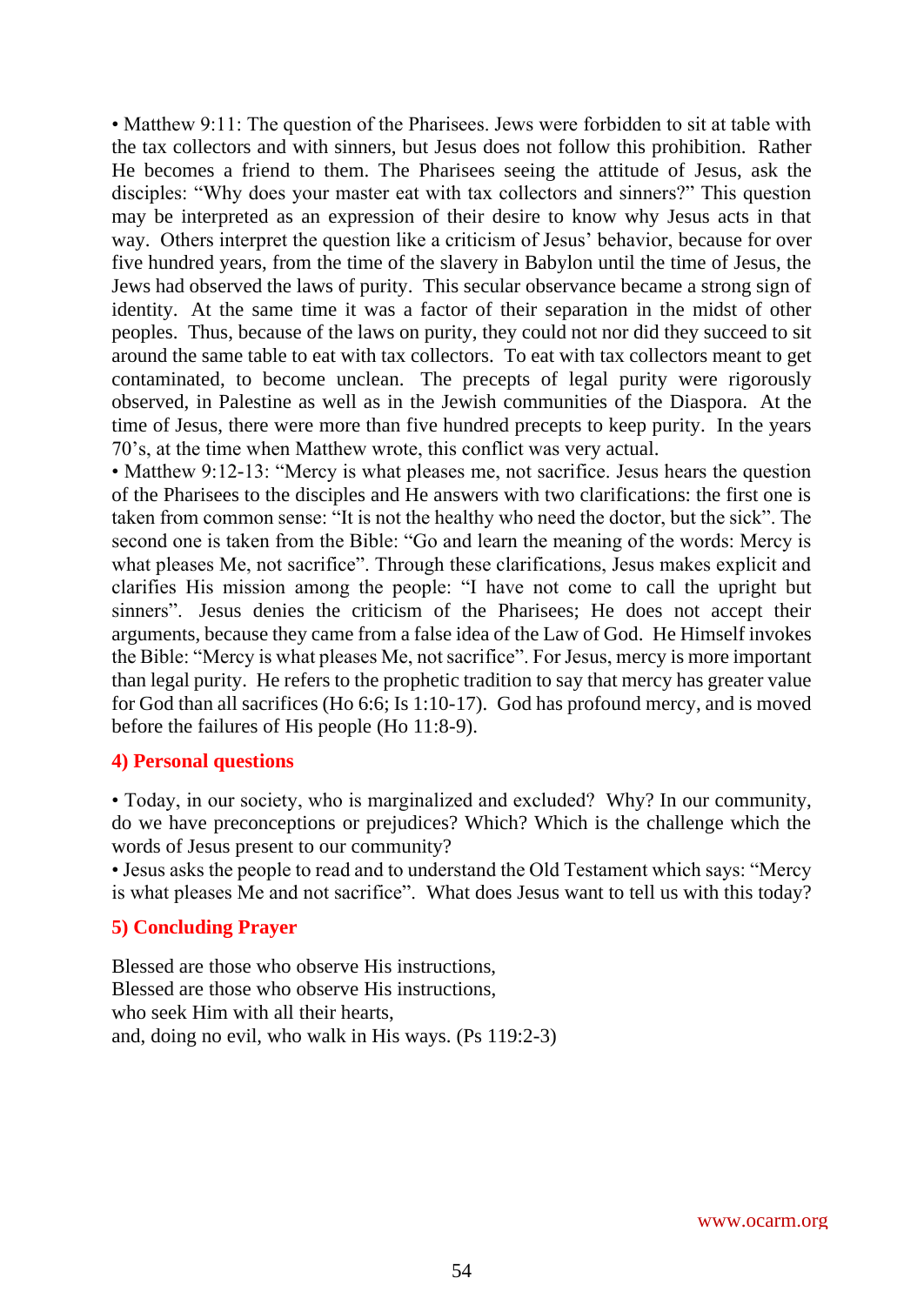• Matthew 9:11: The question of the Pharisees. Jews were forbidden to sit at table with the tax collectors and with sinners, but Jesus does not follow this prohibition. Rather He becomes a friend to them. The Pharisees seeing the attitude of Jesus, ask the disciples: "Why does your master eat with tax collectors and sinners?" This question may be interpreted as an expression of their desire to know why Jesus acts in that way. Others interpret the question like a criticism of Jesus' behavior, because for over five hundred years, from the time of the slavery in Babylon until the time of Jesus, the Jews had observed the laws of purity. This secular observance became a strong sign of identity. At the same time it was a factor of their separation in the midst of other peoples. Thus, because of the laws on purity, they could not nor did they succeed to sit around the same table to eat with tax collectors. To eat with tax collectors meant to get contaminated, to become unclean. The precepts of legal purity were rigorously observed, in Palestine as well as in the Jewish communities of the Diaspora. At the time of Jesus, there were more than five hundred precepts to keep purity. In the years 70's, at the time when Matthew wrote, this conflict was very actual.

• Matthew 9:12-13: "Mercy is what pleases me, not sacrifice. Jesus hears the question of the Pharisees to the disciples and He answers with two clarifications: the first one is taken from common sense: "It is not the healthy who need the doctor, but the sick". The second one is taken from the Bible: "Go and learn the meaning of the words: Mercy is what pleases Me, not sacrifice". Through these clarifications, Jesus makes explicit and clarifies His mission among the people: "I have not come to call the upright but sinners". Jesus denies the criticism of the Pharisees; He does not accept their arguments, because they came from a false idea of the Law of God. He Himself invokes the Bible: "Mercy is what pleases Me, not sacrifice". For Jesus, mercy is more important than legal purity. He refers to the prophetic tradition to say that mercy has greater value for God than all sacrifices (Ho 6:6; Is 1:10-17). God has profound mercy, and is moved before the failures of His people (Ho 11:8-9).

#### 4) Personal questions

• Today, in our society, who is marginalized and excluded? Why? In our community, do we have preconceptions or prejudices? Which? Which is the challenge which the words of Jesus present to our community?

• Jesus asks the people to read and to understand the Old Testament which says: "Mercy is what pleases Me and not sacrifice". What does Jesus want to tell us with this today?

#### 5) Concluding Prayer

Blessed are those who observe His instructions,  
Blessed are those who observe His instructions,  
who seek Him with all their hearts,  
and, doing no evil, who walk in His ways. (Ps 119:2-3)

www.ocarm.org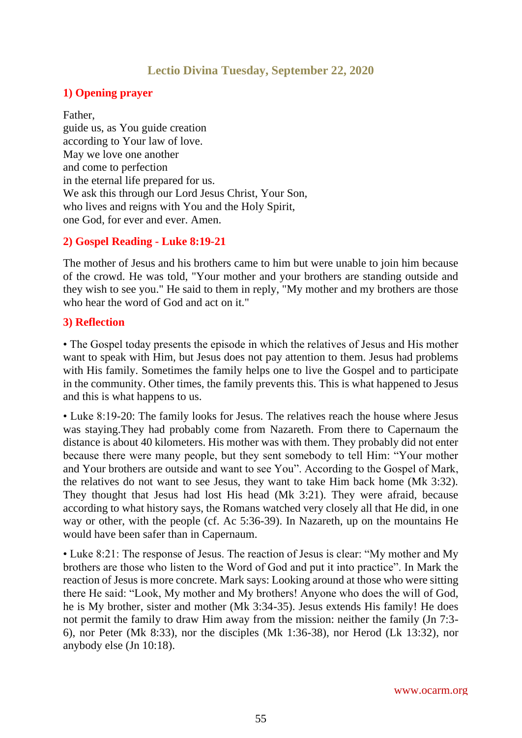## Lectio Divina Tuesday, September 22, 2020

### 1) Opening prayer

Father,
guide us, as You guide creation
according to Your law of love.
May we love one another
and come to perfection
in the eternal life prepared for us.
We ask this through our Lord Jesus Christ, Your Son,
who lives and reigns with You and the Holy Spirit,
one God, for ever and ever. Amen.

### 2) Gospel Reading - Luke 8:19-21

The mother of Jesus and his brothers came to him but were unable to join him because of the crowd. He was told, "Your mother and your brothers are standing outside and they wish to see you." He said to them in reply, "My mother and my brothers are those who hear the word of God and act on it."

### 3) Reflection

• The Gospel today presents the episode in which the relatives of Jesus and His mother want to speak with Him, but Jesus does not pay attention to them. Jesus had problems with His family. Sometimes the family helps one to live the Gospel and to participate in the community. Other times, the family prevents this. This is what happened to Jesus and this is what happens to us.

• Luke 8:19-20: The family looks for Jesus. The relatives reach the house where Jesus was staying.They had probably come from Nazareth. From there to Capernaum the distance is about 40 kilometers. His mother was with them. They probably did not enter because there were many people, but they sent somebody to tell Him: "Your mother and Your brothers are outside and want to see You". According to the Gospel of Mark, the relatives do not want to see Jesus, they want to take Him back home (Mk 3:32). They thought that Jesus had lost His head (Mk 3:21). They were afraid, because according to what history says, the Romans watched very closely all that He did, in one way or other, with the people (cf. Ac 5:36-39). In Nazareth, up on the mountains He would have been safer than in Capernaum.

• Luke 8:21: The response of Jesus. The reaction of Jesus is clear: "My mother and My brothers are those who listen to the Word of God and put it into practice". In Mark the reaction of Jesus is more concrete. Mark says: Looking around at those who were sitting there He said: "Look, My mother and My brothers! Anyone who does the will of God, he is My brother, sister and mother (Mk 3:34-35). Jesus extends His family! He does not permit the family to draw Him away from the mission: neither the family (Jn 7:3-6), nor Peter (Mk 8:33), nor the disciples (Mk 1:36-38), nor Herod (Lk 13:32), nor anybody else (Jn 10:18).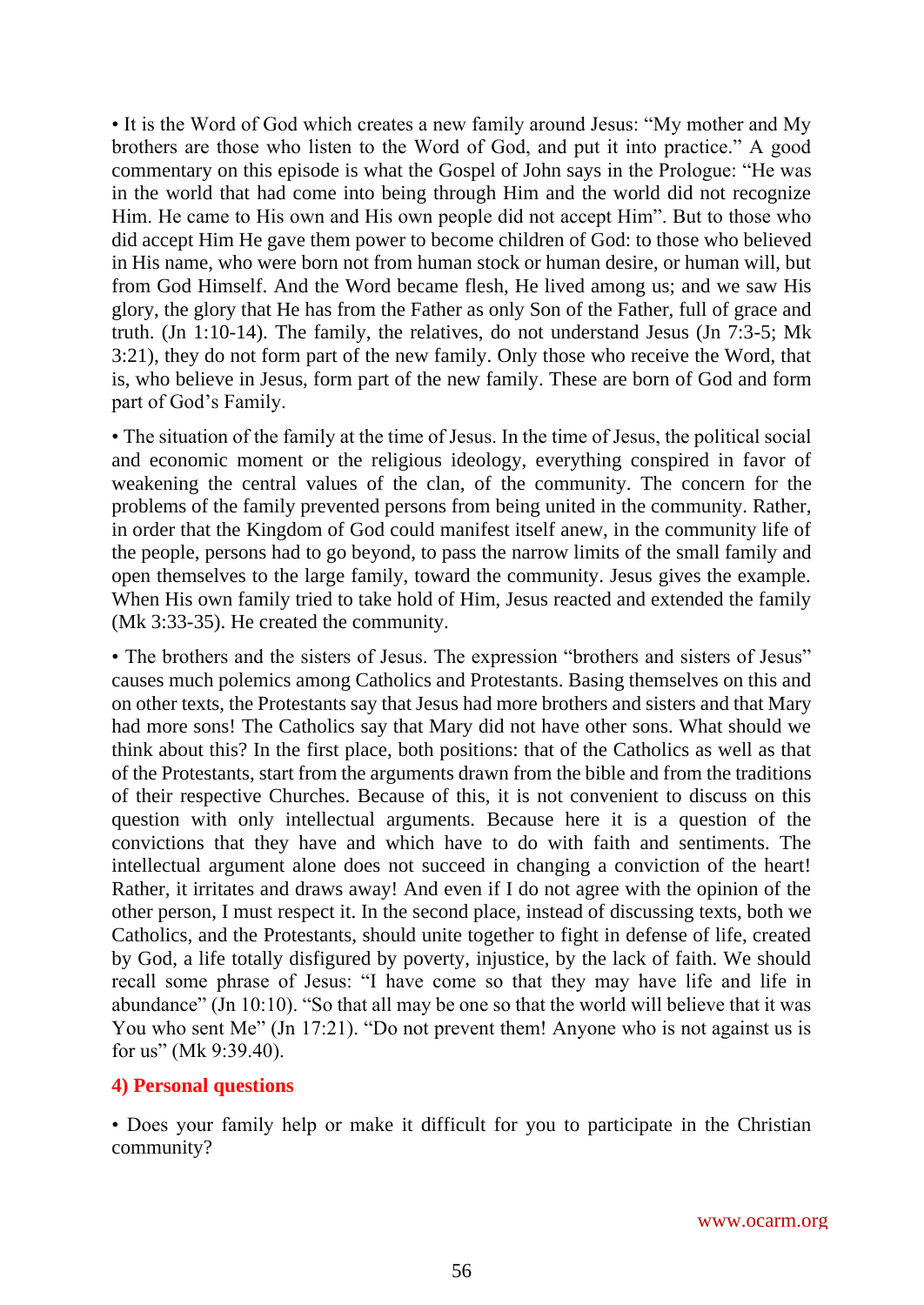• It is the Word of God which creates a new family around Jesus: "My mother and My brothers are those who listen to the Word of God, and put it into practice." A good commentary on this episode is what the Gospel of John says in the Prologue: "He was in the world that had come into being through Him and the world did not recognize Him. He came to His own and His own people did not accept Him". But to those who did accept Him He gave them power to become children of God: to those who believed in His name, who were born not from human stock or human desire, or human will, but from God Himself. And the Word became flesh, He lived among us; and we saw His glory, the glory that He has from the Father as only Son of the Father, full of grace and truth. (Jn 1:10-14). The family, the relatives, do not understand Jesus (Jn 7:3-5; Mk 3:21), they do not form part of the new family. Only those who receive the Word, that is, who believe in Jesus, form part of the new family. These are born of God and form part of God's Family.

• The situation of the family at the time of Jesus. In the time of Jesus, the political social and economic moment or the religious ideology, everything conspired in favor of weakening the central values of the clan, of the community. The concern for the problems of the family prevented persons from being united in the community. Rather, in order that the Kingdom of God could manifest itself anew, in the community life of the people, persons had to go beyond, to pass the narrow limits of the small family and open themselves to the large family, toward the community. Jesus gives the example. When His own family tried to take hold of Him, Jesus reacted and extended the family (Mk 3:33-35). He created the community.

• The brothers and the sisters of Jesus. The expression "brothers and sisters of Jesus" causes much polemics among Catholics and Protestants. Basing themselves on this and on other texts, the Protestants say that Jesus had more brothers and sisters and that Mary had more sons! The Catholics say that Mary did not have other sons. What should we think about this? In the first place, both positions: that of the Catholics as well as that of the Protestants, start from the arguments drawn from the bible and from the traditions of their respective Churches. Because of this, it is not convenient to discuss on this question with only intellectual arguments. Because here it is a question of the convictions that they have and which have to do with faith and sentiments. The intellectual argument alone does not succeed in changing a conviction of the heart! Rather, it irritates and draws away! And even if I do not agree with the opinion of the other person, I must respect it. In the second place, instead of discussing texts, both we Catholics, and the Protestants, should unite together to fight in defense of life, created by God, a life totally disfigured by poverty, injustice, by the lack of faith. We should recall some phrase of Jesus: "I have come so that they may have life and life in abundance" (Jn 10:10). "So that all may be one so that the world will believe that it was You who sent Me" (Jn 17:21). "Do not prevent them! Anyone who is not against us is for us" (Mk 9:39.40).

### 4) Personal questions

• Does your family help or make it difficult for you to participate in the Christian community?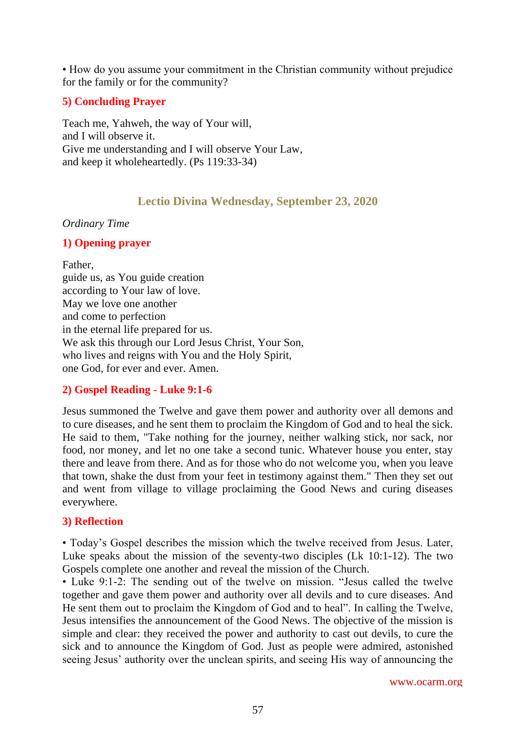• How do you assume your commitment in the Christian community without prejudice for the family or for the community?

### 5) Concluding Prayer

Teach me, Yahweh, the way of Your will,  
and I will observe it.  
Give me understanding and I will observe Your Law,  
and keep it wholeheartedly. (Ps 119:33-34)

## Lectio Divina Wednesday, September 23, 2020

*Ordinary Time*

### 1) Opening prayer

Father,  
guide us, as You guide creation  
according to Your law of love.  
May we love one another  
and come to perfection  
in the eternal life prepared for us.  
We ask this through our Lord Jesus Christ, Your Son,  
who lives and reigns with You and the Holy Spirit,  
one God, for ever and ever. Amen.

### 2) Gospel Reading - Luke 9:1-6

Jesus summoned the Twelve and gave them power and authority over all demons and to cure diseases, and he sent them to proclaim the Kingdom of God and to heal the sick. He said to them, "Take nothing for the journey, neither walking stick, nor sack, nor food, nor money, and let no one take a second tunic. Whatever house you enter, stay there and leave from there. And as for those who do not welcome you, when you leave that town, shake the dust from your feet in testimony against them." Then they set out and went from village to village proclaiming the Good News and curing diseases everywhere.

### 3) Reflection

• Today's Gospel describes the mission which the twelve received from Jesus. Later, Luke speaks about the mission of the seventy-two disciples (Lk 10:1-12). The two Gospels complete one another and reveal the mission of the Church.  
• Luke 9:1-2: The sending out of the twelve on mission. "Jesus called the twelve together and gave them power and authority over all devils and to cure diseases. And He sent them out to proclaim the Kingdom of God and to heal". In calling the Twelve, Jesus intensifies the announcement of the Good News. The objective of the mission is simple and clear: they received the power and authority to cast out devils, to cure the sick and to announce the Kingdom of God. Just as people were admired, astonished seeing Jesus' authority over the unclean spirits, and seeing His way of announcing the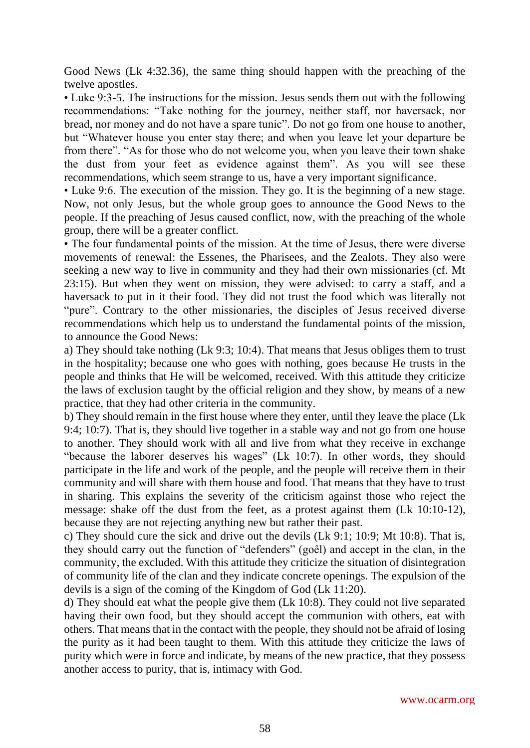Good News (Lk 4:32.36), the same thing should happen with the preaching of the twelve apostles.

• Luke 9:3-5. The instructions for the mission. Jesus sends them out with the following recommendations: "Take nothing for the journey, neither staff, nor haversack, nor bread, nor money and do not have a spare tunic". Do not go from one house to another, but "Whatever house you enter stay there; and when you leave let your departure be from there". "As for those who do not welcome you, when you leave their town shake the dust from your feet as evidence against them". As you will see these recommendations, which seem strange to us, have a very important significance.

• Luke 9:6. The execution of the mission. They go. It is the beginning of a new stage. Now, not only Jesus, but the whole group goes to announce the Good News to the people. If the preaching of Jesus caused conflict, now, with the preaching of the whole group, there will be a greater conflict.

• The four fundamental points of the mission. At the time of Jesus, there were diverse movements of renewal: the Essenes, the Pharisees, and the Zealots. They also were seeking a new way to live in community and they had their own missionaries (cf. Mt 23:15). But when they went on mission, they were advised: to carry a staff, and a haversack to put in it their food. They did not trust the food which was literally not "pure". Contrary to the other missionaries, the disciples of Jesus received diverse recommendations which help us to understand the fundamental points of the mission, to announce the Good News:

a) They should take nothing (Lk 9:3; 10:4). That means that Jesus obliges them to trust in the hospitality; because one who goes with nothing, goes because He trusts in the people and thinks that He will be welcomed, received. With this attitude they criticize the laws of exclusion taught by the official religion and they show, by means of a new practice, that they had other criteria in the community.

b) They should remain in the first house where they enter, until they leave the place (Lk 9:4; 10:7). That is, they should live together in a stable way and not go from one house to another. They should work with all and live from what they receive in exchange "because the laborer deserves his wages" (Lk 10:7). In other words, they should participate in the life and work of the people, and the people will receive them in their community and will share with them house and food. That means that they have to trust in sharing. This explains the severity of the criticism against those who reject the message: shake off the dust from the feet, as a protest against them (Lk 10:10-12), because they are not rejecting anything new but rather their past.

c) They should cure the sick and drive out the devils (Lk 9:1; 10:9; Mt 10:8). That is, they should carry out the function of "defenders" (goêl) and accept in the clan, in the community, the excluded. With this attitude they criticize the situation of disintegration of community life of the clan and they indicate concrete openings. The expulsion of the devils is a sign of the coming of the Kingdom of God (Lk 11:20).

d) They should eat what the people give them (Lk 10:8). They could not live separated having their own food, but they should accept the communion with others, eat with others. That means that in the contact with the people, they should not be afraid of losing the purity as it had been taught to them. With this attitude they criticize the laws of purity which were in force and indicate, by means of the new practice, that they possess another access to purity, that is, intimacy with God.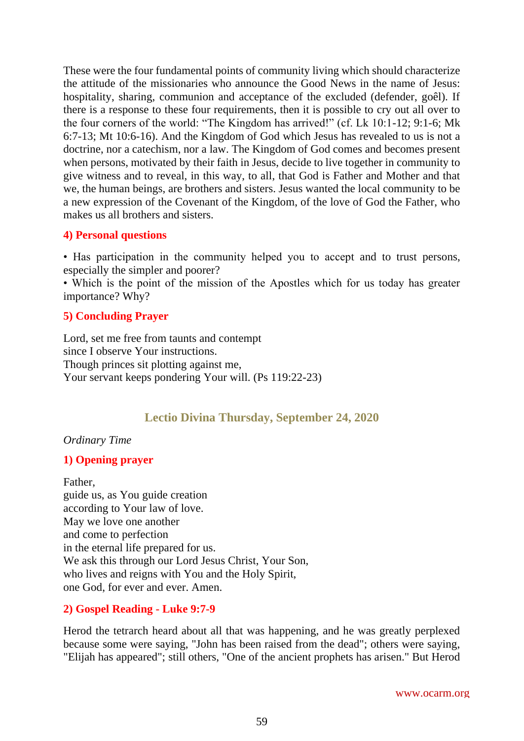These were the four fundamental points of community living which should characterize the attitude of the missionaries who announce the Good News in the name of Jesus: hospitality, sharing, communion and acceptance of the excluded (defender, goêl). If there is a response to these four requirements, then it is possible to cry out all over to the four corners of the world: "The Kingdom has arrived!" (cf. Lk 10:1-12; 9:1-6; Mk 6:7-13; Mt 10:6-16). And the Kingdom of God which Jesus has revealed to us is not a doctrine, nor a catechism, nor a law. The Kingdom of God comes and becomes present when persons, motivated by their faith in Jesus, decide to live together in community to give witness and to reveal, in this way, to all, that God is Father and Mother and that we, the human beings, are brothers and sisters. Jesus wanted the local community to be a new expression of the Covenant of the Kingdom, of the love of God the Father, who makes us all brothers and sisters.

### 4) Personal questions

• Has participation in the community helped you to accept and to trust persons, especially the simpler and poorer?
• Which is the point of the mission of the Apostles which for us today has greater importance? Why?

### 5) Concluding Prayer

Lord, set me free from taunts and contempt
since I observe Your instructions.
Though princes sit plotting against me,
Your servant keeps pondering Your will. (Ps 119:22-23)

## Lectio Divina Thursday, September 24, 2020

*Ordinary Time*

### 1) Opening prayer

Father,
guide us, as You guide creation
according to Your law of love.
May we love one another
and come to perfection
in the eternal life prepared for us.
We ask this through our Lord Jesus Christ, Your Son,
who lives and reigns with You and the Holy Spirit,
one God, for ever and ever. Amen.

### 2) Gospel Reading - Luke 9:7-9

Herod the tetrarch heard about all that was happening, and he was greatly perplexed because some were saying, "John has been raised from the dead"; others were saying, "Elijah has appeared"; still others, "One of the ancient prophets has arisen." But Herod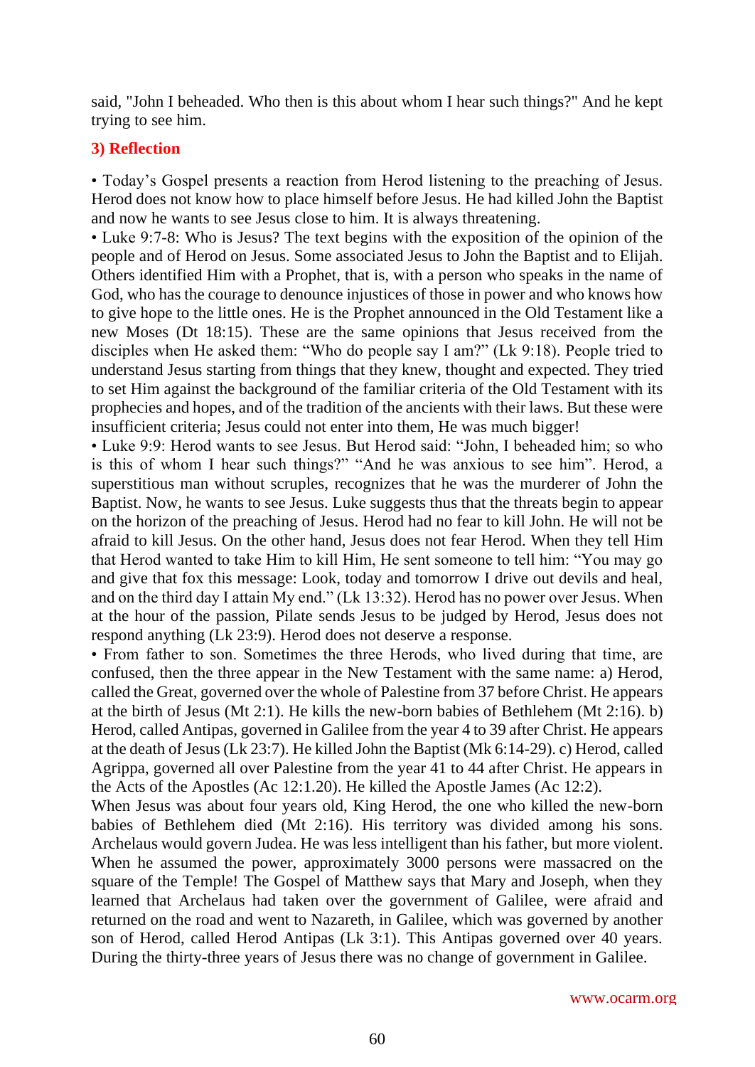said, "John I beheaded. Who then is this about whom I hear such things?" And he kept trying to see him.

### 3) Reflection

• Today's Gospel presents a reaction from Herod listening to the preaching of Jesus. Herod does not know how to place himself before Jesus. He had killed John the Baptist and now he wants to see Jesus close to him. It is always threatening.

• Luke 9:7-8: Who is Jesus? The text begins with the exposition of the opinion of the people and of Herod on Jesus. Some associated Jesus to John the Baptist and to Elijah. Others identified Him with a Prophet, that is, with a person who speaks in the name of God, who has the courage to denounce injustices of those in power and who knows how to give hope to the little ones. He is the Prophet announced in the Old Testament like a new Moses (Dt 18:15). These are the same opinions that Jesus received from the disciples when He asked them: "Who do people say I am?" (Lk 9:18). People tried to understand Jesus starting from things that they knew, thought and expected. They tried to set Him against the background of the familiar criteria of the Old Testament with its prophecies and hopes, and of the tradition of the ancients with their laws. But these were insufficient criteria; Jesus could not enter into them, He was much bigger!

• Luke 9:9: Herod wants to see Jesus. But Herod said: "John, I beheaded him; so who is this of whom I hear such things?" "And he was anxious to see him". Herod, a superstitious man without scruples, recognizes that he was the murderer of John the Baptist. Now, he wants to see Jesus. Luke suggests thus that the threats begin to appear on the horizon of the preaching of Jesus. Herod had no fear to kill John. He will not be afraid to kill Jesus. On the other hand, Jesus does not fear Herod. When they tell Him that Herod wanted to take Him to kill Him, He sent someone to tell him: "You may go and give that fox this message: Look, today and tomorrow I drive out devils and heal, and on the third day I attain My end." (Lk 13:32). Herod has no power over Jesus. When at the hour of the passion, Pilate sends Jesus to be judged by Herod, Jesus does not respond anything (Lk 23:9). Herod does not deserve a response.

• From father to son. Sometimes the three Herods, who lived during that time, are confused, then the three appear in the New Testament with the same name: a) Herod, called the Great, governed over the whole of Palestine from 37 before Christ. He appears at the birth of Jesus (Mt 2:1). He kills the new-born babies of Bethlehem (Mt 2:16). b) Herod, called Antipas, governed in Galilee from the year 4 to 39 after Christ. He appears at the death of Jesus (Lk 23:7). He killed John the Baptist (Mk 6:14-29). c) Herod, called Agrippa, governed all over Palestine from the year 41 to 44 after Christ. He appears in the Acts of the Apostles (Ac 12:1.20). He killed the Apostle James (Ac 12:2).

When Jesus was about four years old, King Herod, the one who killed the new-born babies of Bethlehem died (Mt 2:16). His territory was divided among his sons. Archelaus would govern Judea. He was less intelligent than his father, but more violent. When he assumed the power, approximately 3000 persons were massacred on the square of the Temple! The Gospel of Matthew says that Mary and Joseph, when they learned that Archelaus had taken over the government of Galilee, were afraid and returned on the road and went to Nazareth, in Galilee, which was governed by another son of Herod, called Herod Antipas (Lk 3:1). This Antipas governed over 40 years. During the thirty-three years of Jesus there was no change of government in Galilee.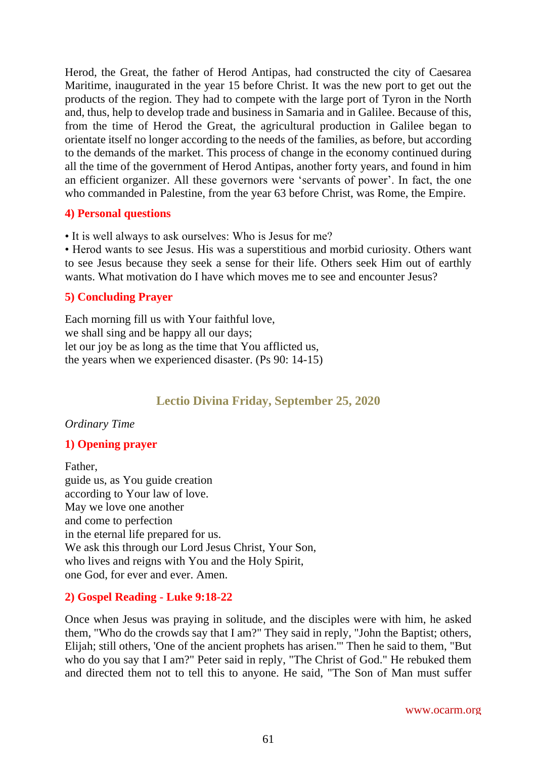Herod, the Great, the father of Herod Antipas, had constructed the city of Caesarea Maritime, inaugurated in the year 15 before Christ. It was the new port to get out the products of the region. They had to compete with the large port of Tyron in the North and, thus, help to develop trade and business in Samaria and in Galilee. Because of this, from the time of Herod the Great, the agricultural production in Galilee began to orientate itself no longer according to the needs of the families, as before, but according to the demands of the market. This process of change in the economy continued during all the time of the government of Herod Antipas, another forty years, and found in him an efficient organizer. All these governors were 'servants of power'. In fact, the one who commanded in Palestine, from the year 63 before Christ, was Rome, the Empire.

### 4) Personal questions

• It is well always to ask ourselves: Who is Jesus for me?
• Herod wants to see Jesus. His was a superstitious and morbid curiosity. Others want to see Jesus because they seek a sense for their life. Others seek Him out of earthly wants. What motivation do I have which moves me to see and encounter Jesus?

### 5) Concluding Prayer

Each morning fill us with Your faithful love,
we shall sing and be happy all our days;
let our joy be as long as the time that You afflicted us,
the years when we experienced disaster. (Ps 90: 14-15)

## Lectio Divina Friday, September 25, 2020

*Ordinary Time*

### 1) Opening prayer

Father,
guide us, as You guide creation
according to Your law of love.
May we love one another
and come to perfection
in the eternal life prepared for us.
We ask this through our Lord Jesus Christ, Your Son,
who lives and reigns with You and the Holy Spirit,
one God, for ever and ever. Amen.

### 2) Gospel Reading - Luke 9:18-22

Once when Jesus was praying in solitude, and the disciples were with him, he asked them, "Who do the crowds say that I am?" They said in reply, "John the Baptist; others, Elijah; still others, 'One of the ancient prophets has arisen.'" Then he said to them, "But who do you say that I am?" Peter said in reply, "The Christ of God." He rebuked them and directed them not to tell this to anyone. He said, "The Son of Man must suffer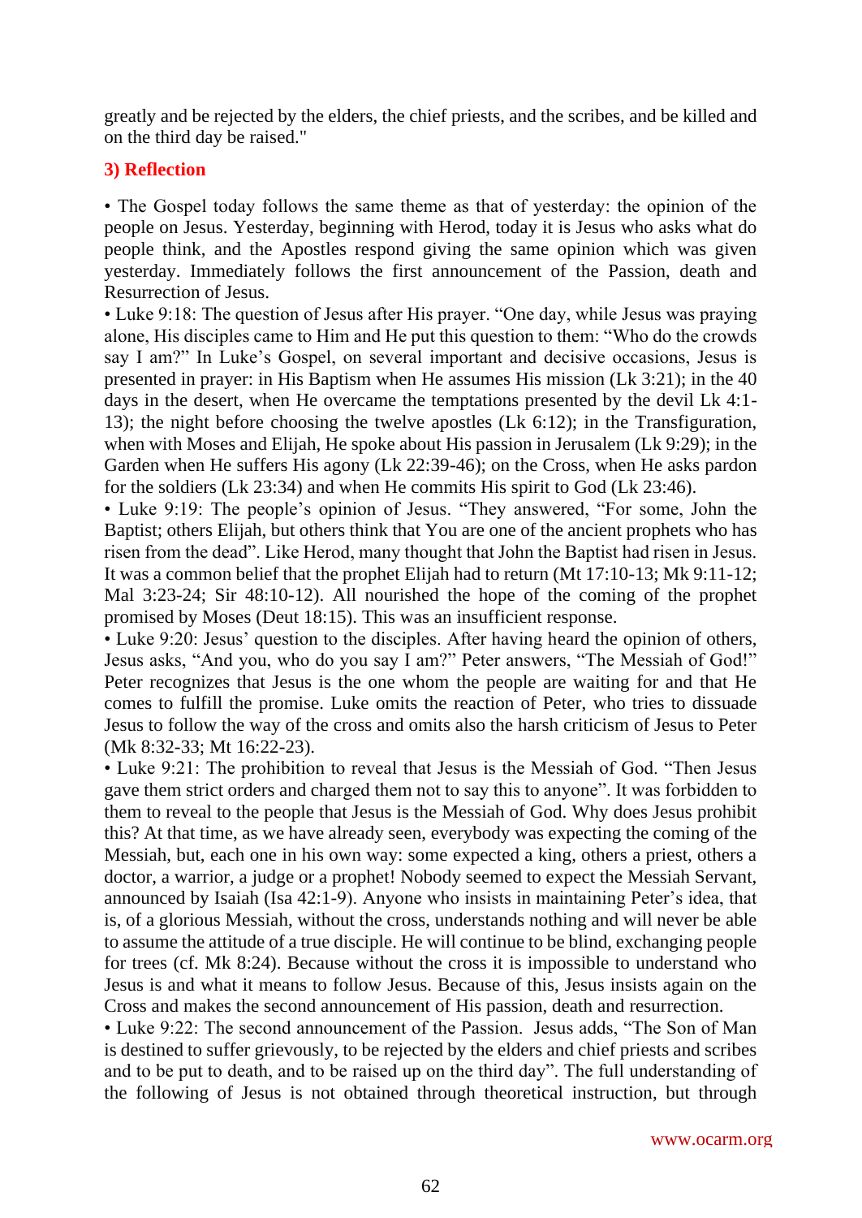greatly and be rejected by the elders, the chief priests, and the scribes, and be killed and on the third day be raised."

### 3) Reflection

• The Gospel today follows the same theme as that of yesterday: the opinion of the people on Jesus. Yesterday, beginning with Herod, today it is Jesus who asks what do people think, and the Apostles respond giving the same opinion which was given yesterday. Immediately follows the first announcement of the Passion, death and Resurrection of Jesus.

• Luke 9:18: The question of Jesus after His prayer. "One day, while Jesus was praying alone, His disciples came to Him and He put this question to them: "Who do the crowds say I am?" In Luke's Gospel, on several important and decisive occasions, Jesus is presented in prayer: in His Baptism when He assumes His mission (Lk 3:21); in the 40 days in the desert, when He overcame the temptations presented by the devil Lk 4:1-13); the night before choosing the twelve apostles (Lk 6:12); in the Transfiguration, when with Moses and Elijah, He spoke about His passion in Jerusalem (Lk 9:29); in the Garden when He suffers His agony (Lk 22:39-46); on the Cross, when He asks pardon for the soldiers (Lk 23:34) and when He commits His spirit to God (Lk 23:46).

• Luke 9:19: The people's opinion of Jesus. "They answered, "For some, John the Baptist; others Elijah, but others think that You are one of the ancient prophets who has risen from the dead". Like Herod, many thought that John the Baptist had risen in Jesus. It was a common belief that the prophet Elijah had to return (Mt 17:10-13; Mk 9:11-12; Mal 3:23-24; Sir 48:10-12). All nourished the hope of the coming of the prophet promised by Moses (Deut 18:15). This was an insufficient response.

• Luke 9:20: Jesus' question to the disciples. After having heard the opinion of others, Jesus asks, "And you, who do you say I am?" Peter answers, "The Messiah of God!" Peter recognizes that Jesus is the one whom the people are waiting for and that He comes to fulfill the promise. Luke omits the reaction of Peter, who tries to dissuade Jesus to follow the way of the cross and omits also the harsh criticism of Jesus to Peter (Mk 8:32-33; Mt 16:22-23).

• Luke 9:21: The prohibition to reveal that Jesus is the Messiah of God. "Then Jesus gave them strict orders and charged them not to say this to anyone". It was forbidden to them to reveal to the people that Jesus is the Messiah of God. Why does Jesus prohibit this? At that time, as we have already seen, everybody was expecting the coming of the Messiah, but, each one in his own way: some expected a king, others a priest, others a doctor, a warrior, a judge or a prophet! Nobody seemed to expect the Messiah Servant, announced by Isaiah (Isa 42:1-9). Anyone who insists in maintaining Peter's idea, that is, of a glorious Messiah, without the cross, understands nothing and will never be able to assume the attitude of a true disciple. He will continue to be blind, exchanging people for trees (cf. Mk 8:24). Because without the cross it is impossible to understand who Jesus is and what it means to follow Jesus. Because of this, Jesus insists again on the Cross and makes the second announcement of His passion, death and resurrection.

• Luke 9:22: The second announcement of the Passion. Jesus adds, "The Son of Man is destined to suffer grievously, to be rejected by the elders and chief priests and scribes and to be put to death, and to be raised up on the third day". The full understanding of the following of Jesus is not obtained through theoretical instruction, but through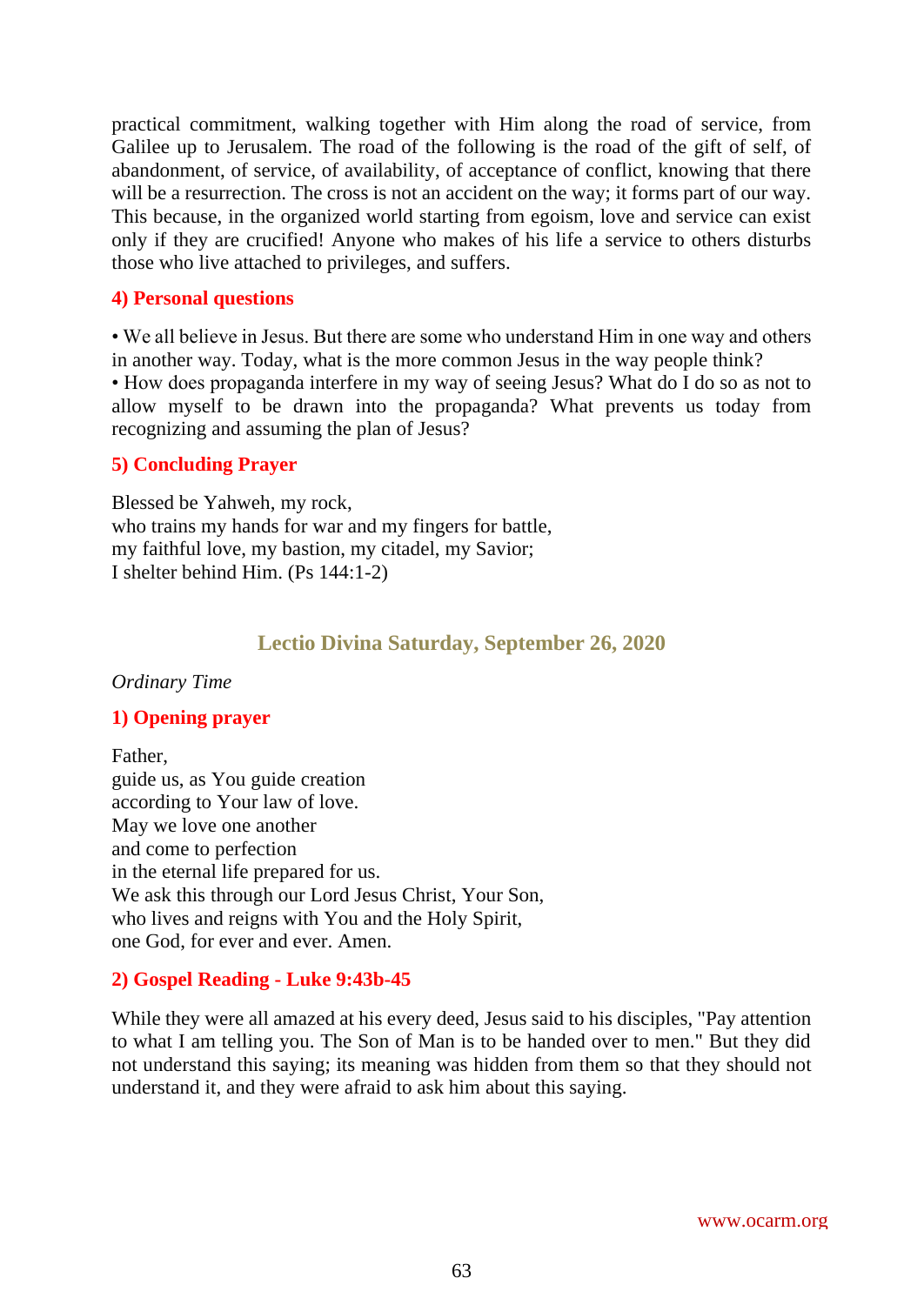practical commitment, walking together with Him along the road of service, from Galilee up to Jerusalem. The road of the following is the road of the gift of self, of abandonment, of service, of availability, of acceptance of conflict, knowing that there will be a resurrection. The cross is not an accident on the way; it forms part of our way. This because, in the organized world starting from egoism, love and service can exist only if they are crucified! Anyone who makes of his life a service to others disturbs those who live attached to privileges, and suffers.

### 4) Personal questions

• We all believe in Jesus. But there are some who understand Him in one way and others in another way. Today, what is the more common Jesus in the way people think?
• How does propaganda interfere in my way of seeing Jesus? What do I do so as not to allow myself to be drawn into the propaganda? What prevents us today from recognizing and assuming the plan of Jesus?

### 5) Concluding Prayer

Blessed be Yahweh, my rock,
who trains my hands for war and my fingers for battle,
my faithful love, my bastion, my citadel, my Savior;
I shelter behind Him. (Ps 144:1-2)

## Lectio Divina Saturday, September 26, 2020

*Ordinary Time*

### 1) Opening prayer

Father,
guide us, as You guide creation
according to Your law of love.
May we love one another
and come to perfection
in the eternal life prepared for us.
We ask this through our Lord Jesus Christ, Your Son,
who lives and reigns with You and the Holy Spirit,
one God, for ever and ever. Amen.

### 2) Gospel Reading - Luke 9:43b-45

While they were all amazed at his every deed, Jesus said to his disciples, "Pay attention to what I am telling you. The Son of Man is to be handed over to men." But they did not understand this saying; its meaning was hidden from them so that they should not understand it, and they were afraid to ask him about this saying.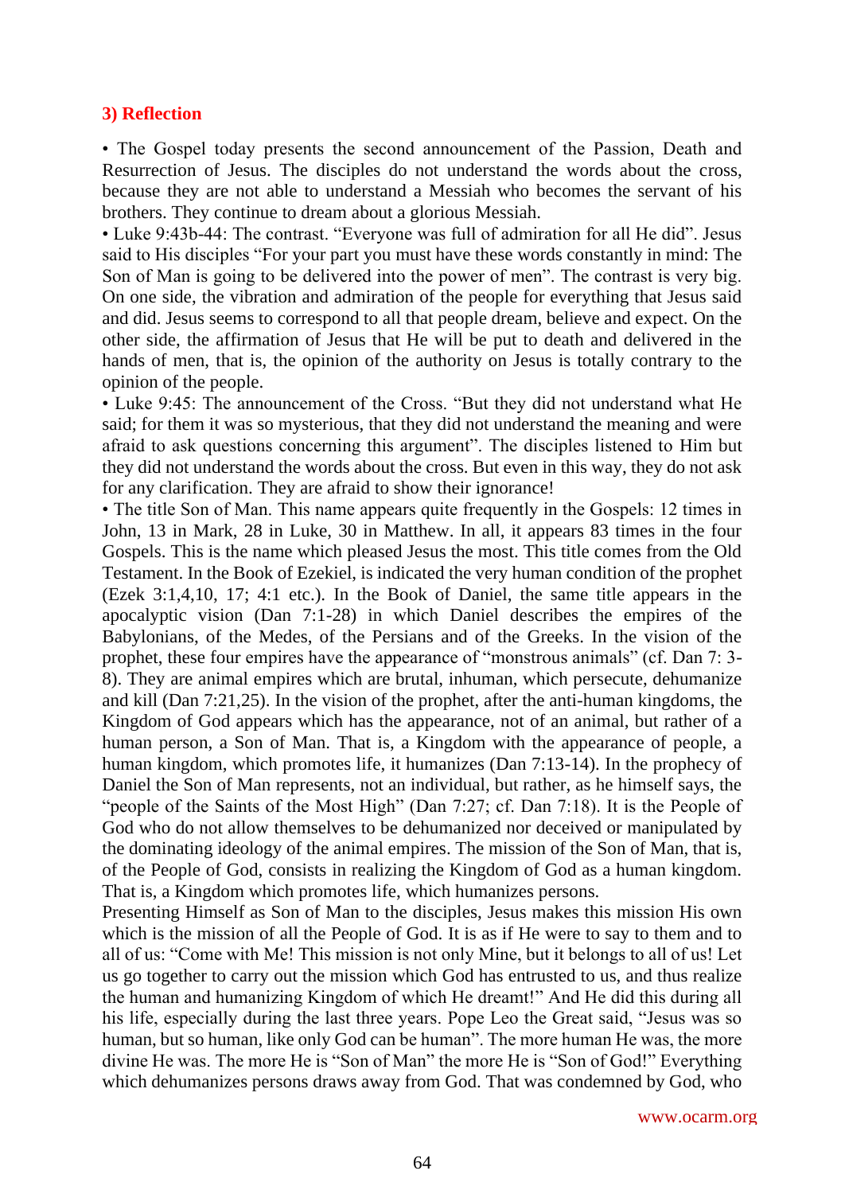## 3) Reflection

- The Gospel today presents the second announcement of the Passion, Death and Resurrection of Jesus. The disciples do not understand the words about the cross, because they are not able to understand a Messiah who becomes the servant of his brothers. They continue to dream about a glorious Messiah.
- Luke 9:43b-44: The contrast. “Everyone was full of admiration for all He did”. Jesus said to His disciples “For your part you must have these words constantly in mind: The Son of Man is going to be delivered into the power of men”. The contrast is very big. On one side, the vibration and admiration of the people for everything that Jesus said and did. Jesus seems to correspond to all that people dream, believe and expect. On the other side, the affirmation of Jesus that He will be put to death and delivered in the hands of men, that is, the opinion of the authority on Jesus is totally contrary to the opinion of the people.
- Luke 9:45: The announcement of the Cross. “But they did not understand what He said; for them it was so mysterious, that they did not understand the meaning and were afraid to ask questions concerning this argument”. The disciples listened to Him but they did not understand the words about the cross. But even in this way, they do not ask for any clarification. They are afraid to show their ignorance!
- The title Son of Man. This name appears quite frequently in the Gospels: 12 times in John, 13 in Mark, 28 in Luke, 30 in Matthew. In all, it appears 83 times in the four Gospels. This is the name which pleased Jesus the most. This title comes from the Old Testament. In the Book of Ezekiel, is indicated the very human condition of the prophet (Ezek 3:1,4,10, 17; 4:1 etc.). In the Book of Daniel, the same title appears in the apocalyptic vision (Dan 7:1-28) in which Daniel describes the empires of the Babylonians, of the Medes, of the Persians and of the Greeks. In the vision of the prophet, these four empires have the appearance of “monstrous animals” (cf. Dan 7: 3-8). They are animal empires which are brutal, inhuman, which persecute, dehumanize and kill (Dan 7:21,25). In the vision of the prophet, after the anti-human kingdoms, the Kingdom of God appears which has the appearance, not of an animal, but rather of a human person, a Son of Man. That is, a Kingdom with the appearance of people, a human kingdom, which promotes life, it humanizes (Dan 7:13-14). In the prophecy of Daniel the Son of Man represents, not an individual, but rather, as he himself says, the “people of the Saints of the Most High” (Dan 7:27; cf. Dan 7:18). It is the People of God who do not allow themselves to be dehumanized nor deceived or manipulated by the dominating ideology of the animal empires. The mission of the Son of Man, that is, of the People of God, consists in realizing the Kingdom of God as a human kingdom. That is, a Kingdom which promotes life, which humanizes persons.

Presenting Himself as Son of Man to the disciples, Jesus makes this mission His own which is the mission of all the People of God. It is as if He were to say to them and to all of us: “Come with Me! This mission is not only Mine, but it belongs to all of us! Let us go together to carry out the mission which God has entrusted to us, and thus realize the human and humanizing Kingdom of which He dreamt!” And He did this during all his life, especially during the last three years. Pope Leo the Great said, “Jesus was so human, but so human, like only God can be human”. The more human He was, the more divine He was. The more He is “Son of Man” the more He is “Son of God!” Everything which dehumanizes persons draws away from God. That was condemned by God, who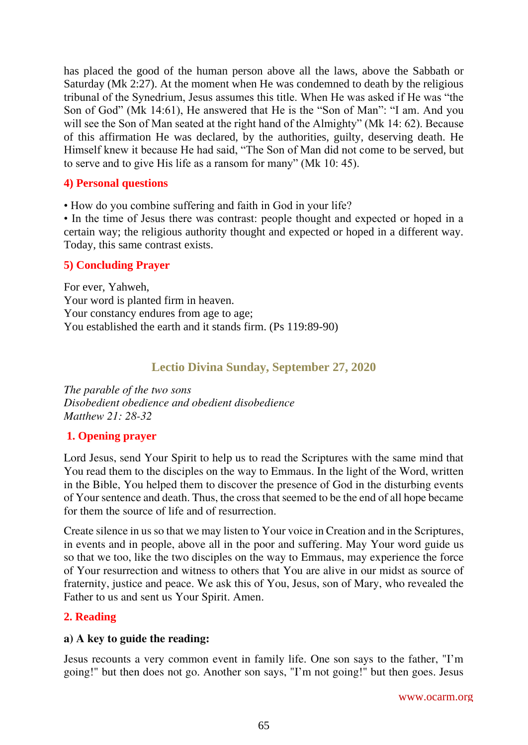has placed the good of the human person above all the laws, above the Sabbath or Saturday (Mk 2:27). At the moment when He was condemned to death by the religious tribunal of the Synedrium, Jesus assumes this title. When He was asked if He was “the Son of God” (Mk 14:61), He answered that He is the “Son of Man”: “I am. And you will see the Son of Man seated at the right hand of the Almighty” (Mk 14: 62). Because of this affirmation He was declared, by the authorities, guilty, deserving death. He Himself knew it because He had said, “The Son of Man did not come to be served, but to serve and to give His life as a ransom for many” (Mk 10: 45).

### 4) Personal questions

• How do you combine suffering and faith in God in your life?
• In the time of Jesus there was contrast: people thought and expected or hoped in a certain way; the religious authority thought and expected or hoped in a different way. Today, this same contrast exists.

### 5) Concluding Prayer

For ever, Yahweh,
Your word is planted firm in heaven.
Your constancy endures from age to age;
You established the earth and it stands firm. (Ps 119:89-90)

## Lectio Divina Sunday, September 27, 2020

*The parable of the two sons*
*Disobedient obedience and obedient disobedience*
*Matthew 21: 28-32*

### 1. Opening prayer

Lord Jesus, send Your Spirit to help us to read the Scriptures with the same mind that You read them to the disciples on the way to Emmaus. In the light of the Word, written in the Bible, You helped them to discover the presence of God in the disturbing events of Your sentence and death. Thus, the cross that seemed to be the end of all hope became for them the source of life and of resurrection.

Create silence in us so that we may listen to Your voice in Creation and in the Scriptures, in events and in people, above all in the poor and suffering. May Your word guide us so that we too, like the two disciples on the way to Emmaus, may experience the force of Your resurrection and witness to others that You are alive in our midst as source of fraternity, justice and peace. We ask this of You, Jesus, son of Mary, who revealed the Father to us and sent us Your Spirit. Amen.

### 2. Reading

**a) A key to guide the reading:**

Jesus recounts a very common event in family life. One son says to the father, "I'm going!" but then does not go. Another son says, "I'm not going!" but then goes. Jesus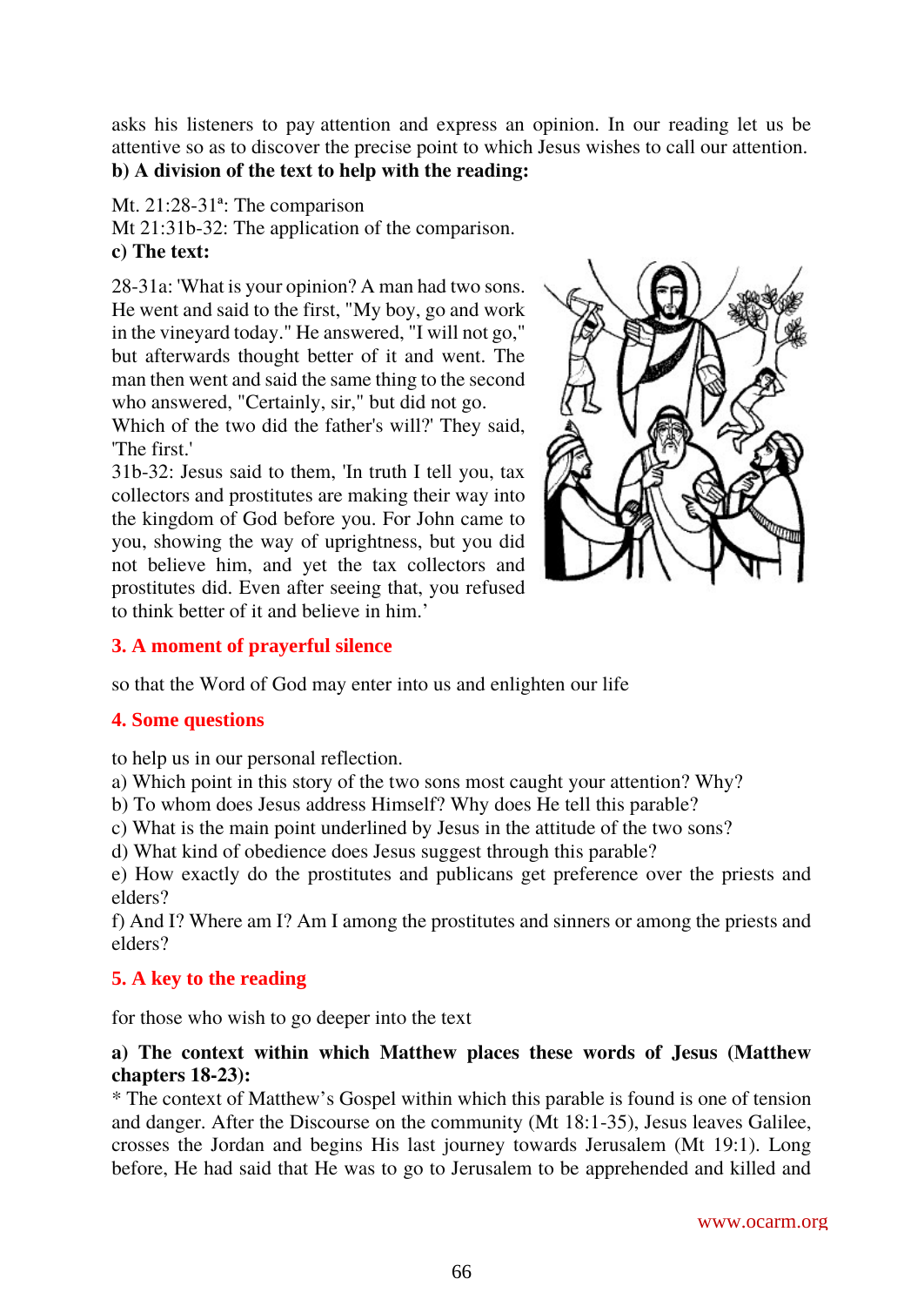asks his listeners to pay attention and express an opinion. In our reading let us be attentive so as to discover the precise point to which Jesus wishes to call our attention.

**b) A division of the text to help with the reading:**

Mt. 21:28-31ª: The comparison
Mt 21:31b-32: The application of the comparison.

**c) The text:**

28-31a: 'What is your opinion? A man had two sons. He went and said to the first, "My boy, go and work in the vineyard today." He answered, "I will not go," but afterwards thought better of it and went. The man then went and said the same thing to the second who answered, "Certainly, sir," but did not go. Which of the two did the father's will?' They said, 'The first.'

31b-32: Jesus said to them, 'In truth I tell you, tax collectors and prostitutes are making their way into the kingdom of God before you. For John came to you, showing the way of uprightness, but you did not believe him, and yet the tax collectors and prostitutes did. Even after seeing that, you refused to think better of it and believe in him.'

## 3. A moment of prayerful silence

so that the Word of God may enter into us and enlighten our life

## 4. Some questions

to help us in our personal reflection.

a) Which point in this story of the two sons most caught your attention? Why?
b) To whom does Jesus address Himself? Why does He tell this parable?
c) What is the main point underlined by Jesus in the attitude of the two sons?
d) What kind of obedience does Jesus suggest through this parable?
e) How exactly do the prostitutes and publicans get preference over the priests and elders?
f) And I? Where am I? Am I among the prostitutes and sinners or among the priests and elders?

## 5. A key to the reading

for those who wish to go deeper into the text

**a) The context within which Matthew places these words of Jesus (Matthew chapters 18-23):**

* The context of Matthew's Gospel within which this parable is found is one of tension and danger. After the Discourse on the community (Mt 18:1-35), Jesus leaves Galilee, crosses the Jordan and begins His last journey towards Jerusalem (Mt 19:1). Long before, He had said that He was to go to Jerusalem to be apprehended and killed and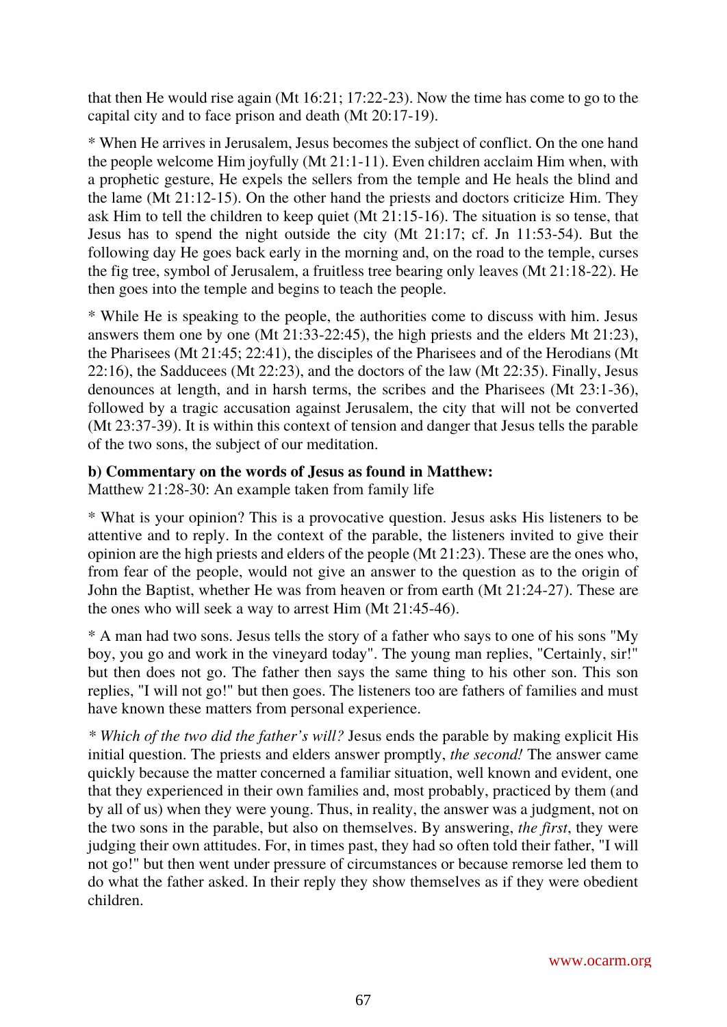that then He would rise again (Mt 16:21; 17:22-23). Now the time has come to go to the capital city and to face prison and death (Mt 20:17-19).

* When He arrives in Jerusalem, Jesus becomes the subject of conflict. On the one hand the people welcome Him joyfully (Mt 21:1-11). Even children acclaim Him when, with a prophetic gesture, He expels the sellers from the temple and He heals the blind and the lame (Mt 21:12-15). On the other hand the priests and doctors criticize Him. They ask Him to tell the children to keep quiet (Mt 21:15-16). The situation is so tense, that Jesus has to spend the night outside the city (Mt 21:17; cf. Jn 11:53-54). But the following day He goes back early in the morning and, on the road to the temple, curses the fig tree, symbol of Jerusalem, a fruitless tree bearing only leaves (Mt 21:18-22). He then goes into the temple and begins to teach the people.

* While He is speaking to the people, the authorities come to discuss with him. Jesus answers them one by one (Mt 21:33-22:45), the high priests and the elders Mt 21:23), the Pharisees (Mt 21:45; 22:41), the disciples of the Pharisees and of the Herodians (Mt 22:16), the Sadducees (Mt 22:23), and the doctors of the law (Mt 22:35). Finally, Jesus denounces at length, and in harsh terms, the scribes and the Pharisees (Mt 23:1-36), followed by a tragic accusation against Jerusalem, the city that will not be converted (Mt 23:37-39). It is within this context of tension and danger that Jesus tells the parable of the two sons, the subject of our meditation.

**b) Commentary on the words of Jesus as found in Matthew:**
Matthew 21:28-30: An example taken from family life

* What is your opinion? This is a provocative question. Jesus asks His listeners to be attentive and to reply. In the context of the parable, the listeners invited to give their opinion are the high priests and elders of the people (Mt 21:23). These are the ones who, from fear of the people, would not give an answer to the question as to the origin of John the Baptist, whether He was from heaven or from earth (Mt 21:24-27). These are the ones who will seek a way to arrest Him (Mt 21:45-46).

* A man had two sons. Jesus tells the story of a father who says to one of his sons "My boy, you go and work in the vineyard today". The young man replies, "Certainly, sir!" but then does not go. The father then says the same thing to his other son. This son replies, "I will not go!" but then goes. The listeners too are fathers of families and must have known these matters from personal experience.

*\* Which of the two did the father's will?* Jesus ends the parable by making explicit His initial question. The priests and elders answer promptly, *the second!* The answer came quickly because the matter concerned a familiar situation, well known and evident, one that they experienced in their own families and, most probably, practiced by them (and by all of us) when they were young. Thus, in reality, the answer was a judgment, not on the two sons in the parable, but also on themselves. By answering, *the first*, they were judging their own attitudes. For, in times past, they had so often told their father, "I will not go!" but then went under pressure of circumstances or because remorse led them to do what the father asked. In their reply they show themselves as if they were obedient children.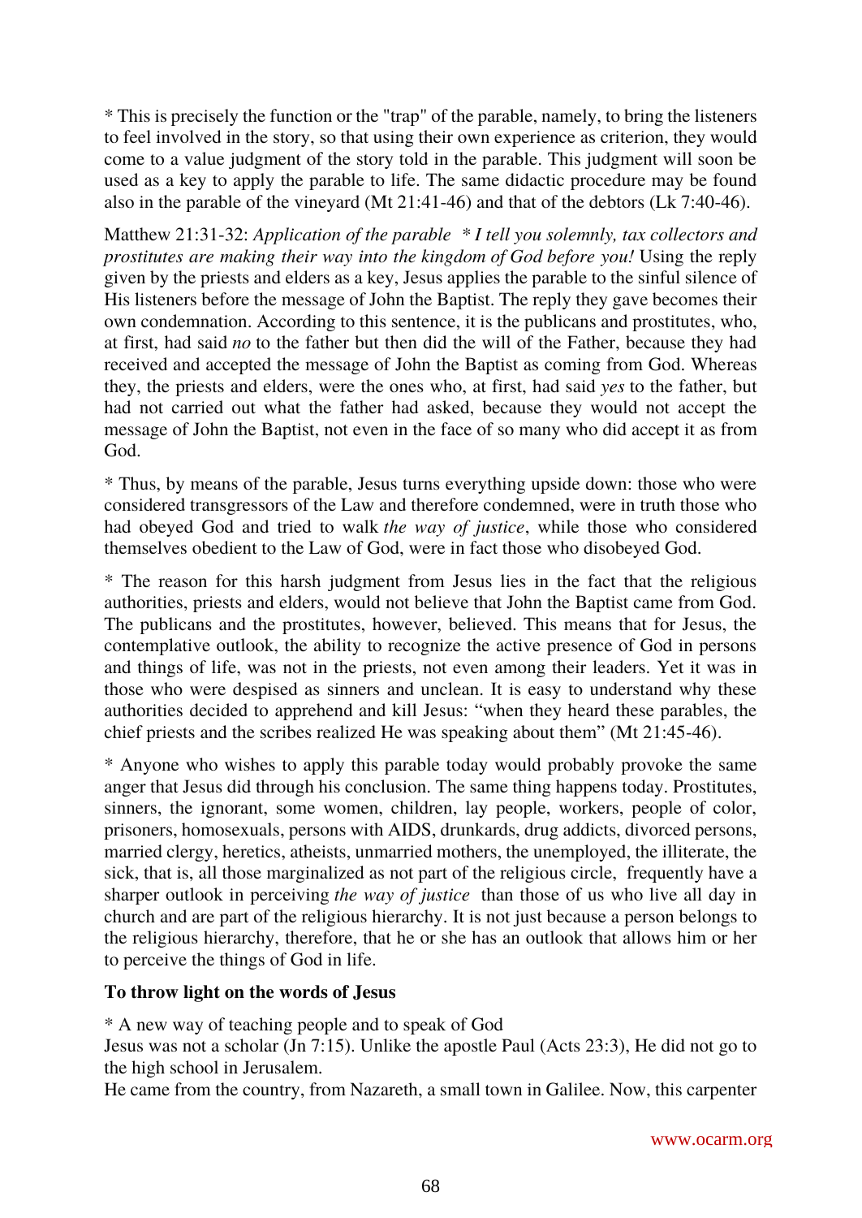* This is precisely the function or the "trap" of the parable, namely, to bring the listeners to feel involved in the story, so that using their own experience as criterion, they would come to a value judgment of the story told in the parable. This judgment will soon be used as a key to apply the parable to life. The same didactic procedure may be found also in the parable of the vineyard (Mt 21:41-46) and that of the debtors (Lk 7:40-46).

Matthew 21:31-32: *Application of the parable * I tell you solemnly, tax collectors and prostitutes are making their way into the kingdom of God before you!* Using the reply given by the priests and elders as a key, Jesus applies the parable to the sinful silence of His listeners before the message of John the Baptist. The reply they gave becomes their own condemnation. According to this sentence, it is the publicans and prostitutes, who, at first, had said *no* to the father but then did the will of the Father, because they had received and accepted the message of John the Baptist as coming from God. Whereas they, the priests and elders, were the ones who, at first, had said *yes* to the father, but had not carried out what the father had asked, because they would not accept the message of John the Baptist, not even in the face of so many who did accept it as from God.

* Thus, by means of the parable, Jesus turns everything upside down: those who were considered transgressors of the Law and therefore condemned, were in truth those who had obeyed God and tried to walk *the way of justice*, while those who considered themselves obedient to the Law of God, were in fact those who disobeyed God.

* The reason for this harsh judgment from Jesus lies in the fact that the religious authorities, priests and elders, would not believe that John the Baptist came from God. The publicans and the prostitutes, however, believed. This means that for Jesus, the contemplative outlook, the ability to recognize the active presence of God in persons and things of life, was not in the priests, not even among their leaders. Yet it was in those who were despised as sinners and unclean. It is easy to understand why these authorities decided to apprehend and kill Jesus: "when they heard these parables, the chief priests and the scribes realized He was speaking about them" (Mt 21:45-46).

* Anyone who wishes to apply this parable today would probably provoke the same anger that Jesus did through his conclusion. The same thing happens today. Prostitutes, sinners, the ignorant, some women, children, lay people, workers, people of color, prisoners, homosexuals, persons with AIDS, drunkards, drug addicts, divorced persons, married clergy, heretics, atheists, unmarried mothers, the unemployed, the illiterate, the sick, that is, all those marginalized as not part of the religious circle, frequently have a sharper outlook in perceiving *the way of justice* than those of us who live all day in church and are part of the religious hierarchy. It is not just because a person belongs to the religious hierarchy, therefore, that he or she has an outlook that allows him or her to perceive the things of God in life.

**To throw light on the words of Jesus**

* A new way of teaching people and to speak of God
Jesus was not a scholar (Jn 7:15). Unlike the apostle Paul (Acts 23:3), He did not go to the high school in Jerusalem.
He came from the country, from Nazareth, a small town in Galilee. Now, this carpenter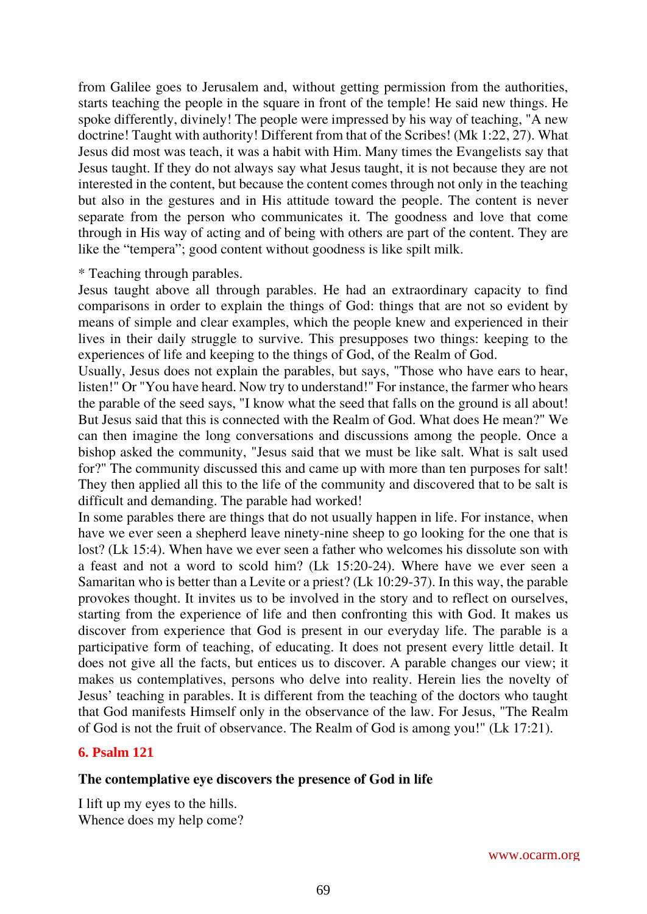from Galilee goes to Jerusalem and, without getting permission from the authorities, starts teaching the people in the square in front of the temple! He said new things. He spoke differently, divinely! The people were impressed by his way of teaching, "A new doctrine! Taught with authority! Different from that of the Scribes! (Mk 1:22, 27). What Jesus did most was teach, it was a habit with Him. Many times the Evangelists say that Jesus taught. If they do not always say what Jesus taught, it is not because they are not interested in the content, but because the content comes through not only in the teaching but also in the gestures and in His attitude toward the people. The content is never separate from the person who communicates it. The goodness and love that come through in His way of acting and of being with others are part of the content. They are like the "tempera"; good content without goodness is like spilt milk.

* Teaching through parables.

Jesus taught above all through parables. He had an extraordinary capacity to find comparisons in order to explain the things of God: things that are not so evident by means of simple and clear examples, which the people knew and experienced in their lives in their daily struggle to survive. This presupposes two things: keeping to the experiences of life and keeping to the things of God, of the Realm of God.

Usually, Jesus does not explain the parables, but says, "Those who have ears to hear, listen!" Or "You have heard. Now try to understand!" For instance, the farmer who hears the parable of the seed says, "I know what the seed that falls on the ground is all about! But Jesus said that this is connected with the Realm of God. What does He mean?" We can then imagine the long conversations and discussions among the people. Once a bishop asked the community, "Jesus said that we must be like salt. What is salt used for?" The community discussed this and came up with more than ten purposes for salt! They then applied all this to the life of the community and discovered that to be salt is difficult and demanding. The parable had worked!

In some parables there are things that do not usually happen in life. For instance, when have we ever seen a shepherd leave ninety-nine sheep to go looking for the one that is lost? (Lk 15:4). When have we ever seen a father who welcomes his dissolute son with a feast and not a word to scold him? (Lk 15:20-24). Where have we ever seen a Samaritan who is better than a Levite or a priest? (Lk 10:29-37). In this way, the parable provokes thought. It invites us to be involved in the story and to reflect on ourselves, starting from the experience of life and then confronting this with God. It makes us discover from experience that God is present in our everyday life. The parable is a participative form of teaching, of educating. It does not present every little detail. It does not give all the facts, but entices us to discover. A parable changes our view; it makes us contemplatives, persons who delve into reality. Herein lies the novelty of Jesus' teaching in parables. It is different from the teaching of the doctors who taught that God manifests Himself only in the observance of the law. For Jesus, "The Realm of God is not the fruit of observance. The Realm of God is among you!" (Lk 17:21).

## 6. Psalm 121

**The contemplative eye discovers the presence of God in life**

I lift up my eyes to the hills.
Whence does my help come?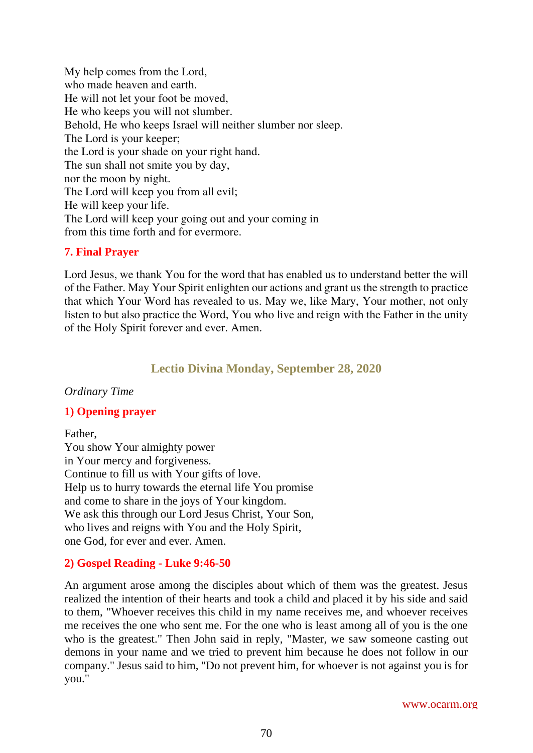My help comes from the Lord,
who made heaven and earth.
He will not let your foot be moved,
He who keeps you will not slumber.
Behold, He who keeps Israel will neither slumber nor sleep.
The Lord is your keeper;
the Lord is your shade on your right hand.
The sun shall not smite you by day,
nor the moon by night.
The Lord will keep you from all evil;
He will keep your life.
The Lord will keep your going out and your coming in
from this time forth and for evermore.

### 7. Final Prayer

Lord Jesus, we thank You for the word that has enabled us to understand better the will of the Father. May Your Spirit enlighten our actions and grant us the strength to practice that which Your Word has revealed to us. May we, like Mary, Your mother, not only listen to but also practice the Word, You who live and reign with the Father in the unity of the Holy Spirit forever and ever. Amen.

## Lectio Divina Monday, September 28, 2020

*Ordinary Time*

### 1) Opening prayer

Father,
You show Your almighty power
in Your mercy and forgiveness.
Continue to fill us with Your gifts of love.
Help us to hurry towards the eternal life You promise
and come to share in the joys of Your kingdom.
We ask this through our Lord Jesus Christ, Your Son,
who lives and reigns with You and the Holy Spirit,
one God, for ever and ever. Amen.

### 2) Gospel Reading - Luke 9:46-50

An argument arose among the disciples about which of them was the greatest. Jesus realized the intention of their hearts and took a child and placed it by his side and said to them, "Whoever receives this child in my name receives me, and whoever receives me receives the one who sent me. For the one who is least among all of you is the one who is the greatest." Then John said in reply, "Master, we saw someone casting out demons in your name and we tried to prevent him because he does not follow in our company." Jesus said to him, "Do not prevent him, for whoever is not against you is for you."

www.ocarm.org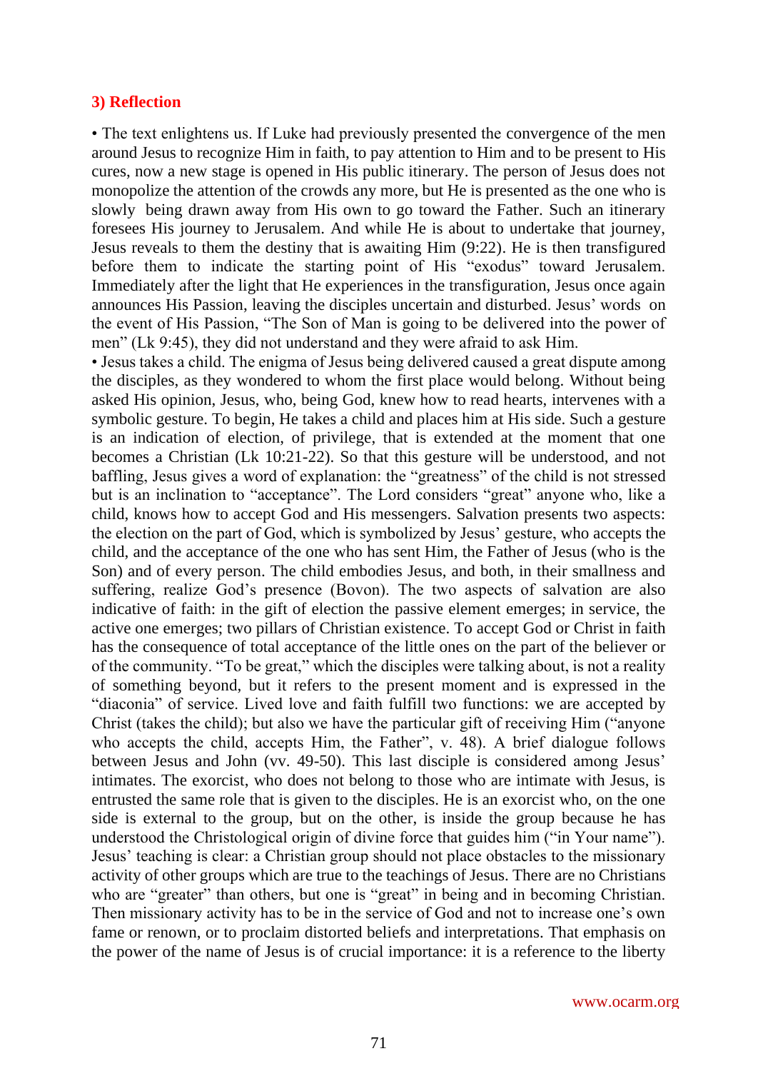### 3) Reflection

• The text enlightens us. If Luke had previously presented the convergence of the men around Jesus to recognize Him in faith, to pay attention to Him and to be present to His cures, now a new stage is opened in His public itinerary. The person of Jesus does not monopolize the attention of the crowds any more, but He is presented as the one who is slowly being drawn away from His own to go toward the Father. Such an itinerary foresees His journey to Jerusalem. And while He is about to undertake that journey, Jesus reveals to them the destiny that is awaiting Him (9:22). He is then transfigured before them to indicate the starting point of His "exodus" toward Jerusalem. Immediately after the light that He experiences in the transfiguration, Jesus once again announces His Passion, leaving the disciples uncertain and disturbed. Jesus' words on the event of His Passion, "The Son of Man is going to be delivered into the power of men" (Lk 9:45), they did not understand and they were afraid to ask Him.

• Jesus takes a child. The enigma of Jesus being delivered caused a great dispute among the disciples, as they wondered to whom the first place would belong. Without being asked His opinion, Jesus, who, being God, knew how to read hearts, intervenes with a symbolic gesture. To begin, He takes a child and places him at His side. Such a gesture is an indication of election, of privilege, that is extended at the moment that one becomes a Christian (Lk 10:21-22). So that this gesture will be understood, and not baffling, Jesus gives a word of explanation: the "greatness" of the child is not stressed but is an inclination to "acceptance". The Lord considers "great" anyone who, like a child, knows how to accept God and His messengers. Salvation presents two aspects: the election on the part of God, which is symbolized by Jesus' gesture, who accepts the child, and the acceptance of the one who has sent Him, the Father of Jesus (who is the Son) and of every person. The child embodies Jesus, and both, in their smallness and suffering, realize God's presence (Bovon). The two aspects of salvation are also indicative of faith: in the gift of election the passive element emerges; in service, the active one emerges; two pillars of Christian existence. To accept God or Christ in faith has the consequence of total acceptance of the little ones on the part of the believer or of the community. "To be great," which the disciples were talking about, is not a reality of something beyond, but it refers to the present moment and is expressed in the "diaconia" of service. Lived love and faith fulfill two functions: we are accepted by Christ (takes the child); but also we have the particular gift of receiving Him ("anyone who accepts the child, accepts Him, the Father", v. 48). A brief dialogue follows between Jesus and John (vv. 49-50). This last disciple is considered among Jesus' intimates. The exorcist, who does not belong to those who are intimate with Jesus, is entrusted the same role that is given to the disciples. He is an exorcist who, on the one side is external to the group, but on the other, is inside the group because he has understood the Christological origin of divine force that guides him ("in Your name"). Jesus' teaching is clear: a Christian group should not place obstacles to the missionary activity of other groups which are true to the teachings of Jesus. There are no Christians who are "greater" than others, but one is "great" in being and in becoming Christian. Then missionary activity has to be in the service of God and not to increase one's own fame or renown, or to proclaim distorted beliefs and interpretations. That emphasis on the power of the name of Jesus is of crucial importance: it is a reference to the liberty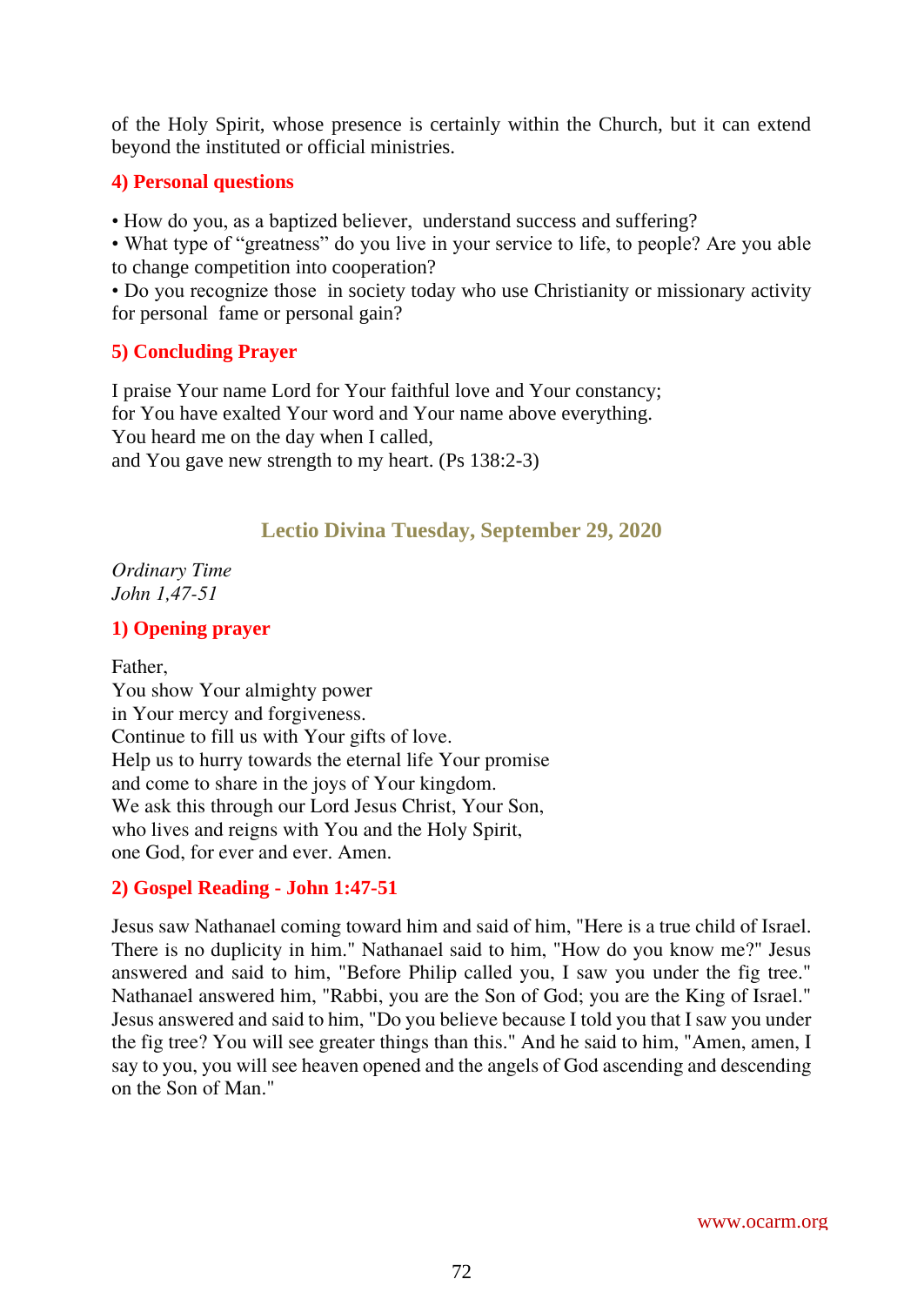of the Holy Spirit, whose presence is certainly within the Church, but it can extend beyond the instituted or official ministries.

### 4) Personal questions

• How do you, as a baptized believer, understand success and suffering?
• What type of "greatness" do you live in your service to life, to people? Are you able to change competition into cooperation?
• Do you recognize those in society today who use Christianity or missionary activity for personal fame or personal gain?

### 5) Concluding Prayer

I praise Your name Lord for Your faithful love and Your constancy;
for You have exalted Your word and Your name above everything.
You heard me on the day when I called,
and You gave new strength to my heart. (Ps 138:2-3)

## Lectio Divina Tuesday, September 29, 2020

*Ordinary Time*
*John 1,47-51*

### 1) Opening prayer

Father,
You show Your almighty power
in Your mercy and forgiveness.
Continue to fill us with Your gifts of love.
Help us to hurry towards the eternal life Your promise
and come to share in the joys of Your kingdom.
We ask this through our Lord Jesus Christ, Your Son,
who lives and reigns with You and the Holy Spirit,
one God, for ever and ever. Amen.

### 2) Gospel Reading - John 1:47-51

Jesus saw Nathanael coming toward him and said of him, "Here is a true child of Israel. There is no duplicity in him." Nathanael said to him, "How do you know me?" Jesus answered and said to him, "Before Philip called you, I saw you under the fig tree." Nathanael answered him, "Rabbi, you are the Son of God; you are the King of Israel." Jesus answered and said to him, "Do you believe because I told you that I saw you under the fig tree? You will see greater things than this." And he said to him, "Amen, amen, I say to you, you will see heaven opened and the angels of God ascending and descending on the Son of Man."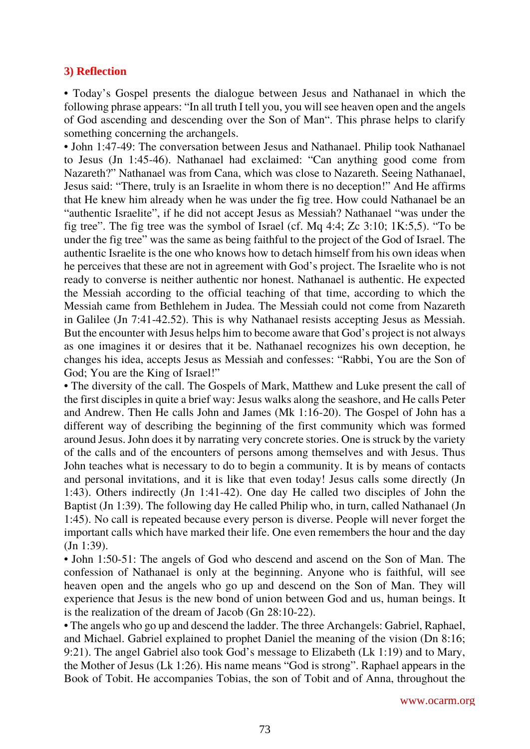### 3) Reflection

- Today's Gospel presents the dialogue between Jesus and Nathanael in which the following phrase appears: "In all truth I tell you, you will see heaven open and the angels of God ascending and descending over the Son of Man". This phrase helps to clarify something concerning the archangels.
- John 1:47-49: The conversation between Jesus and Nathanael. Philip took Nathanael to Jesus (Jn 1:45-46). Nathanael had exclaimed: "Can anything good come from Nazareth?" Nathanael was from Cana, which was close to Nazareth. Seeing Nathanael, Jesus said: "There, truly is an Israelite in whom there is no deception!" And He affirms that He knew him already when he was under the fig tree. How could Nathanael be an "authentic Israelite", if he did not accept Jesus as Messiah? Nathanael "was under the fig tree". The fig tree was the symbol of Israel (cf. Mq 4:4; Zc 3:10; 1K:5,5). "To be under the fig tree" was the same as being faithful to the project of the God of Israel. The authentic Israelite is the one who knows how to detach himself from his own ideas when he perceives that these are not in agreement with God's project. The Israelite who is not ready to converse is neither authentic nor honest. Nathanael is authentic. He expected the Messiah according to the official teaching of that time, according to which the Messiah came from Bethlehem in Judea. The Messiah could not come from Nazareth in Galilee (Jn 7:41-42.52). This is why Nathanael resists accepting Jesus as Messiah. But the encounter with Jesus helps him to become aware that God's project is not always as one imagines it or desires that it be. Nathanael recognizes his own deception, he changes his idea, accepts Jesus as Messiah and confesses: "Rabbi, You are the Son of God; You are the King of Israel!"
- The diversity of the call. The Gospels of Mark, Matthew and Luke present the call of the first disciples in quite a brief way: Jesus walks along the seashore, and He calls Peter and Andrew. Then He calls John and James (Mk 1:16-20). The Gospel of John has a different way of describing the beginning of the first community which was formed around Jesus. John does it by narrating very concrete stories. One is struck by the variety of the calls and of the encounters of persons among themselves and with Jesus. Thus John teaches what is necessary to do to begin a community. It is by means of contacts and personal invitations, and it is like that even today! Jesus calls some directly (Jn 1:43). Others indirectly (Jn 1:41-42). One day He called two disciples of John the Baptist (Jn 1:39). The following day He called Philip who, in turn, called Nathanael (Jn 1:45). No call is repeated because every person is diverse. People will never forget the important calls which have marked their life. One even remembers the hour and the day (Jn 1:39).
- John 1:50-51: The angels of God who descend and ascend on the Son of Man. The confession of Nathanael is only at the beginning. Anyone who is faithful, will see heaven open and the angels who go up and descend on the Son of Man. They will experience that Jesus is the new bond of union between God and us, human beings. It is the realization of the dream of Jacob (Gn 28:10-22).
- The angels who go up and descend the ladder. The three Archangels: Gabriel, Raphael, and Michael. Gabriel explained to prophet Daniel the meaning of the vision (Dn 8:16; 9:21). The angel Gabriel also took God's message to Elizabeth (Lk 1:19) and to Mary, the Mother of Jesus (Lk 1:26). His name means "God is strong". Raphael appears in the Book of Tobit. He accompanies Tobias, the son of Tobit and of Anna, throughout the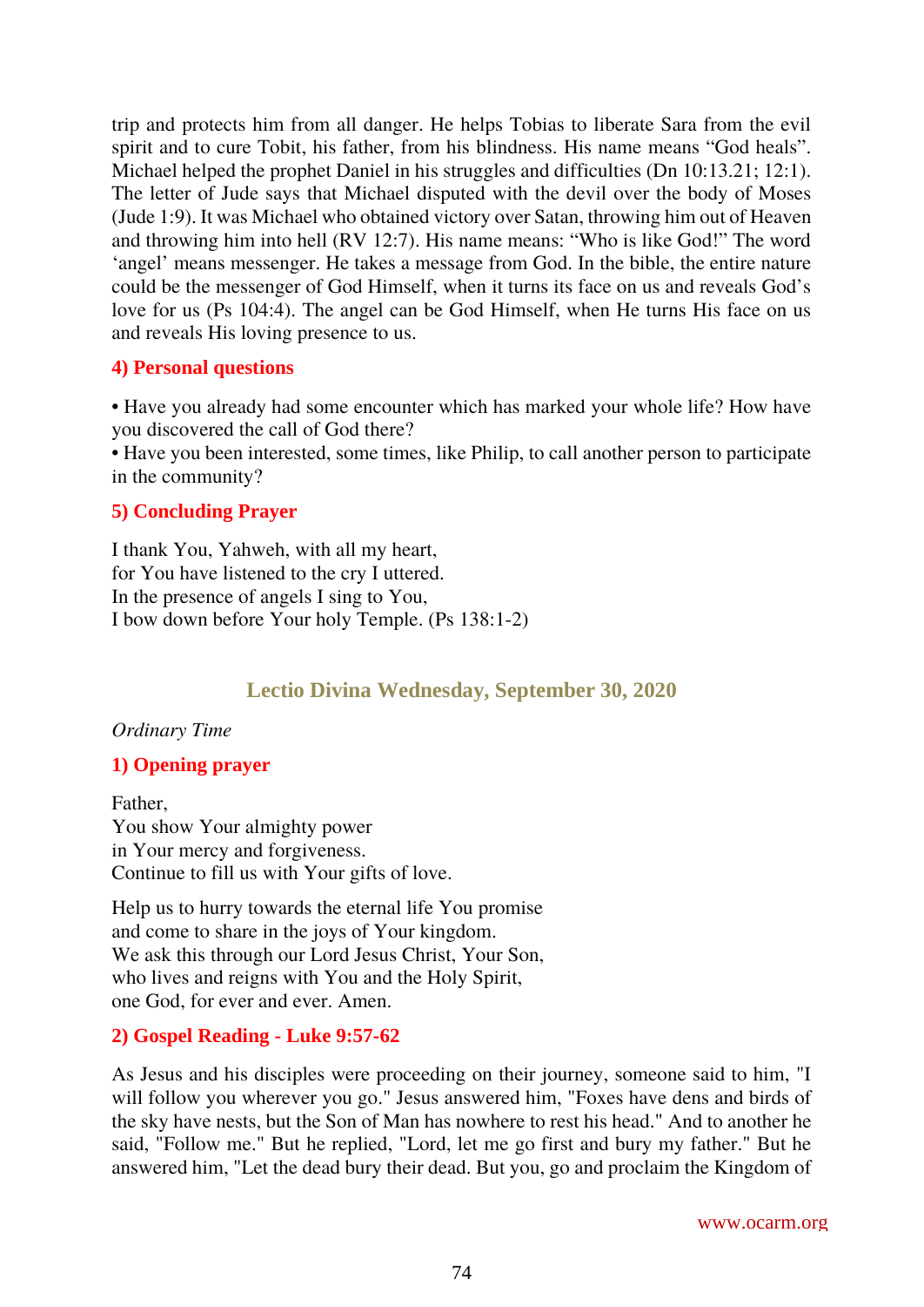trip and protects him from all danger. He helps Tobias to liberate Sara from the evil spirit and to cure Tobit, his father, from his blindness. His name means “God heals”. Michael helped the prophet Daniel in his struggles and difficulties (Dn 10:13.21; 12:1). The letter of Jude says that Michael disputed with the devil over the body of Moses (Jude 1:9). It was Michael who obtained victory over Satan, throwing him out of Heaven and throwing him into hell (RV 12:7). His name means: “Who is like God!” The word ‘angel’ means messenger. He takes a message from God. In the bible, the entire nature could be the messenger of God Himself, when it turns its face on us and reveals God’s love for us (Ps 104:4). The angel can be God Himself, when He turns His face on us and reveals His loving presence to us.

### 4) Personal questions

• Have you already had some encounter which has marked your whole life? How have you discovered the call of God there?
• Have you been interested, some times, like Philip, to call another person to participate in the community?

### 5) Concluding Prayer

I thank You, Yahweh, with all my heart,
for You have listened to the cry I uttered.
In the presence of angels I sing to You,
I bow down before Your holy Temple. (Ps 138:1-2)

## Lectio Divina Wednesday, September 30, 2020

*Ordinary Time*

### 1) Opening prayer

Father,
You show Your almighty power
in Your mercy and forgiveness.
Continue to fill us with Your gifts of love.

Help us to hurry towards the eternal life You promise
and come to share in the joys of Your kingdom.
We ask this through our Lord Jesus Christ, Your Son,
who lives and reigns with You and the Holy Spirit,
one God, for ever and ever. Amen.

### 2) Gospel Reading - Luke 9:57-62

As Jesus and his disciples were proceeding on their journey, someone said to him, "I will follow you wherever you go." Jesus answered him, "Foxes have dens and birds of the sky have nests, but the Son of Man has nowhere to rest his head." And to another he said, "Follow me." But he replied, "Lord, let me go first and bury my father." But he answered him, "Let the dead bury their dead. But you, go and proclaim the Kingdom of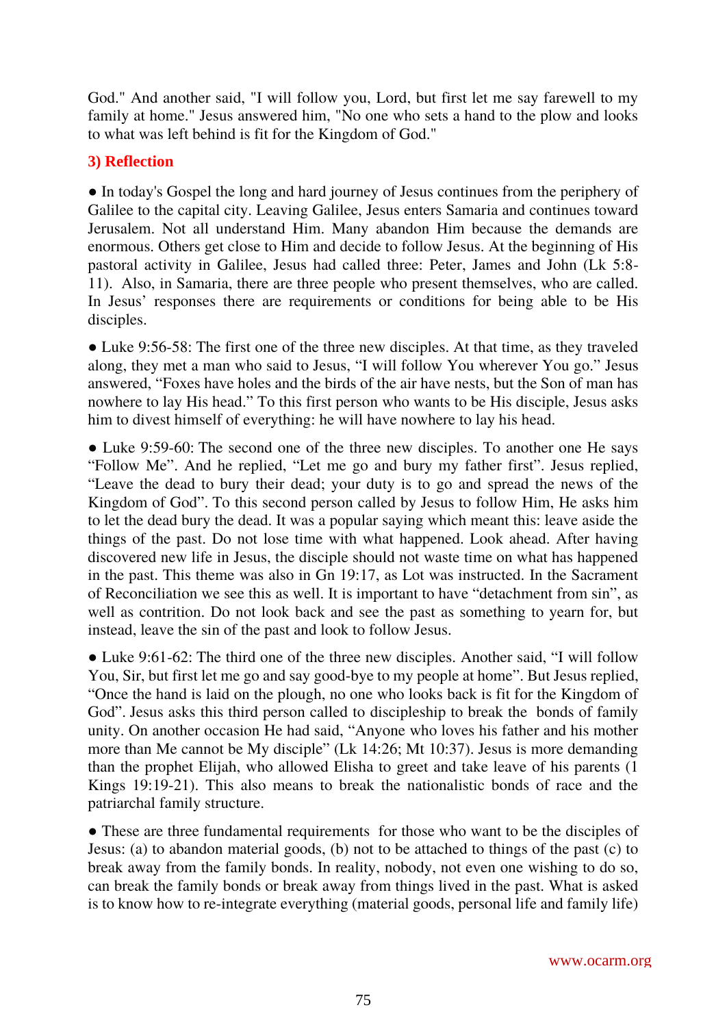God." And another said, "I will follow you, Lord, but first let me say farewell to my family at home." Jesus answered him, "No one who sets a hand to the plow and looks to what was left behind is fit for the Kingdom of God."

### 3) Reflection

● In today's Gospel the long and hard journey of Jesus continues from the periphery of Galilee to the capital city. Leaving Galilee, Jesus enters Samaria and continues toward Jerusalem. Not all understand Him. Many abandon Him because the demands are enormous. Others get close to Him and decide to follow Jesus. At the beginning of His pastoral activity in Galilee, Jesus had called three: Peter, James and John (Lk 5:8-11). Also, in Samaria, there are three people who present themselves, who are called. In Jesus' responses there are requirements or conditions for being able to be His disciples.

● Luke 9:56-58: The first one of the three new disciples. At that time, as they traveled along, they met a man who said to Jesus, "I will follow You wherever You go." Jesus answered, "Foxes have holes and the birds of the air have nests, but the Son of man has nowhere to lay His head." To this first person who wants to be His disciple, Jesus asks him to divest himself of everything: he will have nowhere to lay his head.

● Luke 9:59-60: The second one of the three new disciples. To another one He says "Follow Me". And he replied, "Let me go and bury my father first". Jesus replied, "Leave the dead to bury their dead; your duty is to go and spread the news of the Kingdom of God". To this second person called by Jesus to follow Him, He asks him to let the dead bury the dead. It was a popular saying which meant this: leave aside the things of the past. Do not lose time with what happened. Look ahead. After having discovered new life in Jesus, the disciple should not waste time on what has happened in the past. This theme was also in Gn 19:17, as Lot was instructed. In the Sacrament of Reconciliation we see this as well. It is important to have "detachment from sin", as well as contrition. Do not look back and see the past as something to yearn for, but instead, leave the sin of the past and look to follow Jesus.

● Luke 9:61-62: The third one of the three new disciples. Another said, "I will follow You, Sir, but first let me go and say good-bye to my people at home". But Jesus replied, "Once the hand is laid on the plough, no one who looks back is fit for the Kingdom of God". Jesus asks this third person called to discipleship to break the bonds of family unity. On another occasion He had said, "Anyone who loves his father and his mother more than Me cannot be My disciple" (Lk 14:26; Mt 10:37). Jesus is more demanding than the prophet Elijah, who allowed Elisha to greet and take leave of his parents (1 Kings 19:19-21). This also means to break the nationalistic bonds of race and the patriarchal family structure.

● These are three fundamental requirements for those who want to be the disciples of Jesus: (a) to abandon material goods, (b) not to be attached to things of the past (c) to break away from the family bonds. In reality, nobody, not even one wishing to do so, can break the family bonds or break away from things lived in the past. What is asked is to know how to re-integrate everything (material goods, personal life and family life)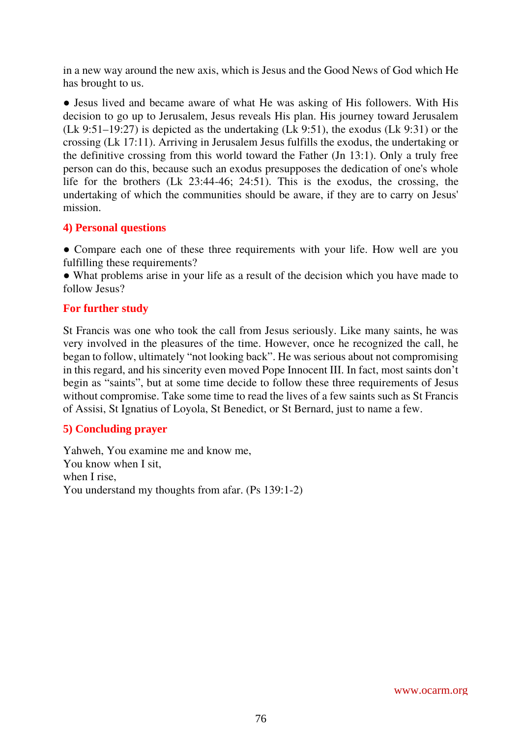in a new way around the new axis, which is Jesus and the Good News of God which He has brought to us.

● Jesus lived and became aware of what He was asking of His followers. With His decision to go up to Jerusalem, Jesus reveals His plan. His journey toward Jerusalem (Lk 9:51–19:27) is depicted as the undertaking (Lk 9:51), the exodus (Lk 9:31) or the crossing (Lk 17:11). Arriving in Jerusalem Jesus fulfills the exodus, the undertaking or the definitive crossing from this world toward the Father (Jn 13:1). Only a truly free person can do this, because such an exodus presupposes the dedication of one's whole life for the brothers (Lk 23:44-46; 24:51). This is the exodus, the crossing, the undertaking of which the communities should be aware, if they are to carry on Jesus' mission.

## 4) Personal questions

● Compare each one of these three requirements with your life. How well are you fulfilling these requirements?

● What problems arise in your life as a result of the decision which you have made to follow Jesus?

## For further study

St Francis was one who took the call from Jesus seriously. Like many saints, he was very involved in the pleasures of the time. However, once he recognized the call, he began to follow, ultimately "not looking back". He was serious about not compromising in this regard, and his sincerity even moved Pope Innocent III. In fact, most saints don't begin as "saints", but at some time decide to follow these three requirements of Jesus without compromise. Take some time to read the lives of a few saints such as St Francis of Assisi, St Ignatius of Loyola, St Benedict, or St Bernard, just to name a few.

## 5) Concluding prayer

Yahweh, You examine me and know me,
You know when I sit,
when I rise,
You understand my thoughts from afar. (Ps 139:1-2)